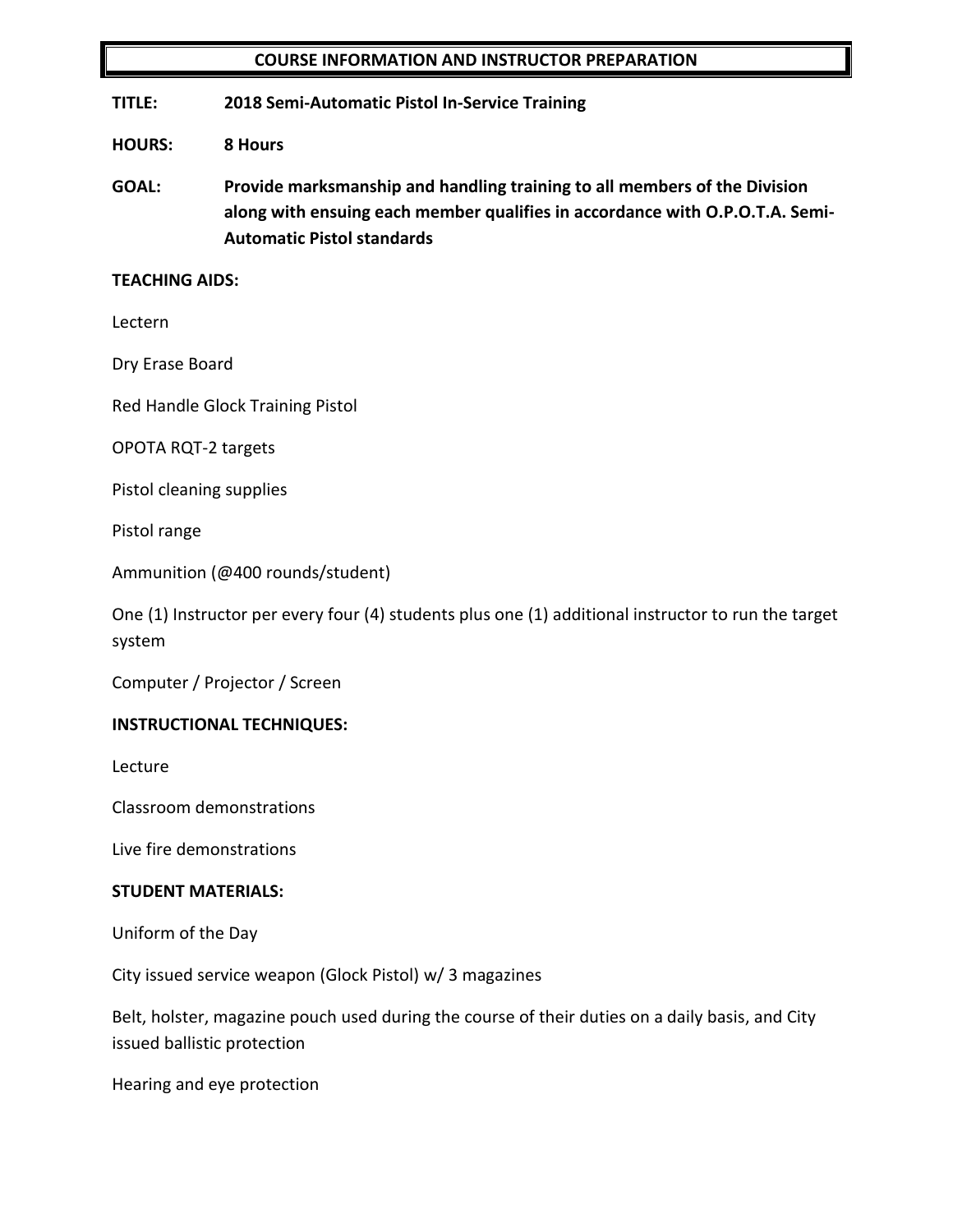# COURSE INFORMATION AND INSTRUCTOR PREPARATION

**TITLE:** **2018 Semi-Automatic Pistol In-Service Training**

**HOURS:** **8 Hours**

**GOAL:** **Provide marksmanship and handling training to all members of the Division along with ensuing each member qualifies in accordance with O.P.O.T.A. Semi-Automatic Pistol standards**

**TEACHING AIDS:**

Lectern

Dry Erase Board

Red Handle Glock Training Pistol

OPOTA RQT-2 targets

Pistol cleaning supplies

Pistol range

Ammunition (@400 rounds/student)

One (1) Instructor per every four (4) students plus one (1) additional instructor to run the target system

Computer / Projector / Screen

**INSTRUCTIONAL TECHNIQUES:**

Lecture

Classroom demonstrations

Live fire demonstrations

**STUDENT MATERIALS:**

Uniform of the Day

City issued service weapon (Glock Pistol) w/ 3 magazines

Belt, holster, magazine pouch used during the course of their duties on a daily basis, and City issued ballistic protection

Hearing and eye protection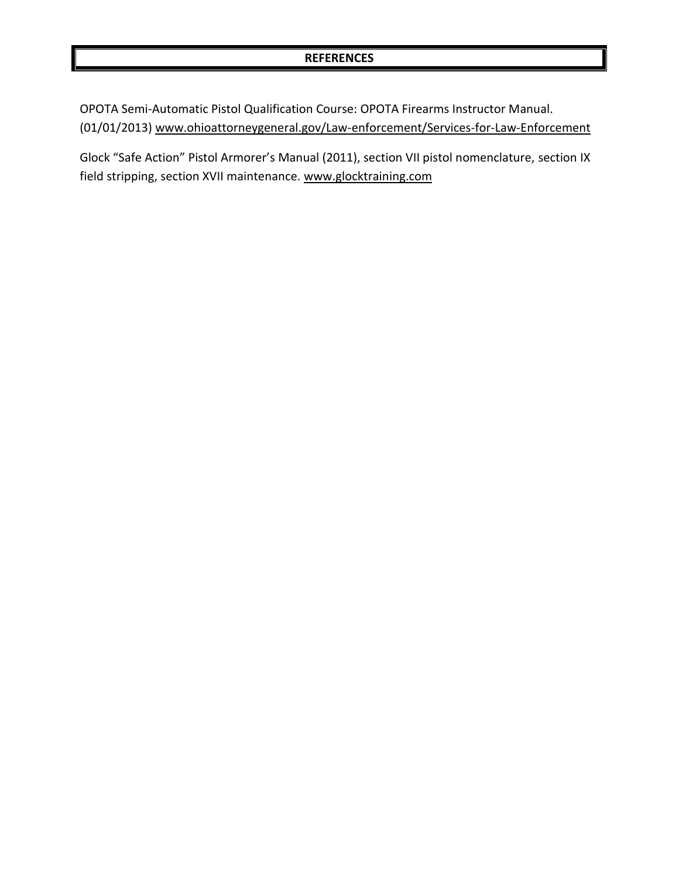# REFERENCES

OPOTA Semi-Automatic Pistol Qualification Course: OPOTA Firearms Instructor Manual. (01/01/2013) www.ohioattorneygeneral.gov/Law-enforcement/Services-for-Law-Enforcement

Glock "Safe Action" Pistol Armorer's Manual (2011), section VII pistol nomenclature, section IX field stripping, section XVII maintenance. www.glocktraining.com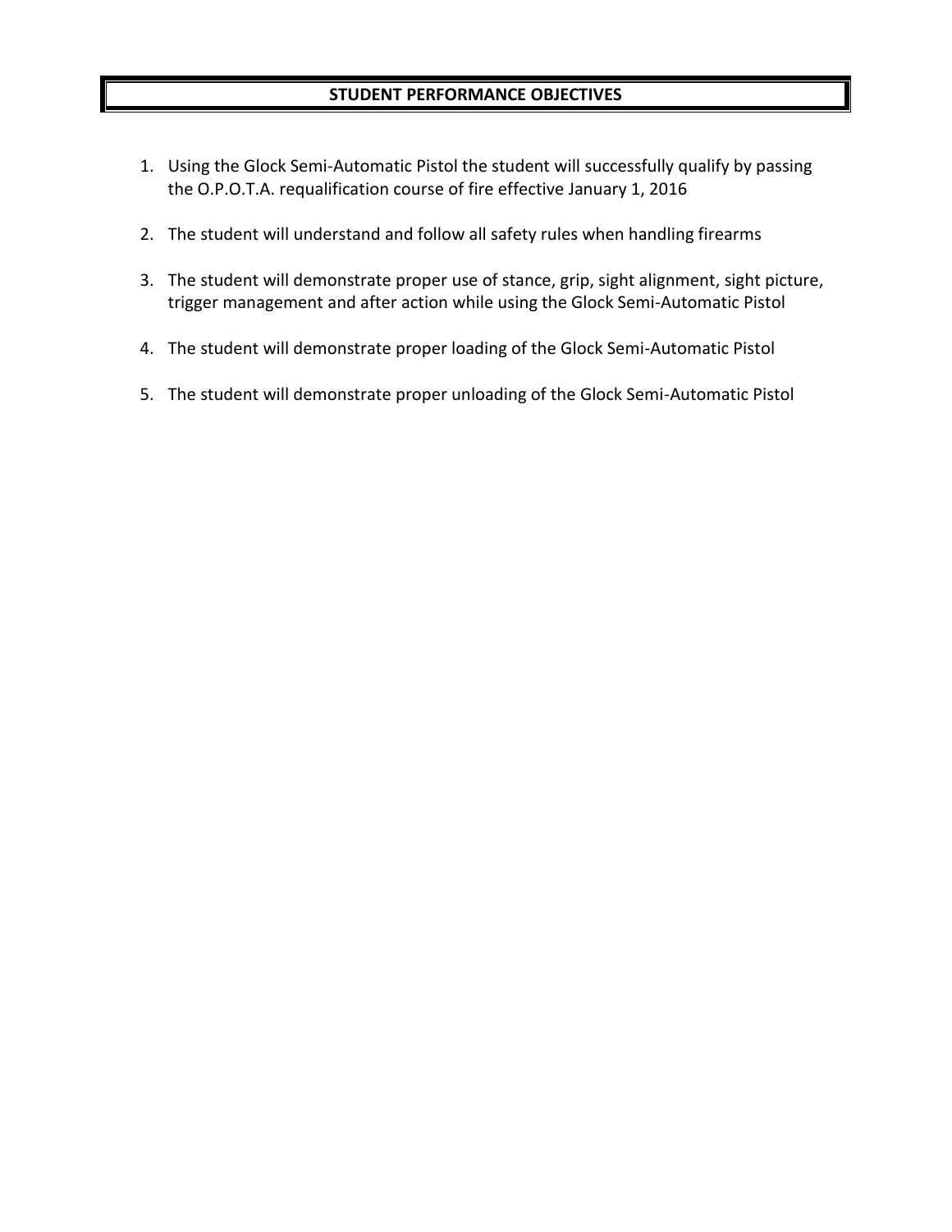## STUDENT PERFORMANCE OBJECTIVES

1. Using the Glock Semi-Automatic Pistol the student will successfully qualify by passing the O.P.O.T.A. requalification course of fire effective January 1, 2016

2. The student will understand and follow all safety rules when handling firearms

3. The student will demonstrate proper use of stance, grip, sight alignment, sight picture, trigger management and after action while using the Glock Semi-Automatic Pistol

4. The student will demonstrate proper loading of the Glock Semi-Automatic Pistol

5. The student will demonstrate proper unloading of the Glock Semi-Automatic Pistol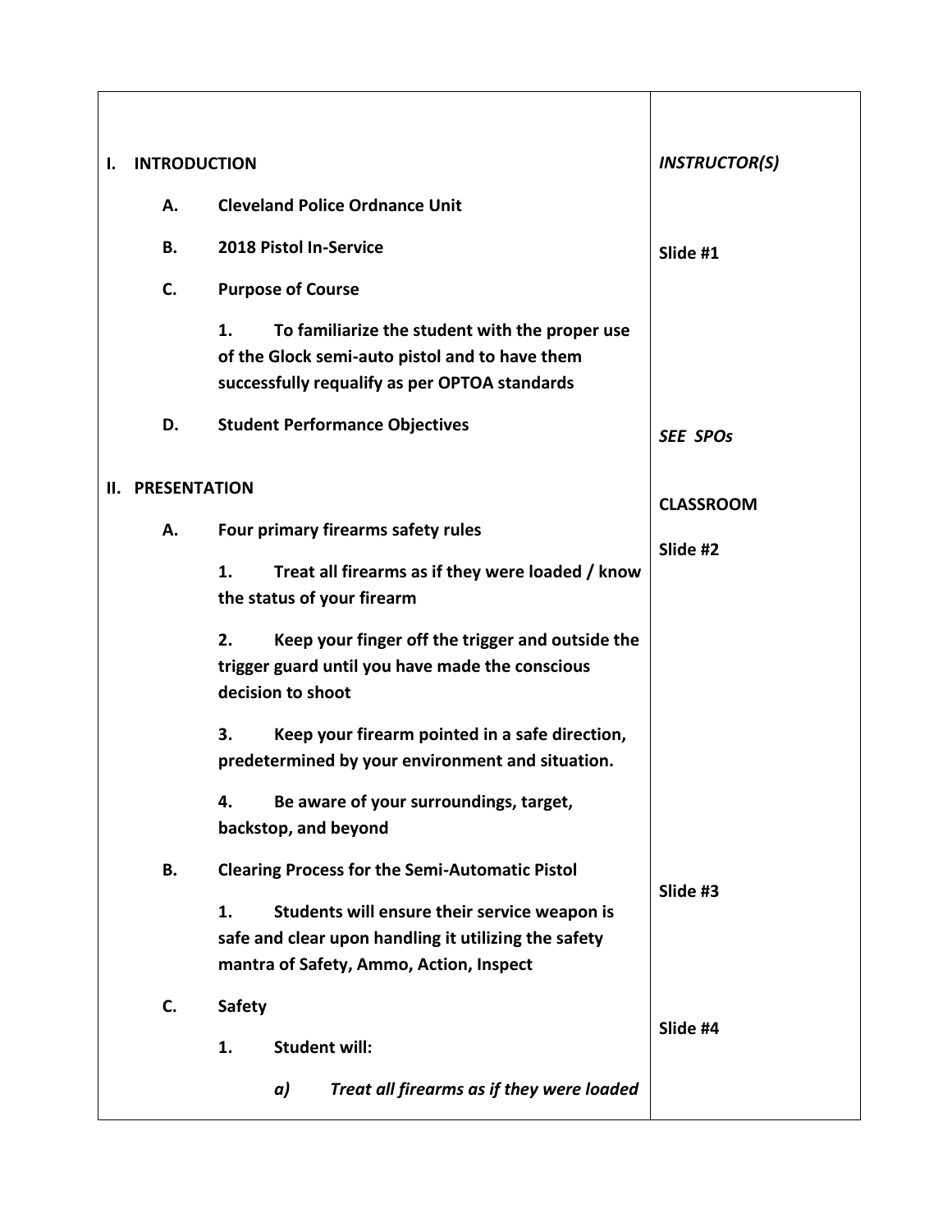| | |
|---|---|
| **I. INTRODUCTION** | ***INSTRUCTOR(S)*** |
| **A. Cleveland Police Ordnance Unit** | |
| **B. 2018 Pistol In-Service** | **Slide #1** |
| **C. Purpose of Course** | |
| **1. To familiarize the student with the proper use of the Glock semi-auto pistol and to have them successfully requalify as per OPTOA standards** | |
| **D. Student Performance Objectives** | ***SEE SPOs*** |
| **II. PRESENTATION** | **CLASSROOM** |
| **A. Four primary firearms safety rules** | **Slide #2** |
| **1. Treat all firearms as if they were loaded / know the status of your firearm** | |
| **2. Keep your finger off the trigger and outside the trigger guard until you have made the conscious decision to shoot** | |
| **3. Keep your firearm pointed in a safe direction, predetermined by your environment and situation.** | |
| **4. Be aware of your surroundings, target, backstop, and beyond** | |
| **B. Clearing Process for the Semi-Automatic Pistol** | **Slide #3** |
| **1. Students will ensure their service weapon is safe and clear upon handling it utilizing the safety mantra of Safety, Ammo, Action, Inspect** | |
| **C. Safety** | **Slide #4** |
| **1. Student will:** | |
| ***a) Treat all firearms as if they were loaded*** | |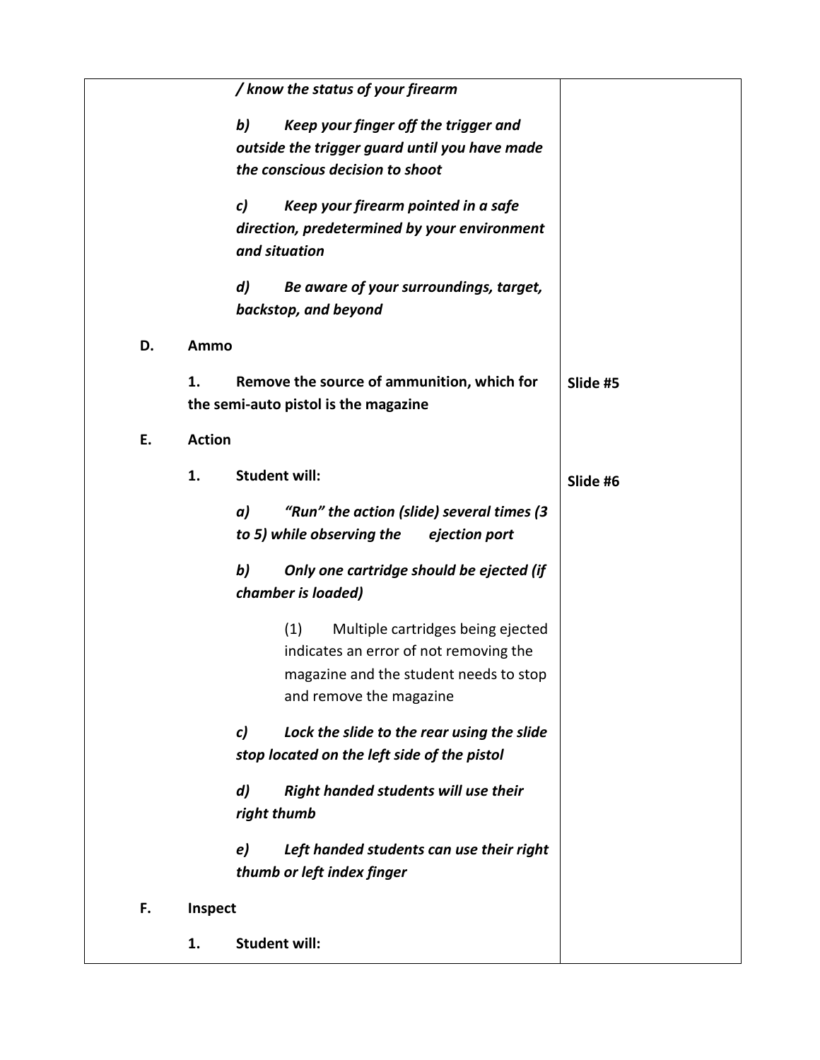| | |
|---|---|
| ***/ know the status of your firearm*** | |
| ***b) Keep your finger off the trigger and outside the trigger guard until you have made the conscious decision to shoot*** | |
| ***c) Keep your firearm pointed in a safe direction, predetermined by your environment and situation*** | |
| ***d) Be aware of your surroundings, target, backstop, and beyond*** | |
| **D. Ammo** | |
| **1. Remove the source of ammunition, which for the semi-auto pistol is the magazine** | **Slide #5** |
| **E. Action** | |
| **1. Student will:** | **Slide #6** |
| ***a) "Run" the action (slide) several times (3 to 5) while observing the ejection port*** | |
| ***b) Only one cartridge should be ejected (if chamber is loaded)*** | |
| (1) Multiple cartridges being ejected indicates an error of not removing the magazine and the student needs to stop and remove the magazine | |
| ***c) Lock the slide to the rear using the slide stop located on the left side of the pistol*** | |
| ***d) Right handed students will use their right thumb*** | |
| ***e) Left handed students can use their right thumb or left index finger*** | |
| **F. Inspect** | |
| **1. Student will:** | |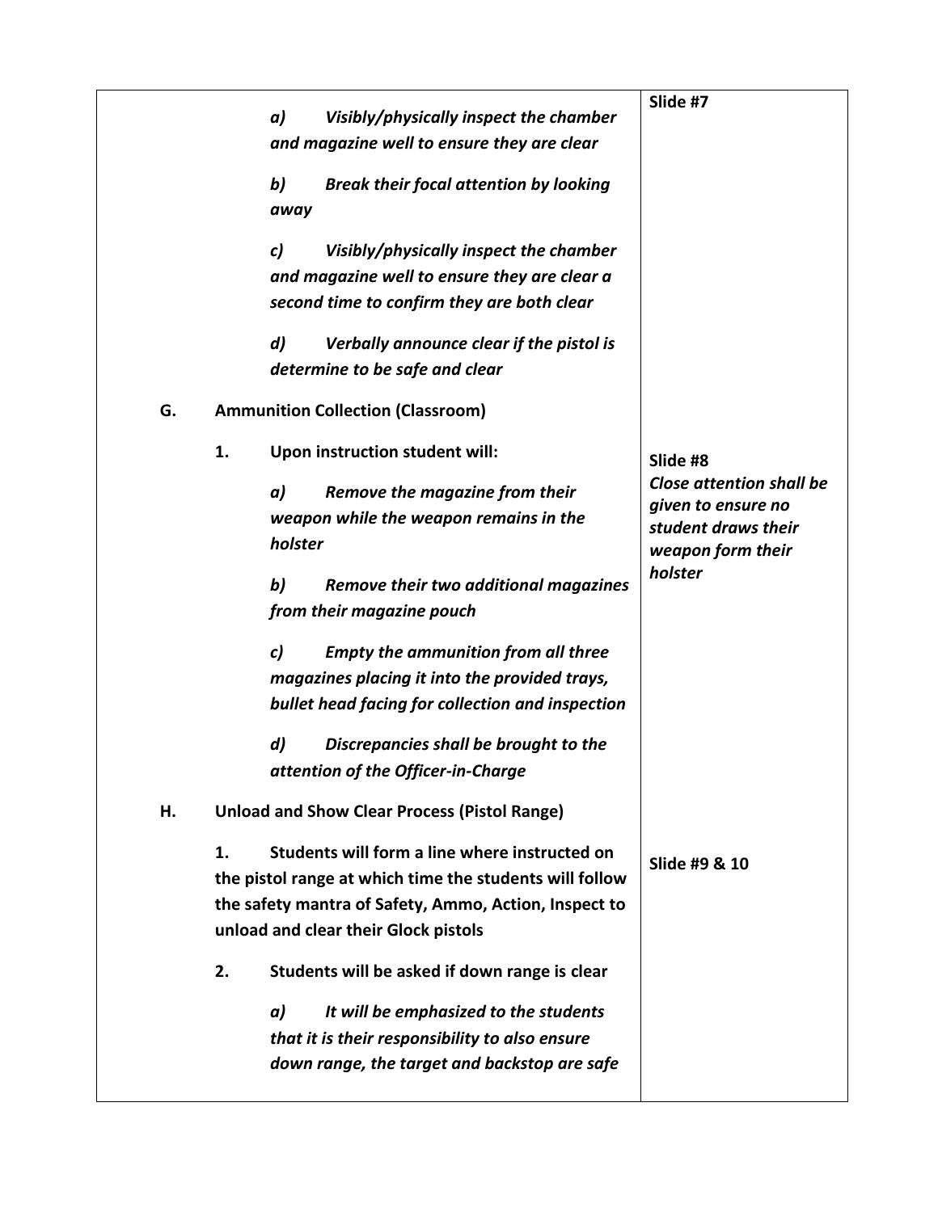| | |
|---|---|
| *a) Visibly/physically inspect the chamber and magazine well to ensure they are clear*<br><br>*b) Break their focal attention by looking away*<br><br>*c) Visibly/physically inspect the chamber and magazine well to ensure they are clear a second time to confirm they are both clear*<br><br>*d) Verbally announce clear if the pistol is determine to be safe and clear* | **Slide #7** |
| **G. Ammunition Collection (Classroom)**<br><br>**1. Upon instruction student will:**<br><br>*a) Remove the magazine from their weapon while the weapon remains in the holster*<br><br>*b) Remove their two additional magazines from their magazine pouch*<br><br>*c) Empty the ammunition from all three magazines placing it into the provided trays, bullet head facing for collection and inspection*<br><br>*d) Discrepancies shall be brought to the attention of the Officer-in-Charge* | **Slide #8**<br>***Close attention shall be given to ensure no student draws their weapon form their holster*** |
| **H. Unload and Show Clear Process (Pistol Range)**<br><br>**1. Students will form a line where instructed on the pistol range at which time the students will follow the safety mantra of Safety, Ammo, Action, Inspect to unload and clear their Glock pistols**<br><br>**2. Students will be asked if down range is clear**<br><br>*a) It will be emphasized to the students that it is their responsibility to also ensure down range, the target and backstop are safe* | **Slide #9 & 10** |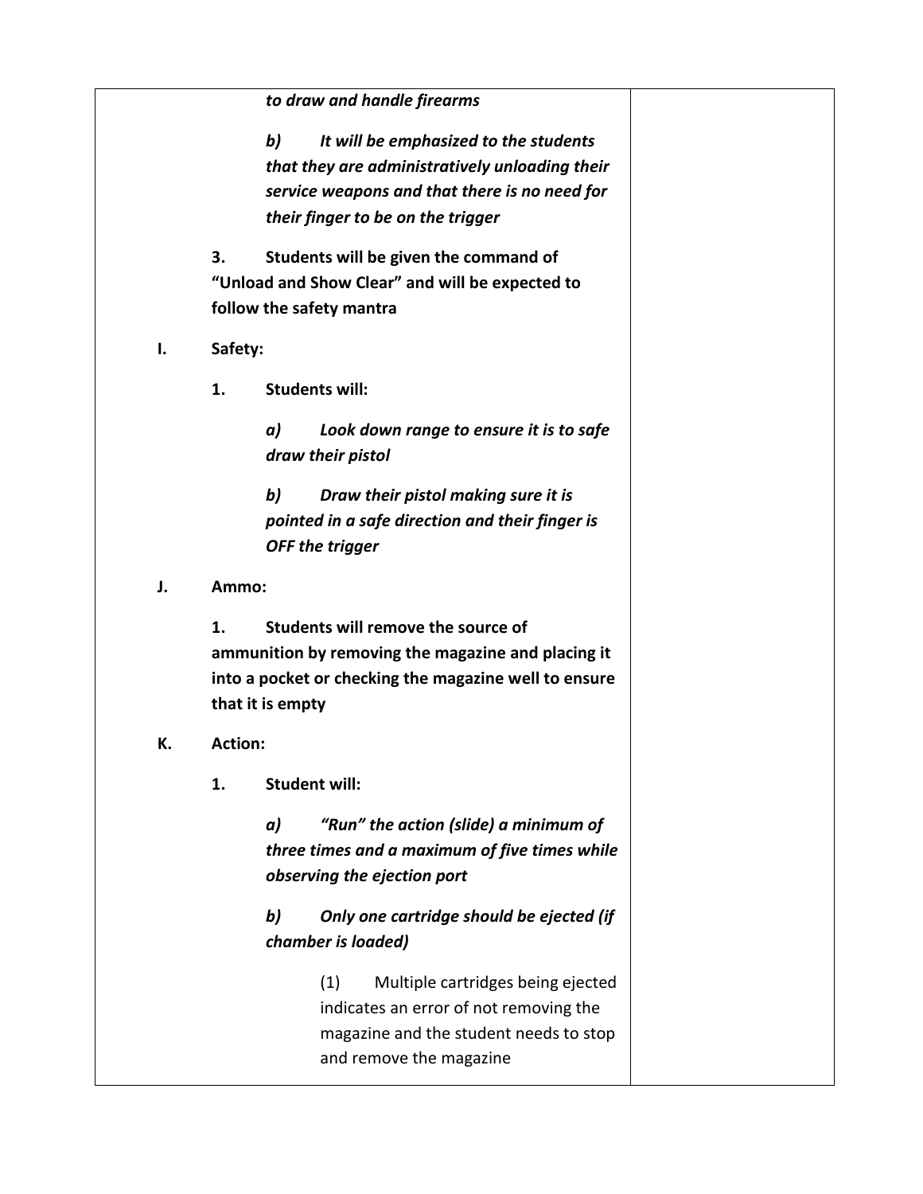***to draw and handle firearms***

***b) It will be emphasized to the students that they are administratively unloading their service weapons and that there is no need for their finger to be on the trigger***

**3. Students will be given the command of "Unload and Show Clear" and will be expected to follow the safety mantra**

**I. Safety:**

**1. Students will:**

***a) Look down range to ensure it is to safe draw their pistol***

***b) Draw their pistol making sure it is pointed in a safe direction and their finger is OFF the trigger***

**J. Ammo:**

**1. Students will remove the source of ammunition by removing the magazine and placing it into a pocket or checking the magazine well to ensure that it is empty**

**K. Action:**

**1. Student will:**

***a) "Run" the action (slide) a minimum of three times and a maximum of five times while observing the ejection port***

***b) Only one cartridge should be ejected (if chamber is loaded)***

(1) Multiple cartridges being ejected indicates an error of not removing the magazine and the student needs to stop and remove the magazine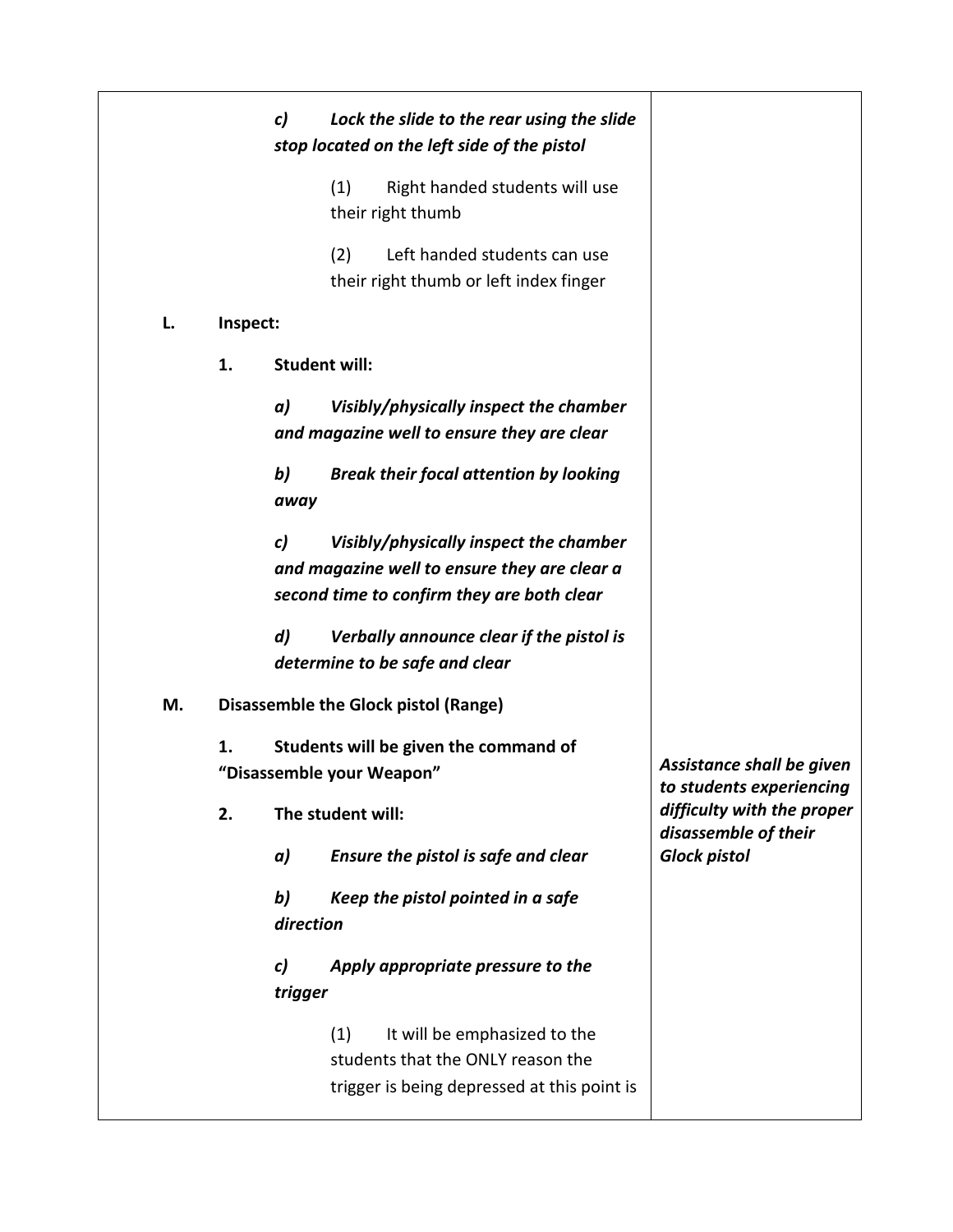| | |
|---|---|
| ***c)*** ***Lock the slide to the rear using the slide stop located on the left side of the pistol***<br><br>(1) Right handed students will use their right thumb<br><br>(2) Left handed students can use their right thumb or left index finger<br><br>**L. Inspect:**<br><br>**1. Student will:**<br><br>***a)*** ***Visibly/physically inspect the chamber and magazine well to ensure they are clear***<br><br>***b)*** ***Break their focal attention by looking away***<br><br>***c)*** ***Visibly/physically inspect the chamber and magazine well to ensure they are clear a second time to confirm they are both clear***<br><br>***d)*** ***Verbally announce clear if the pistol is determine to be safe and clear***<br><br>**M. Disassemble the Glock pistol (Range)**<br><br>**1. Students will be given the command of "Disassemble your Weapon"**<br><br>**2. The student will:**<br><br>***a)*** ***Ensure the pistol is safe and clear***<br><br>***b)*** ***Keep the pistol pointed in a safe direction***<br><br>***c)*** ***Apply appropriate pressure to the trigger***<br><br>(1) It will be emphasized to the students that the ONLY reason the trigger is being depressed at this point is | <br><br><br><br><br><br><br><br><br><br><br><br><br><br><br><br><br><br><br><br><br><br>***Assistance shall be given to students experiencing difficulty with the proper disassemble of their Glock pistol*** |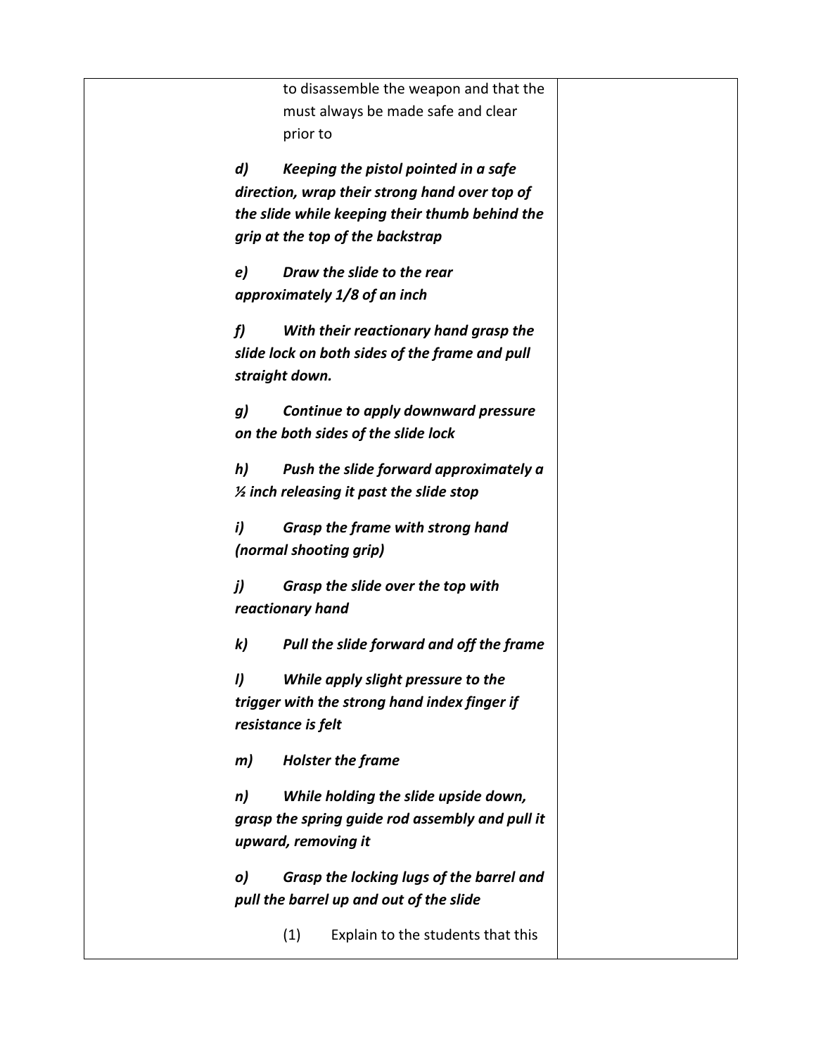to disassemble the weapon and that the must always be made safe and clear prior to

***d)*** ***Keeping the pistol pointed in a safe direction, wrap their strong hand over top of the slide while keeping their thumb behind the grip at the top of the backstrap***

***e)*** ***Draw the slide to the rear approximately 1/8 of an inch***

***f)*** ***With their reactionary hand grasp the slide lock on both sides of the frame and pull straight down.***

***g)*** ***Continue to apply downward pressure on the both sides of the slide lock***

***h)*** ***Push the slide forward approximately a ½ inch releasing it past the slide stop***

***i)*** ***Grasp the frame with strong hand (normal shooting grip)***

***j)*** ***Grasp the slide over the top with reactionary hand***

***k)*** ***Pull the slide forward and off the frame***

***l)*** ***While apply slight pressure to the trigger with the strong hand index finger if resistance is felt***

***m)*** ***Holster the frame***

***n)*** ***While holding the slide upside down, grasp the spring guide rod assembly and pull it upward, removing it***

***o)*** ***Grasp the locking lugs of the barrel and pull the barrel up and out of the slide***

(1) Explain to the students that this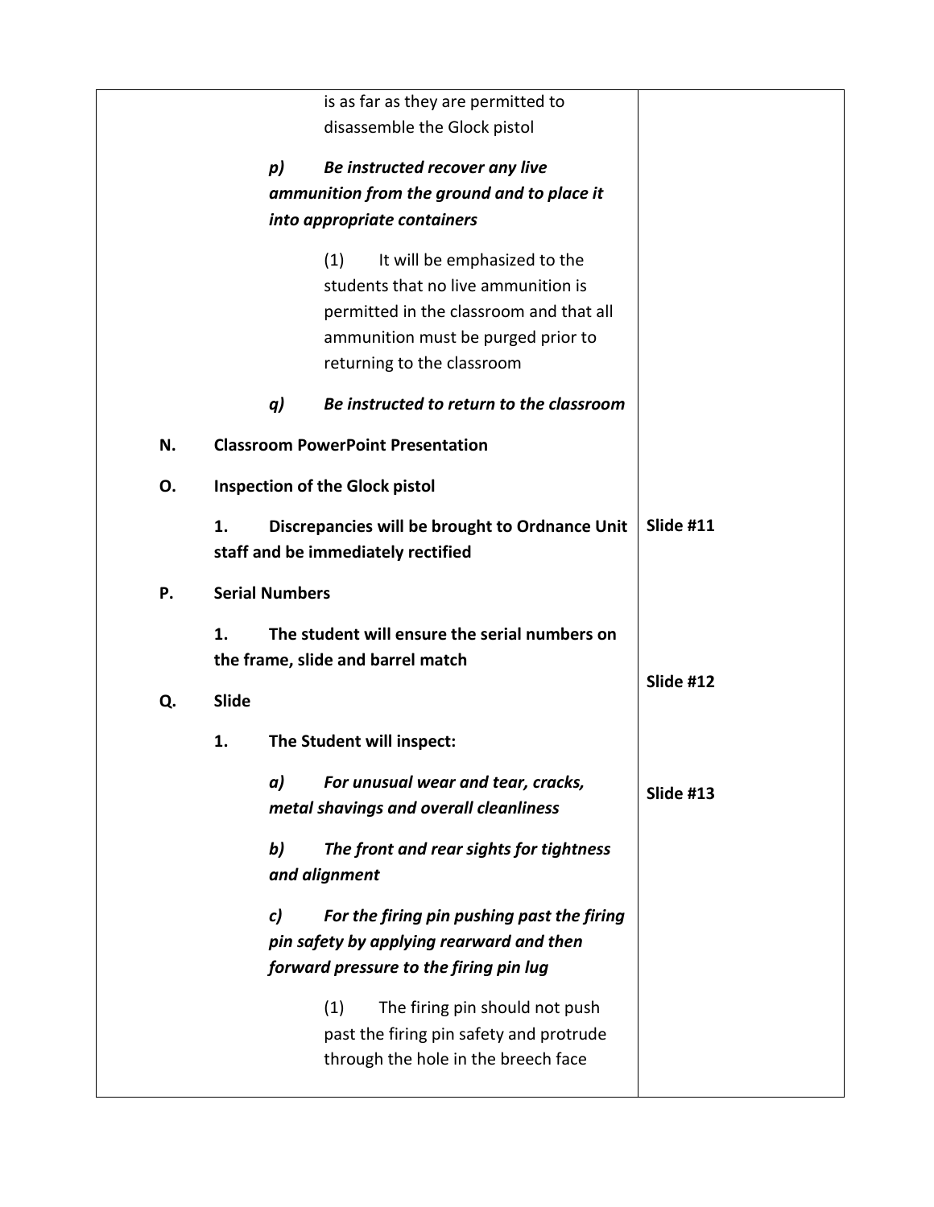| | |
|---|---|
| is as far as they are permitted to disassemble the Glock pistol | |
| ***p) Be instructed recover any live ammunition from the ground and to place it into appropriate containers*** | |
| (1) It will be emphasized to the students that no live ammunition is permitted in the classroom and that all ammunition must be purged prior to returning to the classroom | |
| ***q) Be instructed to return to the classroom*** | |
| **N. Classroom PowerPoint Presentation** | |
| **O. Inspection of the Glock pistol** | |
| **1. Discrepancies will be brought to Ordnance Unit staff and be immediately rectified** | **Slide #11** |
| **P. Serial Numbers** | |
| **1. The student will ensure the serial numbers on the frame, slide and barrel match** | **Slide #12** |
| **Q. Slide** | |
| **1. The Student will inspect:** | |
| ***a) For unusual wear and tear, cracks, metal shavings and overall cleanliness*** | **Slide #13** |
| ***b) The front and rear sights for tightness and alignment*** | |
| ***c) For the firing pin pushing past the firing pin safety by applying rearward and then forward pressure to the firing pin lug*** | |
| (1) The firing pin should not push past the firing pin safety and protrude through the hole in the breech face | |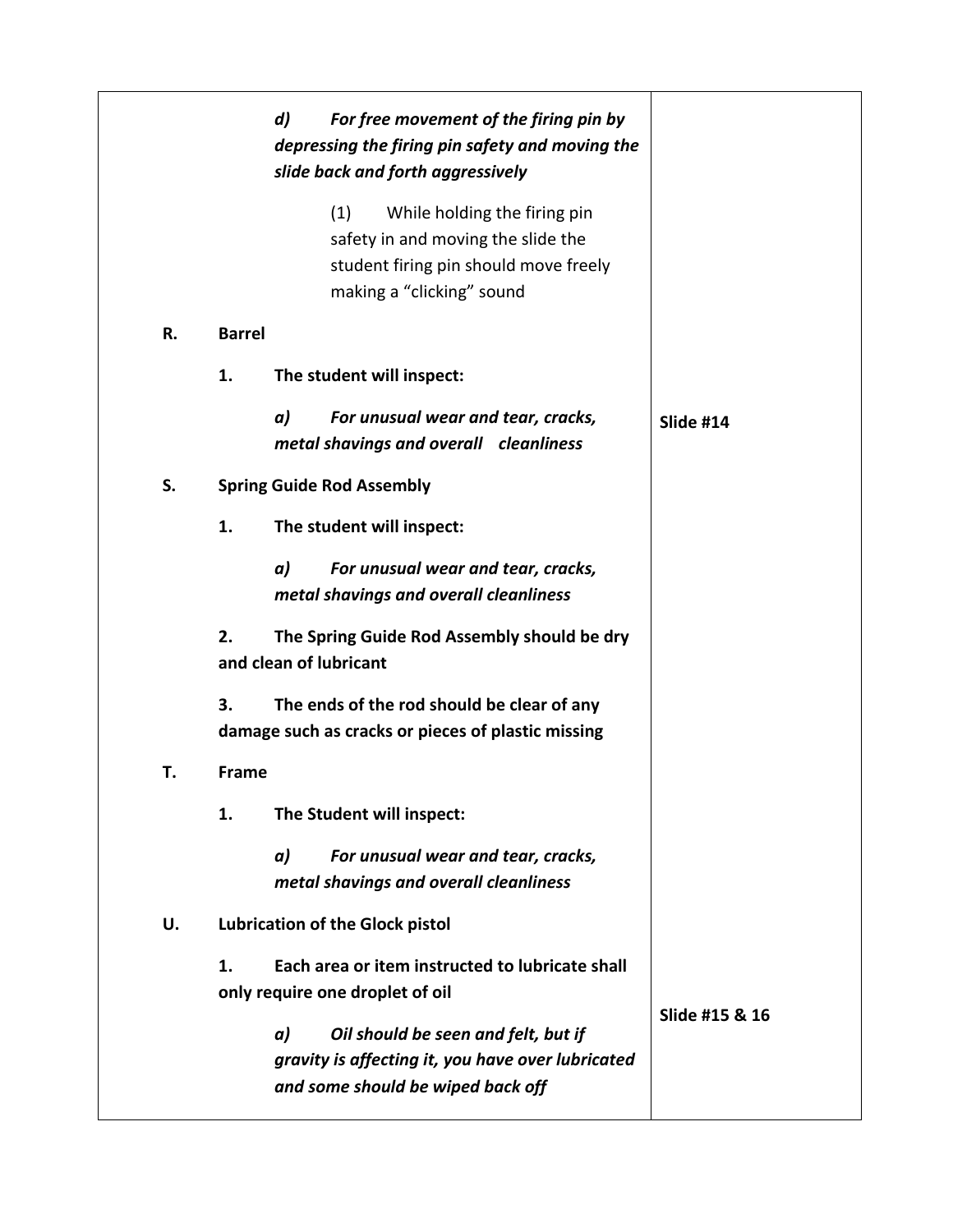| | |
|---|---|
| ***d) For free movement of the firing pin by depressing the firing pin safety and moving the slide back and forth aggressively*** | |
| (1) While holding the firing pin safety in and moving the slide the student firing pin should move freely making a "clicking" sound | |
| **R. Barrel** | |
| **1. The student will inspect:** | |
| ***a) For unusual wear and tear, cracks, metal shavings and overall cleanliness*** | **Slide #14** |
| **S. Spring Guide Rod Assembly** | |
| **1. The student will inspect:** | |
| ***a) For unusual wear and tear, cracks, metal shavings and overall cleanliness*** | |
| **2. The Spring Guide Rod Assembly should be dry and clean of lubricant** | |
| **3. The ends of the rod should be clear of any damage such as cracks or pieces of plastic missing** | |
| **T. Frame** | |
| **1. The Student will inspect:** | |
| ***a) For unusual wear and tear, cracks, metal shavings and overall cleanliness*** | |
| **U. Lubrication of the Glock pistol** | |
| **1. Each area or item instructed to lubricate shall only require one droplet of oil** | |
| ***a) Oil should be seen and felt, but if gravity is affecting it, you have over lubricated and some should be wiped back off*** | **Slide #15 & 16** |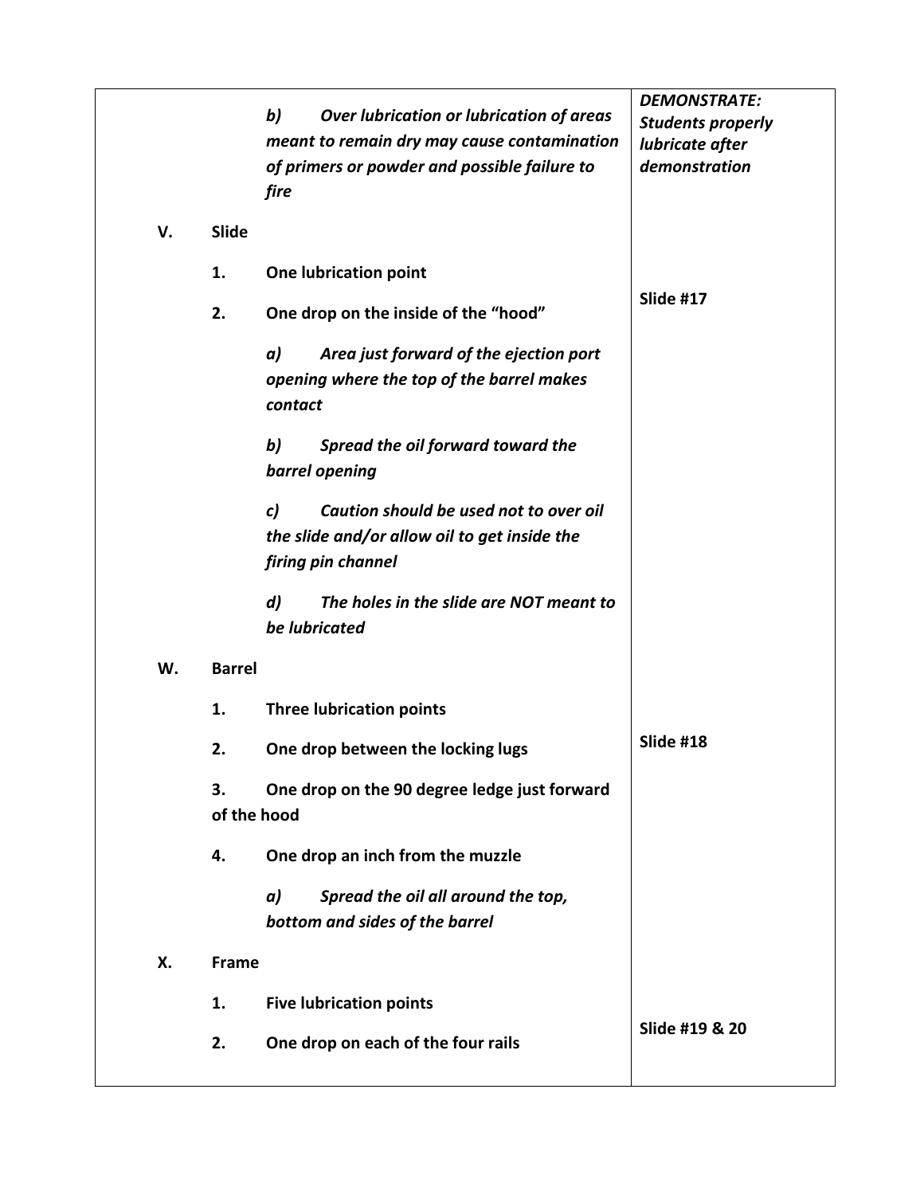| | |
|---|---|
| ***b) Over lubrication or lubrication of areas meant to remain dry may cause contamination of primers or powder and possible failure to fire*** | ***DEMONSTRATE: Students properly lubricate after demonstration*** |
| **V. Slide** | |
| **1. One lubrication point** | |
| **2. One drop on the inside of the "hood"** | **Slide #17** |
| ***a) Area just forward of the ejection port opening where the top of the barrel makes contact*** | |
| ***b) Spread the oil forward toward the barrel opening*** | |
| ***c) Caution should be used not to over oil the slide and/or allow oil to get inside the firing pin channel*** | |
| ***d) The holes in the slide are NOT meant to be lubricated*** | |
| **W. Barrel** | |
| **1. Three lubrication points** | |
| **2. One drop between the locking lugs** | **Slide #18** |
| **3. One drop on the 90 degree ledge just forward of the hood** | |
| **4. One drop an inch from the muzzle** | |
| ***a) Spread the oil all around the top, bottom and sides of the barrel*** | |
| **X. Frame** | |
| **1. Five lubrication points** | |
| **2. One drop on each of the four rails** | **Slide #19 & 20** |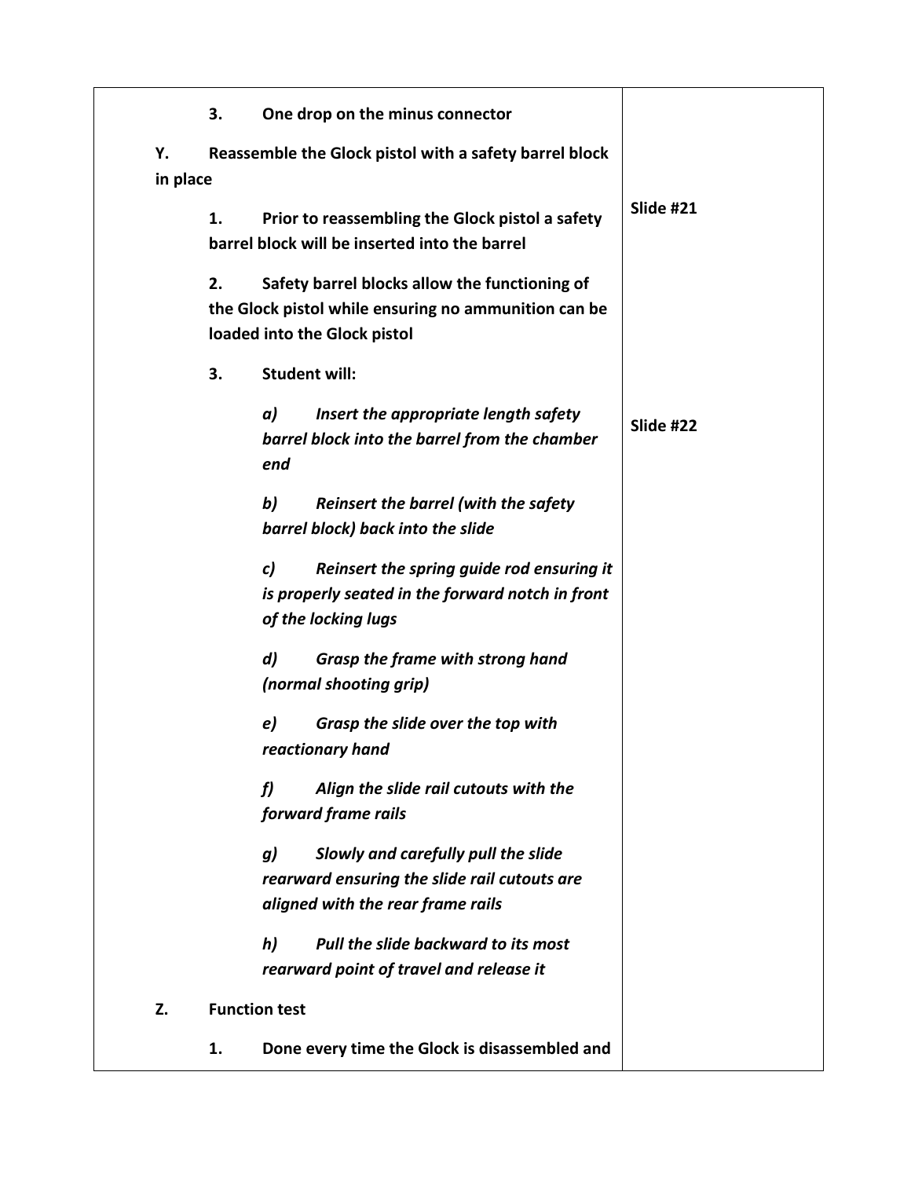| | |
|---|---|
| **3. One drop on the minus connector** | |
| **Y. Reassemble the Glock pistol with a safety barrel block in place** | |
| **1. Prior to reassembling the Glock pistol a safety barrel block will be inserted into the barrel** | **Slide #21** |
| **2. Safety barrel blocks allow the functioning of the Glock pistol while ensuring no ammunition can be loaded into the Glock pistol** | |
| **3. Student will:** | |
| ***a) Insert the appropriate length safety barrel block into the barrel from the chamber end*** | **Slide #22** |
| ***b) Reinsert the barrel (with the safety barrel block) back into the slide*** | |
| ***c) Reinsert the spring guide rod ensuring it is properly seated in the forward notch in front of the locking lugs*** | |
| ***d) Grasp the frame with strong hand (normal shooting grip)*** | |
| ***e) Grasp the slide over the top with reactionary hand*** | |
| ***f) Align the slide rail cutouts with the forward frame rails*** | |
| ***g) Slowly and carefully pull the slide rearward ensuring the slide rail cutouts are aligned with the rear frame rails*** | |
| ***h) Pull the slide backward to its most rearward point of travel and release it*** | |
| **Z. Function test** | |
| **1. Done every time the Glock is disassembled and** | |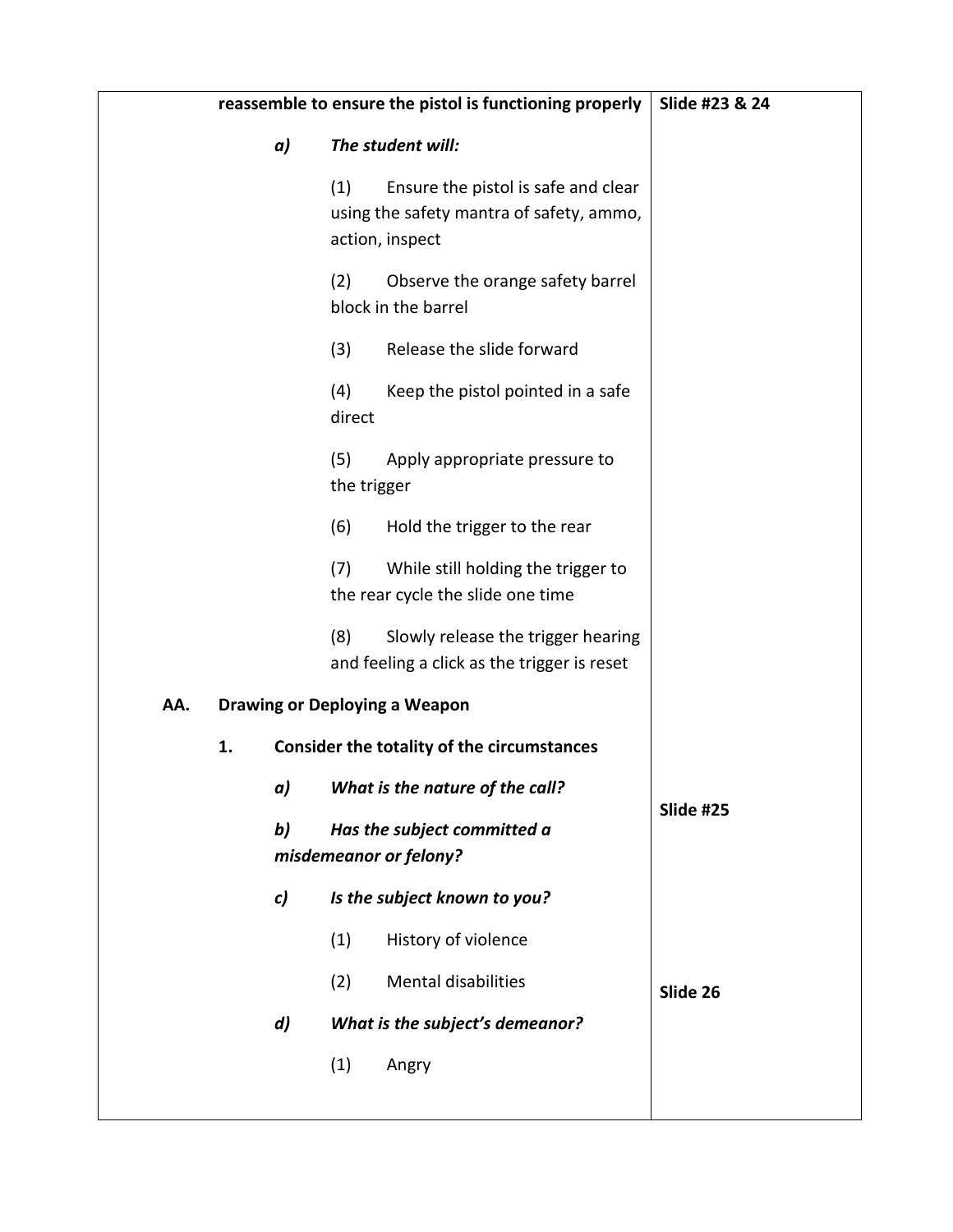| | |
|---|---|
| **reassemble to ensure the pistol is functioning properly** | **Slide #23 & 24** |
| ***a) The student will:*** | |
| (1) Ensure the pistol is safe and clear using the safety mantra of safety, ammo, action, inspect | |
| (2) Observe the orange safety barrel block in the barrel | |
| (3) Release the slide forward | |
| (4) Keep the pistol pointed in a safe direct | |
| (5) Apply appropriate pressure to the trigger | |
| (6) Hold the trigger to the rear | |
| (7) While still holding the trigger to the rear cycle the slide one time | |
| (8) Slowly release the trigger hearing and feeling a click as the trigger is reset | |
| **AA. Drawing or Deploying a Weapon** | |
| **1. Consider the totality of the circumstances** | |
| ***a) What is the nature of the call?*** | **Slide #25** |
| ***b) Has the subject committed a misdemeanor or felony?*** | |
| ***c) Is the subject known to you?*** | |
| (1) History of violence | |
| (2) Mental disabilities | **Slide 26** |
| ***d) What is the subject's demeanor?*** | |
| (1) Angry | |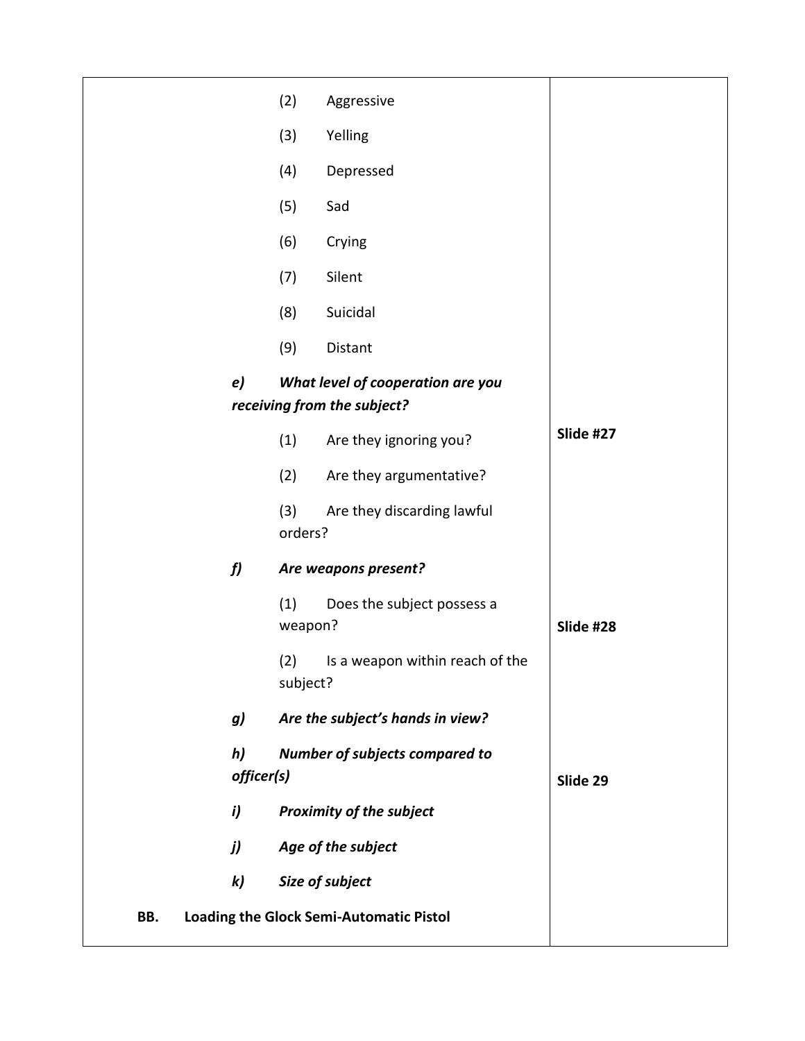| | |
|---|---|
| (2) Aggressive | |
| (3) Yelling | |
| (4) Depressed | |
| (5) Sad | |
| (6) Crying | |
| (7) Silent | |
| (8) Suicidal | |
| (9) Distant | |
| ***e) What level of cooperation are you receiving from the subject?*** | |
| (1) Are they ignoring you? | **Slide #27** |
| (2) Are they argumentative? | |
| (3) Are they discarding lawful orders? | |
| ***f) Are weapons present?*** | |
| (1) Does the subject possess a weapon? | **Slide #28** |
| (2) Is a weapon within reach of the subject? | |
| ***g) Are the subject's hands in view?*** | |
| ***h) Number of subjects compared to officer(s)*** | **Slide 29** |
| ***i) Proximity of the subject*** | |
| ***j) Age of the subject*** | |
| ***k) Size of subject*** | |
| **BB. Loading the Glock Semi-Automatic Pistol** | |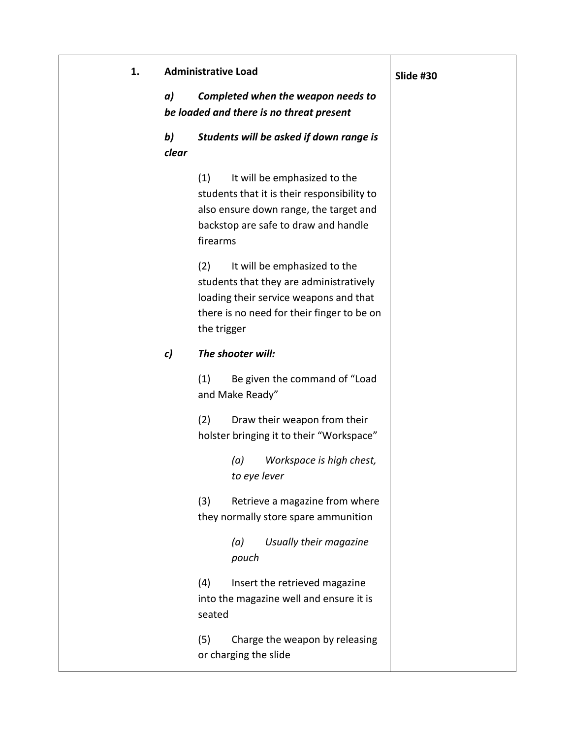| | |
|---|---|
| **1. Administrative Load**<br><br>***a) Completed when the weapon needs to be loaded and there is no threat present***<br><br>***b) Students will be asked if down range is clear***<br><br>(1) It will be emphasized to the students that it is their responsibility to also ensure down range, the target and backstop are safe to draw and handle firearms<br><br>(2) It will be emphasized to the students that they are administratively loading their service weapons and that there is no need for their finger to be on the trigger<br><br>***c) The shooter will:***<br><br>(1) Be given the command of "Load and Make Ready"<br><br>(2) Draw their weapon from their holster bringing it to their "Workspace"<br><br>*(a) Workspace is high chest, to eye lever*<br><br>(3) Retrieve a magazine from where they normally store spare ammunition<br><br>*(a) Usually their magazine pouch*<br><br>(4) Insert the retrieved magazine into the magazine well and ensure it is seated<br><br>(5) Charge the weapon by releasing or charging the slide | **Slide #30** |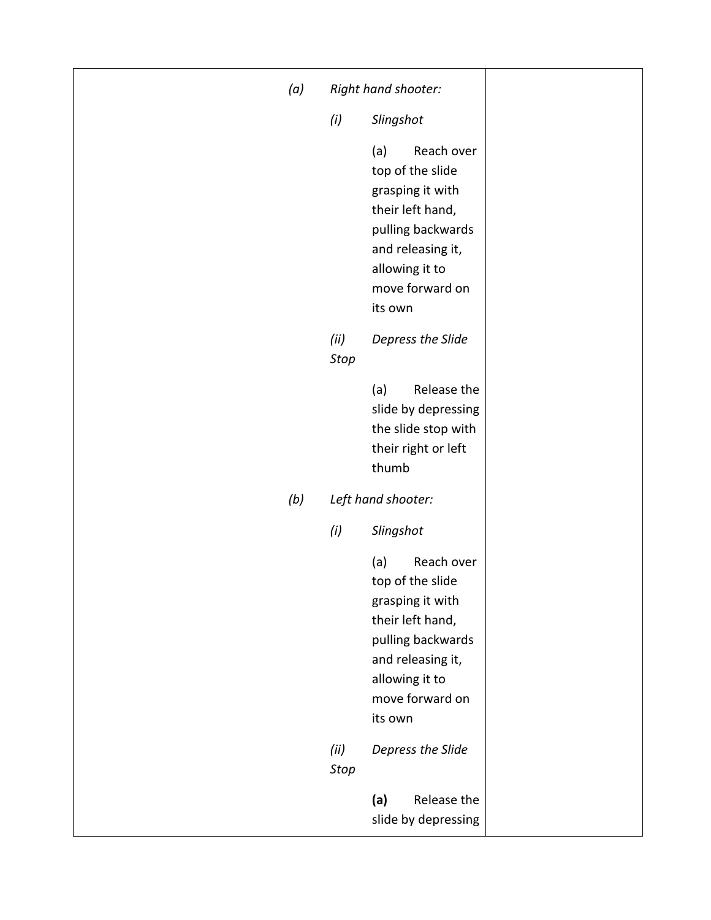| | | |
|---|---|---|
| | *(a)* *Right hand shooter:*<br><br>*(i)* *Slingshot*<br><br>(a) Reach over top of the slide grasping it with their left hand, pulling backwards and releasing it, allowing it to move forward on its own<br><br>*(ii)* *Depress the Slide Stop*<br><br>(a) Release the slide by depressing the slide stop with their right or left thumb<br><br>*(b)* *Left hand shooter:*<br><br>*(i)* *Slingshot*<br><br>(a) Reach over top of the slide grasping it with their left hand, pulling backwards and releasing it, allowing it to move forward on its own<br><br>*(ii)* *Depress the Slide Stop*<br><br>**(a)** Release the slide by depressing | |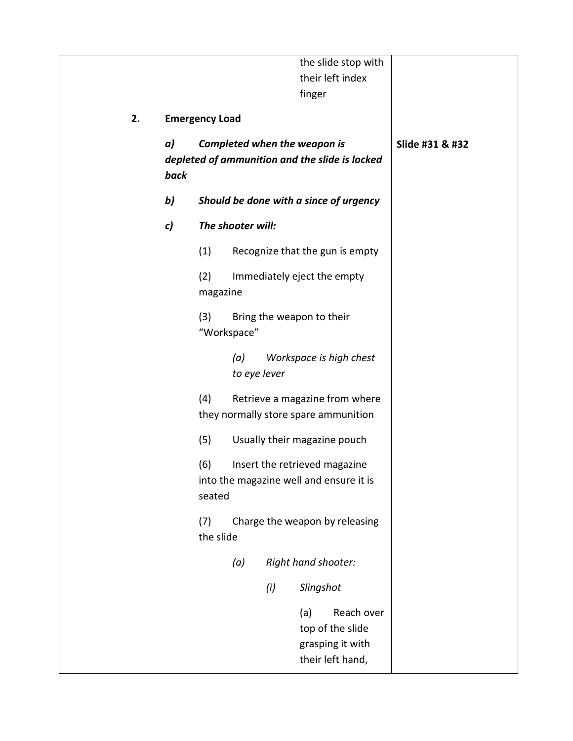| | |
|---|---|
| the slide stop with their left index finger | |
| **2. Emergency Load** | |
| ***a) Completed when the weapon is depleted of ammunition and the slide is locked back*** | **Slide #31 & #32** |
| ***b) Should be done with a since of urgency*** | |
| ***c) The shooter will:*** | |
| (1) Recognize that the gun is empty | |
| (2) Immediately eject the empty magazine | |
| (3) Bring the weapon to their "Workspace" | |
| *(a) Workspace is high chest to eye lever* | |
| (4) Retrieve a magazine from where they normally store spare ammunition | |
| (5) Usually their magazine pouch | |
| (6) Insert the retrieved magazine into the magazine well and ensure it is seated | |
| (7) Charge the weapon by releasing the slide | |
| *(a) Right hand shooter:* | |
| *(i) Slingshot* | |
| (a) Reach over top of the slide grasping it with their left hand, | |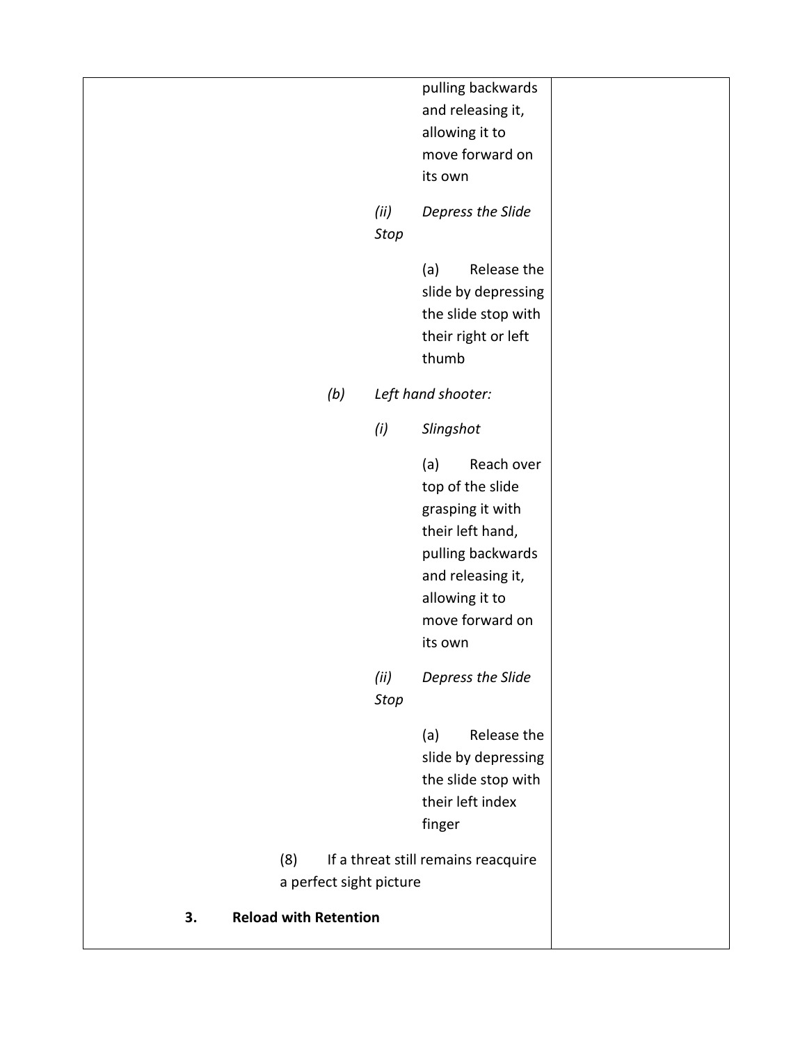| | |
|---|---|
| pulling backwards and releasing it, allowing it to move forward on its own<br><br>*(ii) Stop* *Depress the Slide*<br><br>(a) Release the slide by depressing the slide stop with their right or left thumb<br><br>*(b)* *Left hand shooter:*<br><br>*(i)* *Slingshot*<br><br>(a) Reach over top of the slide grasping it with their left hand, pulling backwards and releasing it, allowing it to move forward on its own<br><br>*(ii) Stop* *Depress the Slide*<br><br>(a) Release the slide by depressing the slide stop with their left index finger<br><br>(8) If a threat still remains reacquire a perfect sight picture<br><br>**3. Reload with Retention** | |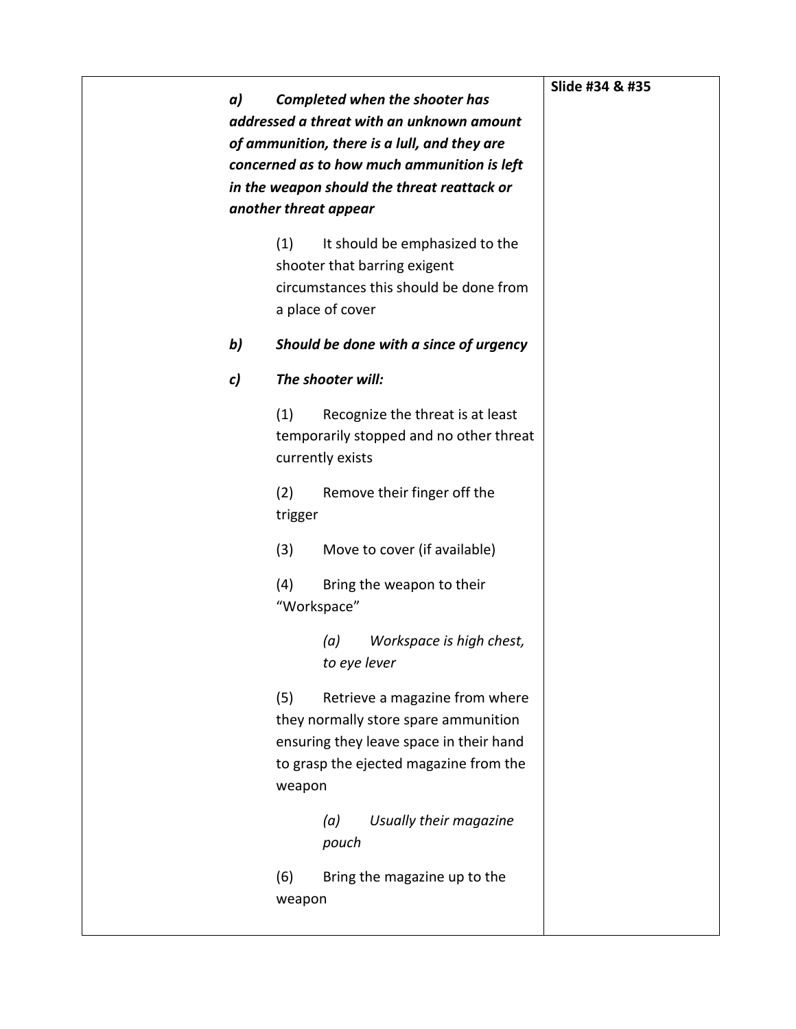| | | |
|---|---|---|
| | ***a) Completed when the shooter has addressed a threat with an unknown amount of ammunition, there is a lull, and they are concerned as to how much ammunition is left in the weapon should the threat reattack or another threat appear***<br><br>(1) It should be emphasized to the shooter that barring exigent circumstances this should be done from a place of cover<br><br>***b) Should be done with a since of urgency***<br><br>***c) The shooter will:***<br><br>(1) Recognize the threat is at least temporarily stopped and no other threat currently exists<br><br>(2) Remove their finger off the trigger<br><br>(3) Move to cover (if available)<br><br>(4) Bring the weapon to their "Workspace"<br><br>*(a) Workspace is high chest, to eye lever*<br><br>(5) Retrieve a magazine from where they normally store spare ammunition ensuring they leave space in their hand to grasp the ejected magazine from the weapon<br><br>*(a) Usually their magazine pouch*<br><br>(6) Bring the magazine up to the weapon | **Slide #34 & #35** |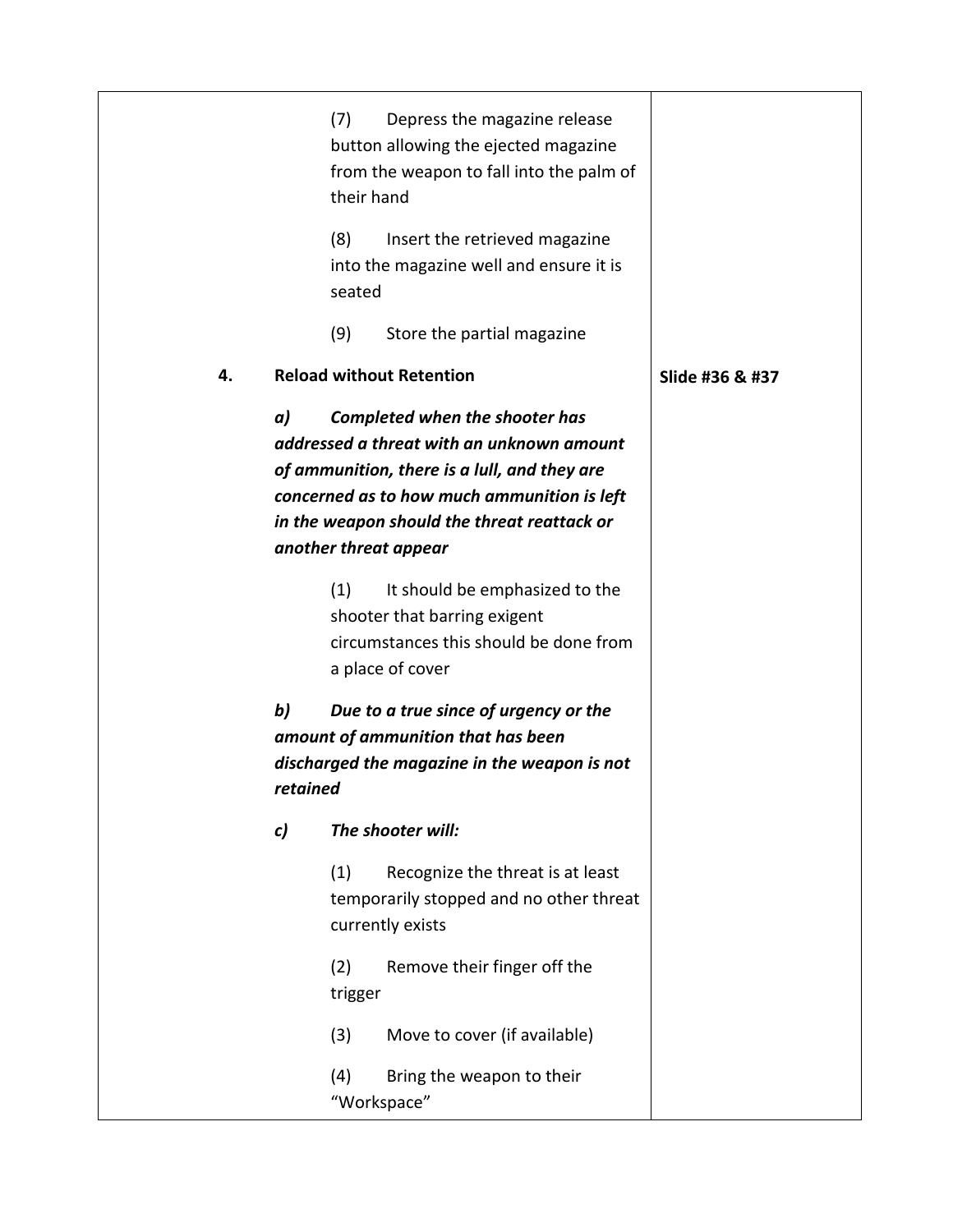| | |
|---|---|
| (7) Depress the magazine release button allowing the ejected magazine from the weapon to fall into the palm of their hand<br><br>(8) Insert the retrieved magazine into the magazine well and ensure it is seated<br><br>(9) Store the partial magazine | |
| **4. Reload without Retention**<br><br>***a) Completed when the shooter has addressed a threat with an unknown amount of ammunition, there is a lull, and they are concerned as to how much ammunition is left in the weapon should the threat reattack or another threat appear***<br><br>(1) It should be emphasized to the shooter that barring exigent circumstances this should be done from a place of cover<br><br>***b) Due to a true since of urgency or the amount of ammunition that has been discharged the magazine in the weapon is not retained***<br><br>***c) The shooter will:***<br><br>(1) Recognize the threat is at least temporarily stopped and no other threat currently exists<br><br>(2) Remove their finger off the trigger<br><br>(3) Move to cover (if available)<br><br>(4) Bring the weapon to their "Workspace" | **Slide #36 & #37** |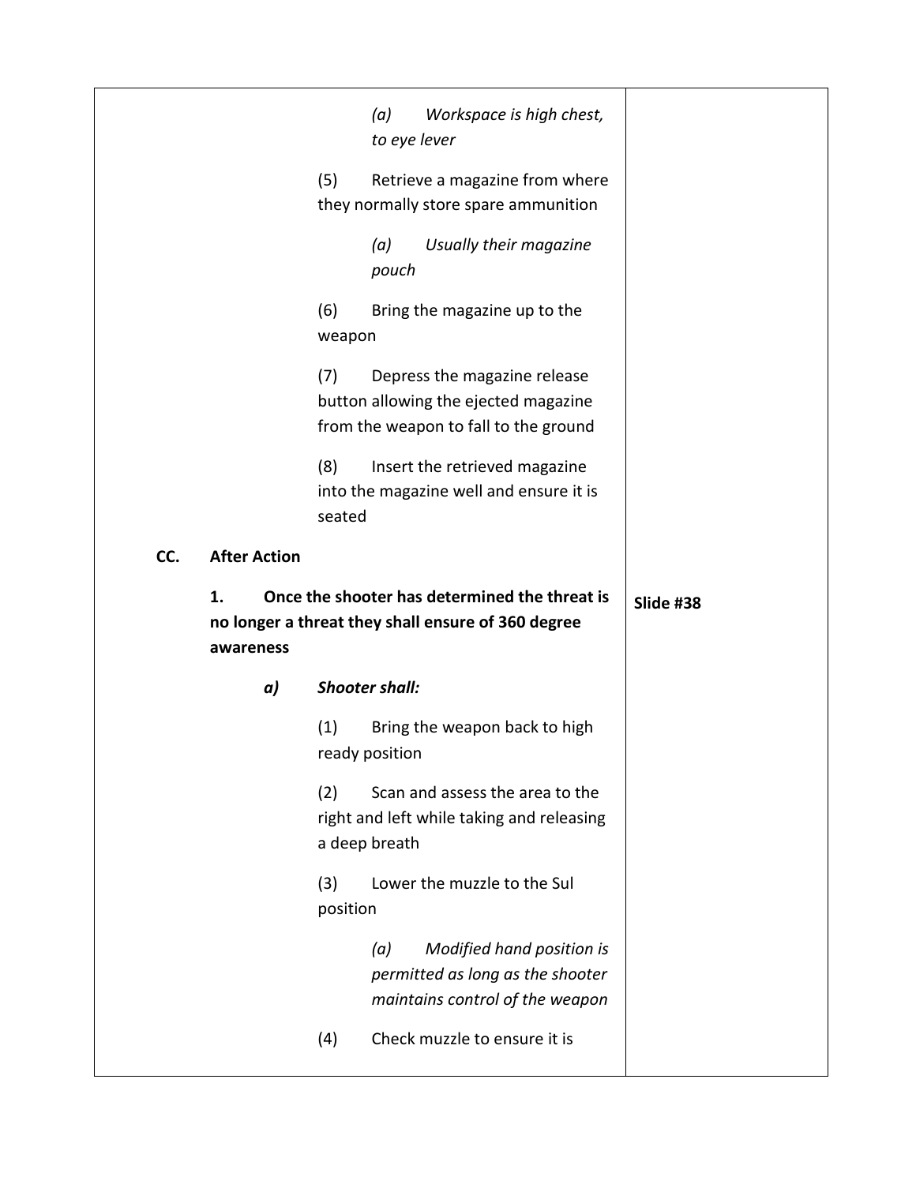| | |
|---|---|
| *(a) Workspace is high chest, to eye lever*<br><br>(5) Retrieve a magazine from where they normally store spare ammunition<br><br>*(a) Usually their magazine pouch*<br><br>(6) Bring the magazine up to the weapon<br><br>(7) Depress the magazine release button allowing the ejected magazine from the weapon to fall to the ground<br><br>(8) Insert the retrieved magazine into the magazine well and ensure it is seated | |
| **CC. After Action** | |
| **1. Once the shooter has determined the threat is no longer a threat they shall ensure of 360 degree awareness**<br><br>***a) Shooter shall:***<br><br>(1) Bring the weapon back to high ready position<br><br>(2) Scan and assess the area to the right and left while taking and releasing a deep breath<br><br>(3) Lower the muzzle to the Sul position<br><br>*(a) Modified hand position is permitted as long as the shooter maintains control of the weapon*<br><br>(4) Check muzzle to ensure it is | **Slide #38** |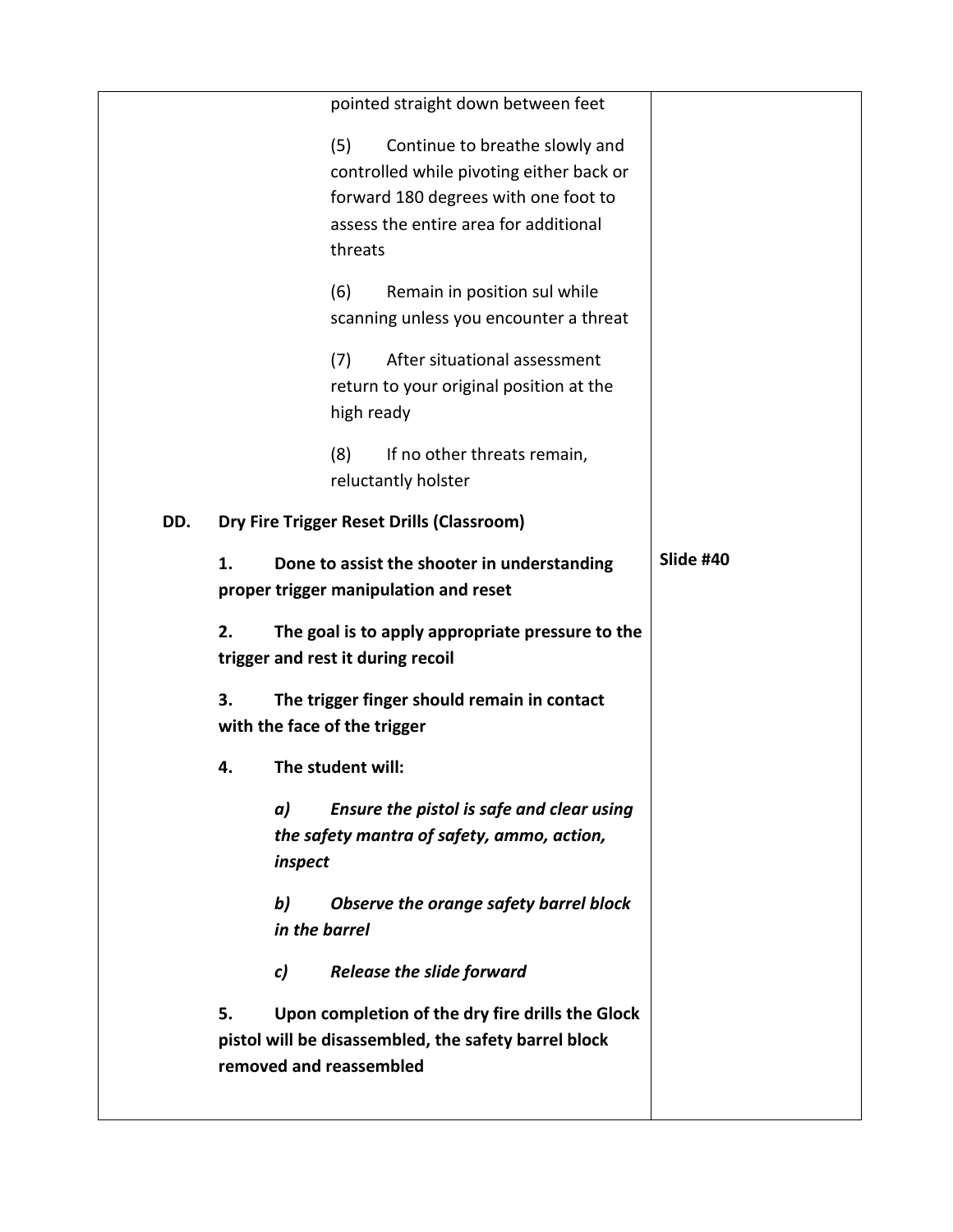| | |
|---|---|
| pointed straight down between feet<br><br>(5) Continue to breathe slowly and controlled while pivoting either back or forward 180 degrees with one foot to assess the entire area for additional threats<br><br>(6) Remain in position sul while scanning unless you encounter a threat<br><br>(7) After situational assessment return to your original position at the high ready<br><br>(8) If no other threats remain, reluctantly holster | |
| **DD. Dry Fire Trigger Reset Drills (Classroom)** | |
| **1. Done to assist the shooter in understanding proper trigger manipulation and reset** | **Slide #40** |
| **2. The goal is to apply appropriate pressure to the trigger and rest it during recoil** | |
| **3. The trigger finger should remain in contact with the face of the trigger** | |
| **4. The student will:**<br><br>***a) Ensure the pistol is safe and clear using the safety mantra of safety, ammo, action, inspect***<br><br>***b) Observe the orange safety barrel block in the barrel***<br><br>***c) Release the slide forward*** | |
| **5. Upon completion of the dry fire drills the Glock pistol will be disassembled, the safety barrel block removed and reassembled** | |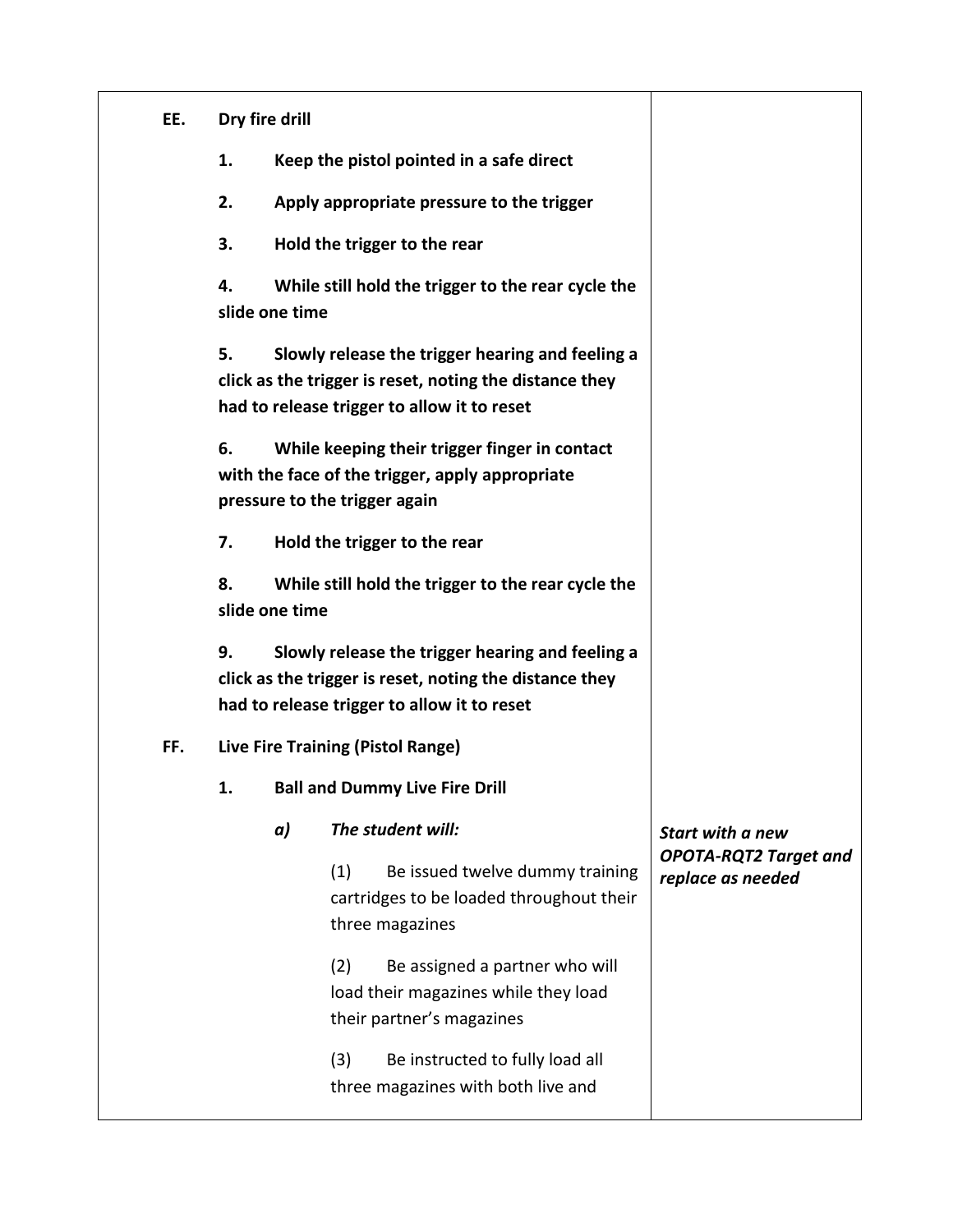| | |
|---|---|
| **EE. Dry fire drill**<br><br>**1. Keep the pistol pointed in a safe direct**<br><br>**2. Apply appropriate pressure to the trigger**<br><br>**3. Hold the trigger to the rear**<br><br>**4. While still hold the trigger to the rear cycle the slide one time**<br><br>**5. Slowly release the trigger hearing and feeling a click as the trigger is reset, noting the distance they had to release trigger to allow it to reset**<br><br>**6. While keeping their trigger finger in contact with the face of the trigger, apply appropriate pressure to the trigger again**<br><br>**7. Hold the trigger to the rear**<br><br>**8. While still hold the trigger to the rear cycle the slide one time**<br><br>**9. Slowly release the trigger hearing and feeling a click as the trigger is reset, noting the distance they had to release trigger to allow it to reset**<br><br>**FF. Live Fire Training (Pistol Range)**<br><br>**1. Ball and Dummy Live Fire Drill**<br><br>***a) The student will:***<br><br>(1) Be issued twelve dummy training cartridges to be loaded throughout their three magazines<br><br>(2) Be assigned a partner who will load their magazines while they load their partner's magazines<br><br>(3) Be instructed to fully load all three magazines with both live and | <br><br><br><br><br><br><br><br><br><br><br><br><br><br><br><br><br><br><br><br><br><br><br><br>***Start with a new OPOTA-RQT2 Target and replace as needed*** |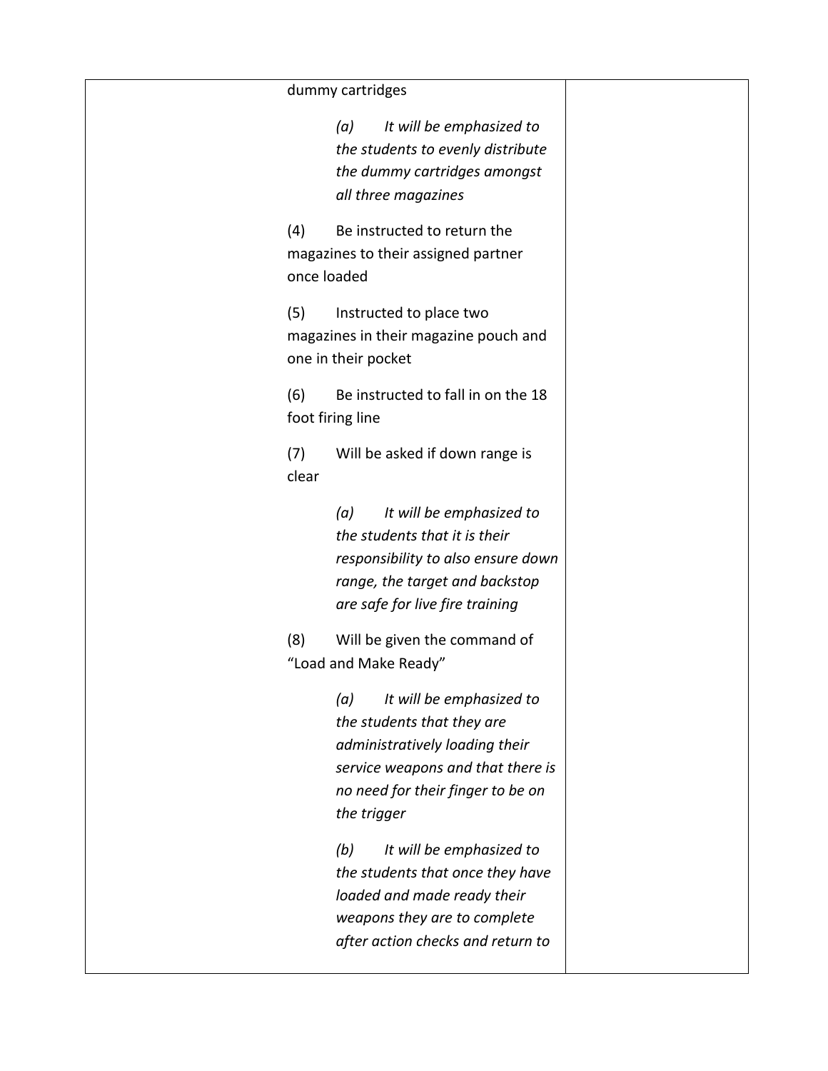| | | |
|---|---|---|
| | dummy cartridges<br><br>*(a) It will be emphasized to the students to evenly distribute the dummy cartridges amongst all three magazines*<br><br>(4) Be instructed to return the magazines to their assigned partner once loaded<br><br>(5) Instructed to place two magazines in their magazine pouch and one in their pocket<br><br>(6) Be instructed to fall in on the 18 foot firing line<br><br>(7) Will be asked if down range is clear<br><br>*(a) It will be emphasized to the students that it is their responsibility to also ensure down range, the target and backstop are safe for live fire training*<br><br>(8) Will be given the command of "Load and Make Ready"<br><br>*(a) It will be emphasized to the students that they are administratively loading their service weapons and that there is no need for their finger to be on the trigger*<br><br>*(b) It will be emphasized to the students that once they have loaded and made ready their weapons they are to complete after action checks and return to* | |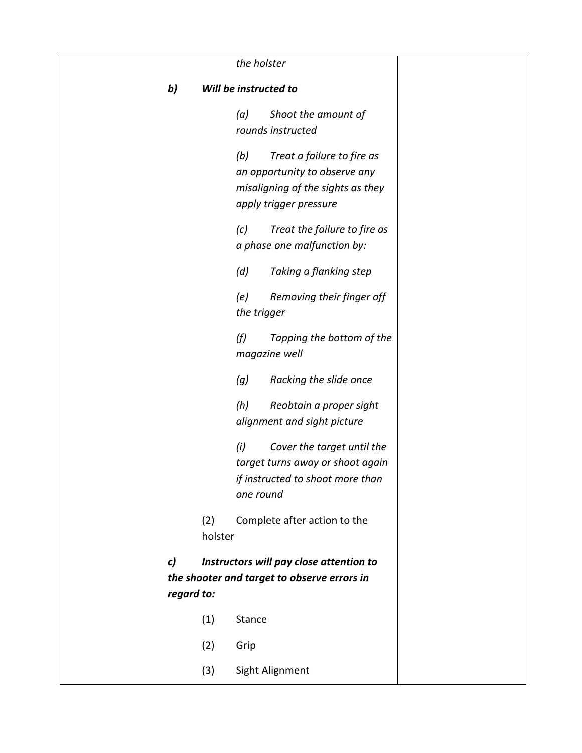| | |
|---|---|
| *the holster*<br><br>***b) Will be instructed to***<br><br>*(a) Shoot the amount of rounds instructed*<br><br>*(b) Treat a failure to fire as an opportunity to observe any misaligning of the sights as they apply trigger pressure*<br><br>*(c) Treat the failure to fire as a phase one malfunction by:*<br><br>*(d) Taking a flanking step*<br><br>*(e) Removing their finger off the trigger*<br><br>*(f) Tapping the bottom of the magazine well*<br><br>*(g) Racking the slide once*<br><br>*(h) Reobtain a proper sight alignment and sight picture*<br><br>*(i) Cover the target until the target turns away or shoot again if instructed to shoot more than one round*<br><br>(2) Complete after action to the holster<br><br>***c) Instructors will pay close attention to the shooter and target to observe errors in regard to:***<br><br>(1) Stance<br><br>(2) Grip<br><br>(3) Sight Alignment | |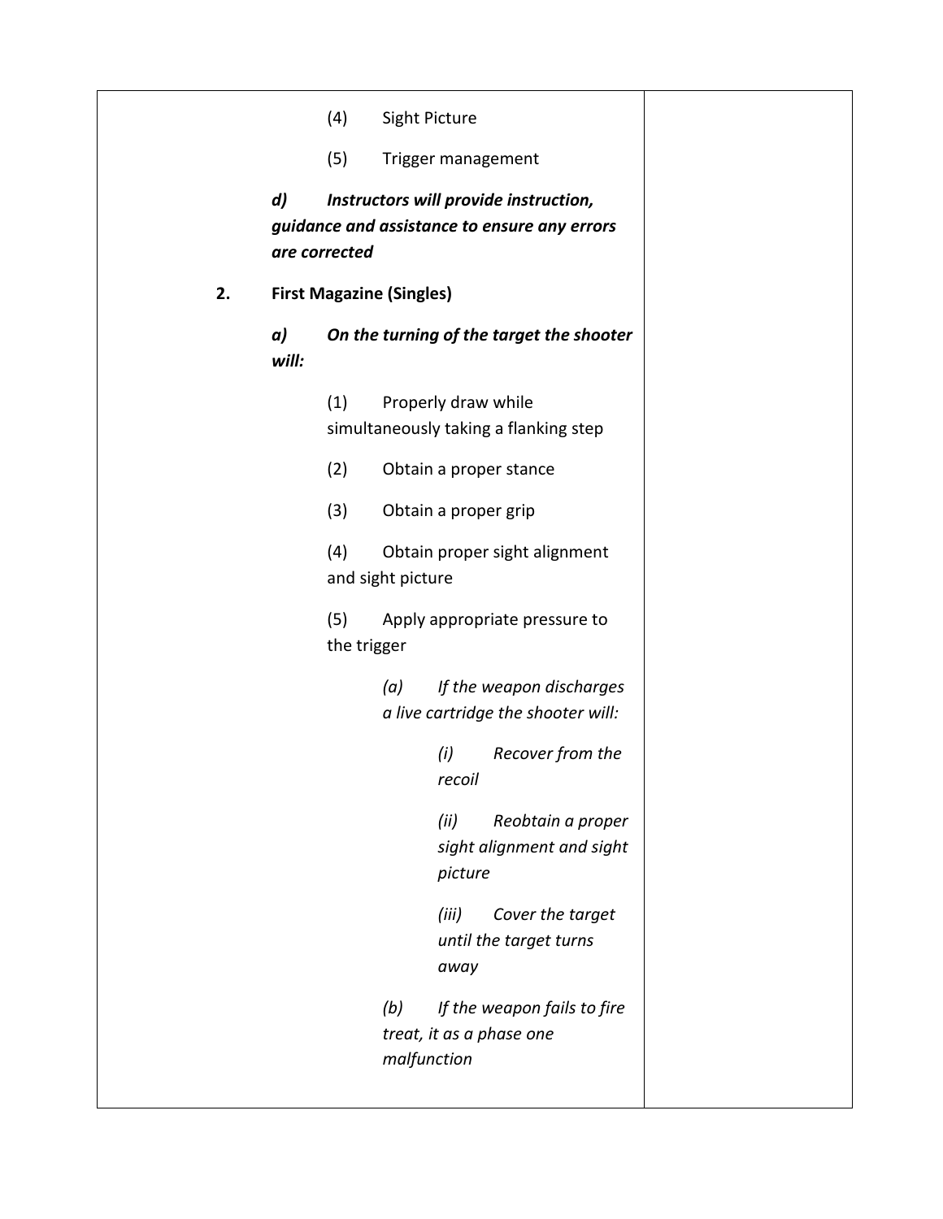(4) Sight Picture

(5) Trigger management

***d) Instructors will provide instruction, guidance and assistance to ensure any errors are corrected***

**2. First Magazine (Singles)**

***a) On the turning of the target the shooter will:***

(1) Properly draw while simultaneously taking a flanking step

(2) Obtain a proper stance

(3) Obtain a proper grip

(4) Obtain proper sight alignment and sight picture

(5) Apply appropriate pressure to the trigger

*(a) If the weapon discharges a live cartridge the shooter will:*

*(i) Recover from the recoil*

*(ii) Reobtain a proper sight alignment and sight picture*

*(iii) Cover the target until the target turns away*

*(b) If the weapon fails to fire treat, it as a phase one malfunction*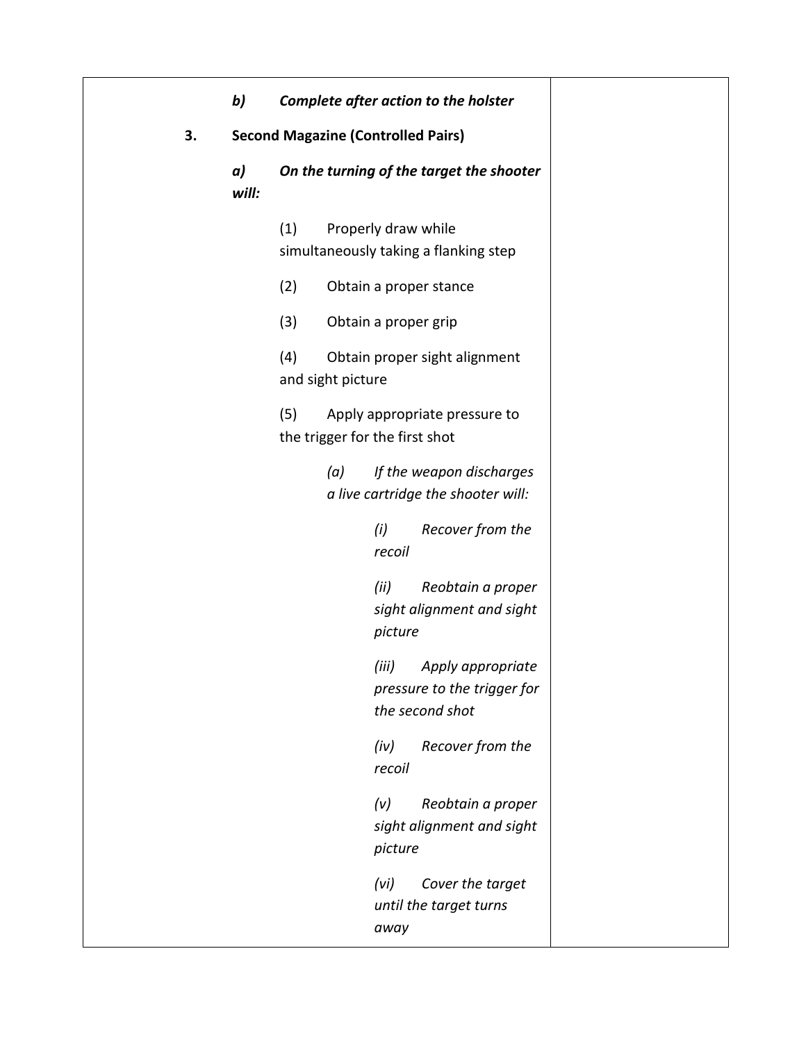| | |
|---|---|
| ***b) Complete after action to the holster***<br><br>**3. Second Magazine (Controlled Pairs)**<br><br>***a) On the turning of the target the shooter will:***<br><br>(1) Properly draw while simultaneously taking a flanking step<br><br>(2) Obtain a proper stance<br><br>(3) Obtain a proper grip<br><br>(4) Obtain proper sight alignment and sight picture<br><br>(5) Apply appropriate pressure to the trigger for the first shot<br><br>*(a) If the weapon discharges a live cartridge the shooter will:*<br><br>*(i) Recover from the recoil*<br><br>*(ii) Reobtain a proper sight alignment and sight picture*<br><br>*(iii) Apply appropriate pressure to the trigger for the second shot*<br><br>*(iv) Recover from the recoil*<br><br>*(v) Reobtain a proper sight alignment and sight picture*<br><br>*(vi) Cover the target until the target turns away* | |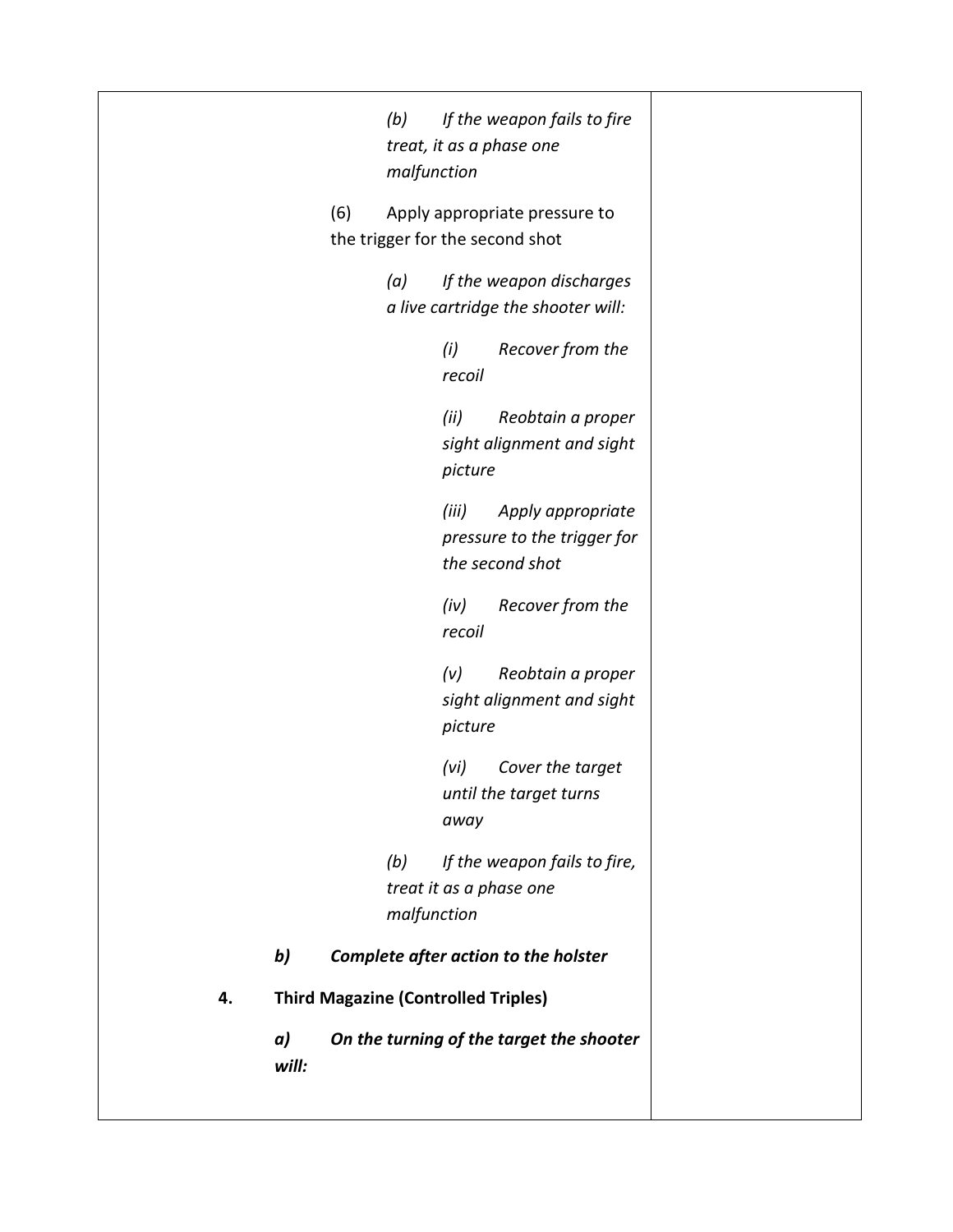| | |
|---|---|
| *(b) If the weapon fails to fire treat, it as a phase one malfunction*<br><br>(6) Apply appropriate pressure to the trigger for the second shot<br><br>*(a) If the weapon discharges a live cartridge the shooter will:*<br><br>*(i) Recover from the recoil*<br><br>*(ii) Reobtain a proper sight alignment and sight picture*<br><br>*(iii) Apply appropriate pressure to the trigger for the second shot*<br><br>*(iv) Recover from the recoil*<br><br>*(v) Reobtain a proper sight alignment and sight picture*<br><br>*(vi) Cover the target until the target turns away*<br><br>*(b) If the weapon fails to fire, treat it as a phase one malfunction*<br><br>***b) Complete after action to the holster***<br><br>**4. Third Magazine (Controlled Triples)**<br><br>***a) On the turning of the target the shooter will:*** | |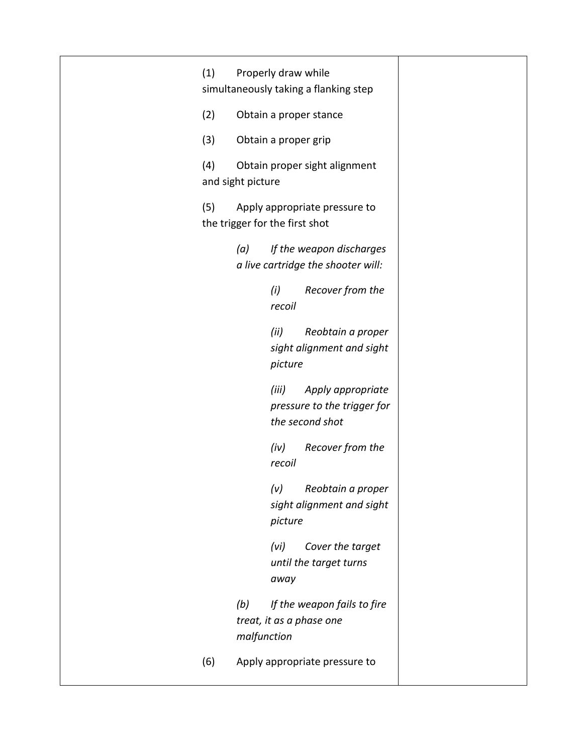| | | |
|---|---|---|
| | (1) Properly draw while simultaneously taking a flanking step<br><br>(2) Obtain a proper stance<br><br>(3) Obtain a proper grip<br><br>(4) Obtain proper sight alignment and sight picture<br><br>(5) Apply appropriate pressure to the trigger for the first shot<br><br>*(a) If the weapon discharges a live cartridge the shooter will:*<br><br>*(i) Recover from the recoil*<br><br>*(ii) Reobtain a proper sight alignment and sight picture*<br><br>*(iii) Apply appropriate pressure to the trigger for the second shot*<br><br>*(iv) Recover from the recoil*<br><br>*(v) Reobtain a proper sight alignment and sight picture*<br><br>*(vi) Cover the target until the target turns away*<br><br>*(b) If the weapon fails to fire treat, it as a phase one malfunction*<br><br>(6) Apply appropriate pressure to | |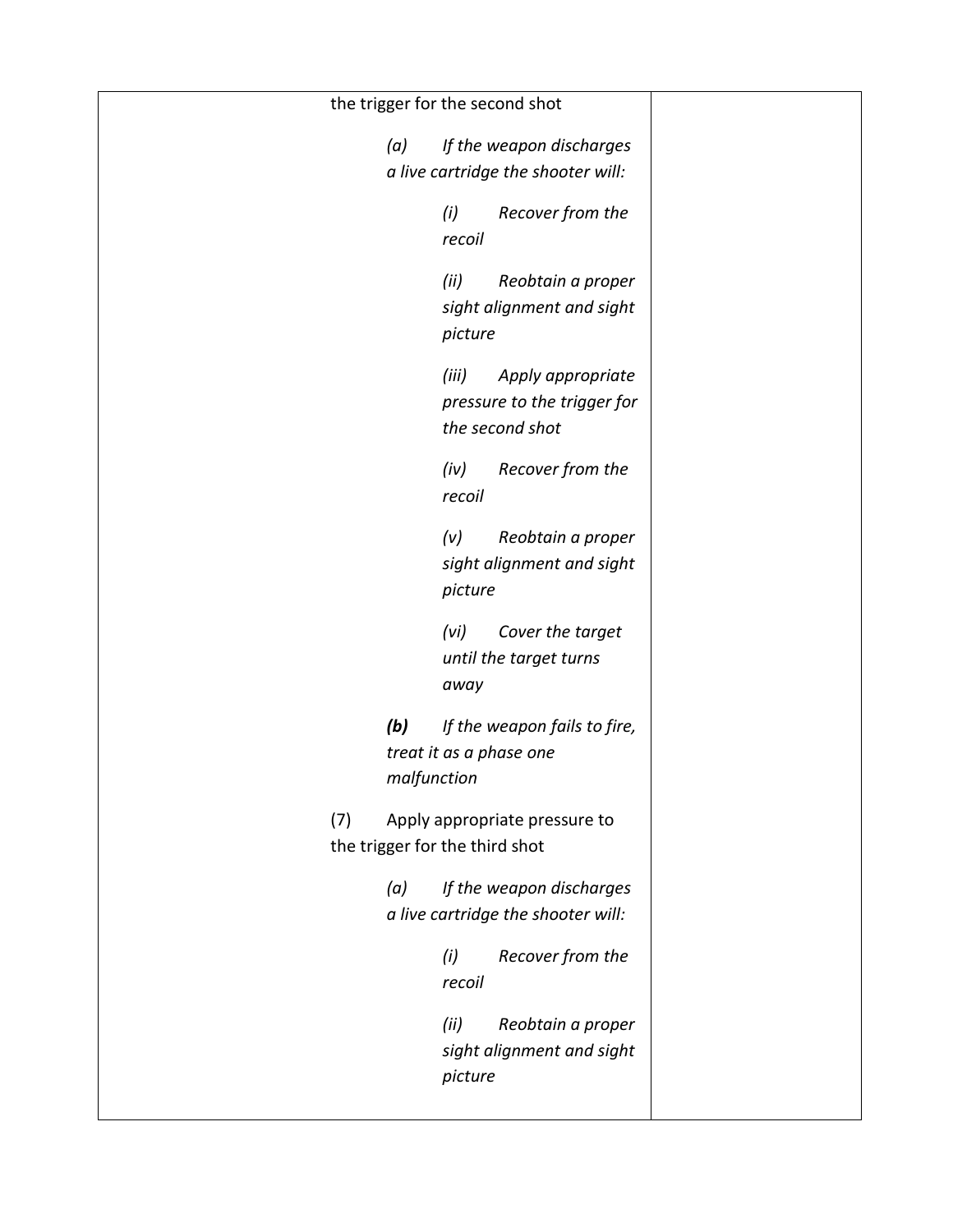| | the trigger for the second shot<br><br>*(a) If the weapon discharges a live cartridge the shooter will:*<br><br>*(i) Recover from the recoil*<br><br>*(ii) Reobtain a proper sight alignment and sight picture*<br><br>*(iii) Apply appropriate pressure to the trigger for the second shot*<br><br>*(iv) Recover from the recoil*<br><br>*(v) Reobtain a proper sight alignment and sight picture*<br><br>*(vi) Cover the target until the target turns away*<br><br>***(b)** If the weapon fails to fire, treat it as a phase one malfunction*<br><br>(7) Apply appropriate pressure to the trigger for the third shot<br><br>*(a) If the weapon discharges a live cartridge the shooter will:*<br><br>*(i) Recover from the recoil*<br><br>*(ii) Reobtain a proper sight alignment and sight picture* | |
|---|---|---|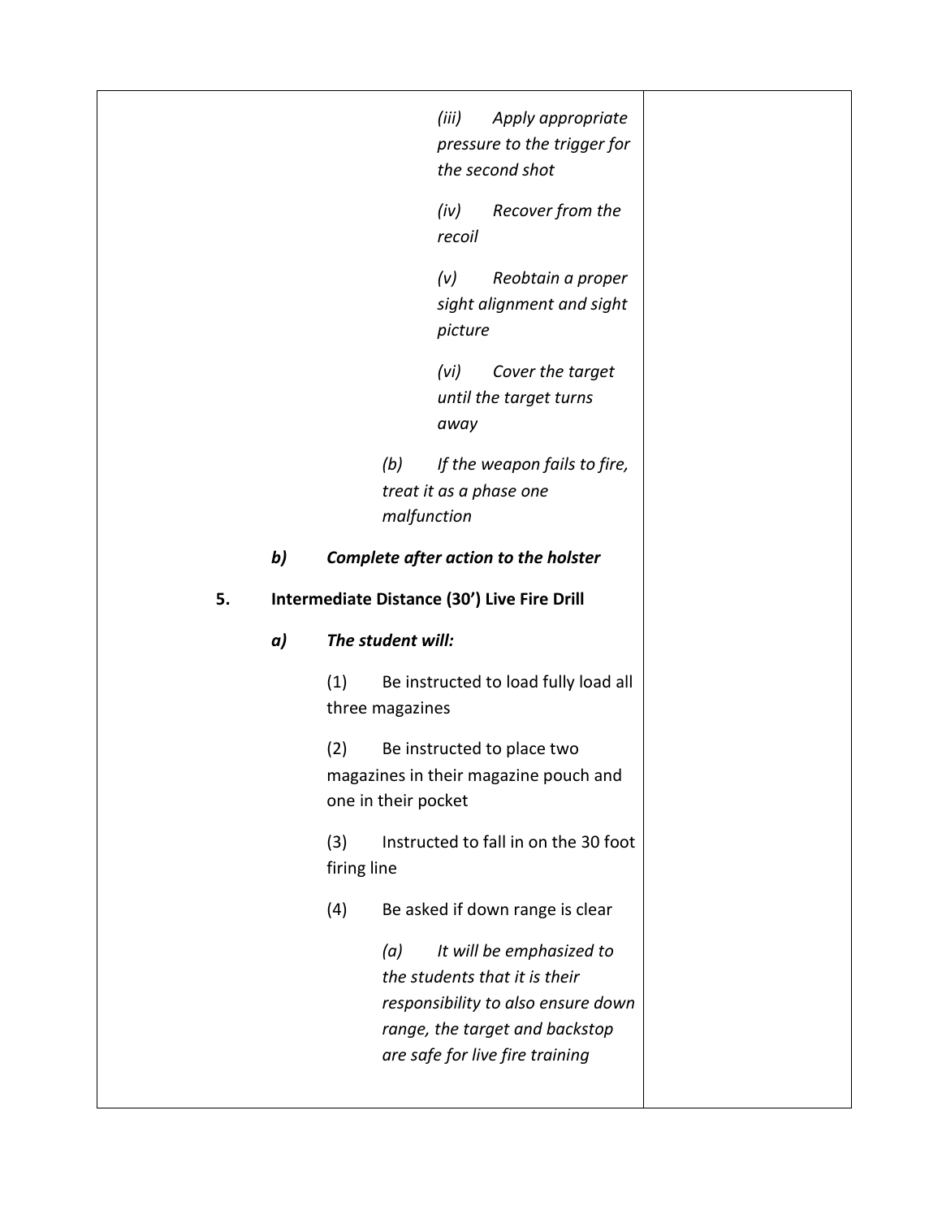*(iii) Apply appropriate pressure to the trigger for the second shot*

*(iv) Recover from the recoil*

*(v) Reobtain a proper sight alignment and sight picture*

*(vi) Cover the target until the target turns away*

*(b) If the weapon fails to fire, treat it as a phase one malfunction*

***b) Complete after action to the holster***

**5. Intermediate Distance (30') Live Fire Drill**

***a) The student will:***

(1) Be instructed to load fully load all three magazines

(2) Be instructed to place two magazines in their magazine pouch and one in their pocket

(3) Instructed to fall in on the 30 foot firing line

(4) Be asked if down range is clear

*(a) It will be emphasized to the students that it is their responsibility to also ensure down range, the target and backstop are safe for live fire training*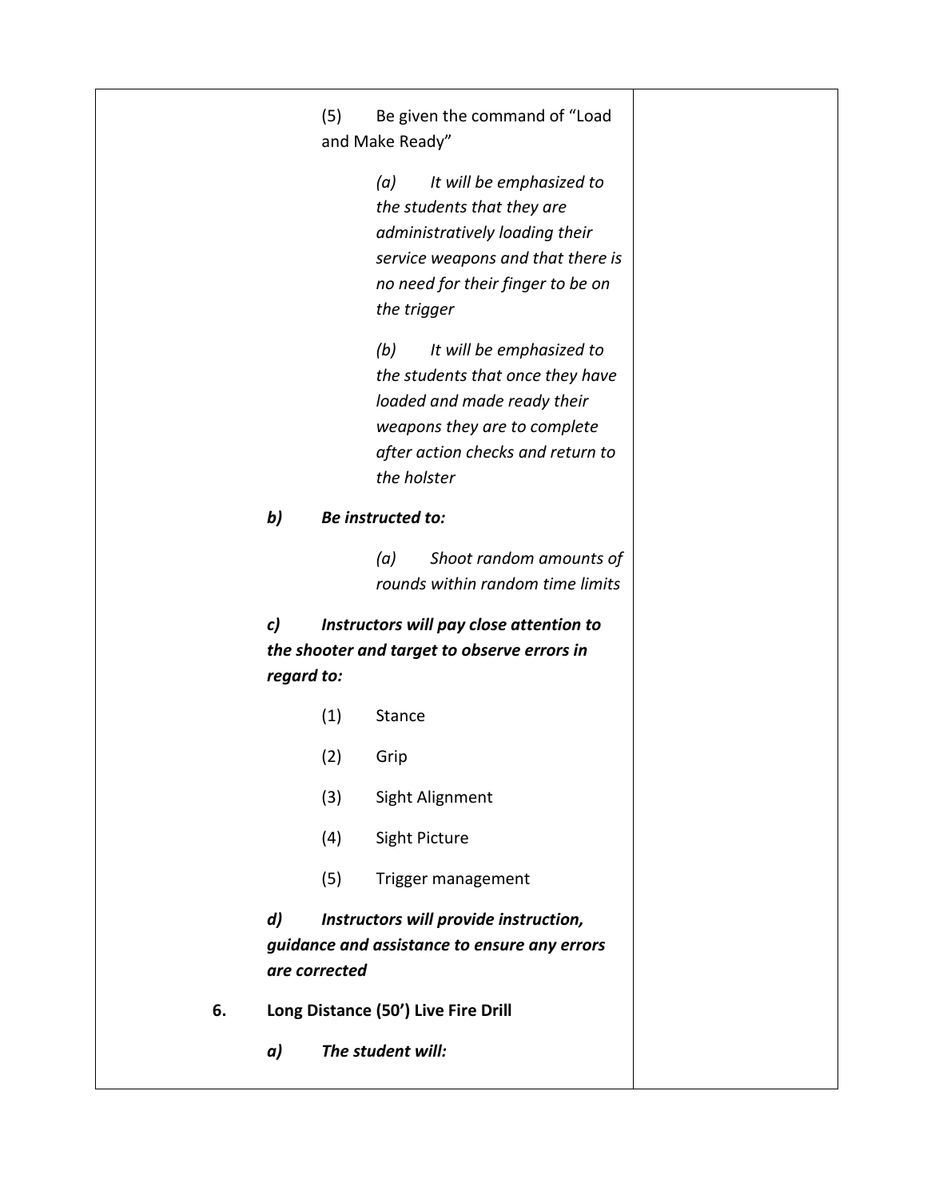(5) Be given the command of "Load and Make Ready"

*(a) It will be emphasized to the students that they are administratively loading their service weapons and that there is no need for their finger to be on the trigger*

*(b) It will be emphasized to the students that once they have loaded and made ready their weapons they are to complete after action checks and return to the holster*

***b) Be instructed to:***

*(a) Shoot random amounts of rounds within random time limits*

***c) Instructors will pay close attention to the shooter and target to observe errors in regard to:***

(1) Stance

(2) Grip

(3) Sight Alignment

(4) Sight Picture

(5) Trigger management

***d) Instructors will provide instruction, guidance and assistance to ensure any errors are corrected***

**6. Long Distance (50') Live Fire Drill**

***a) The student will:***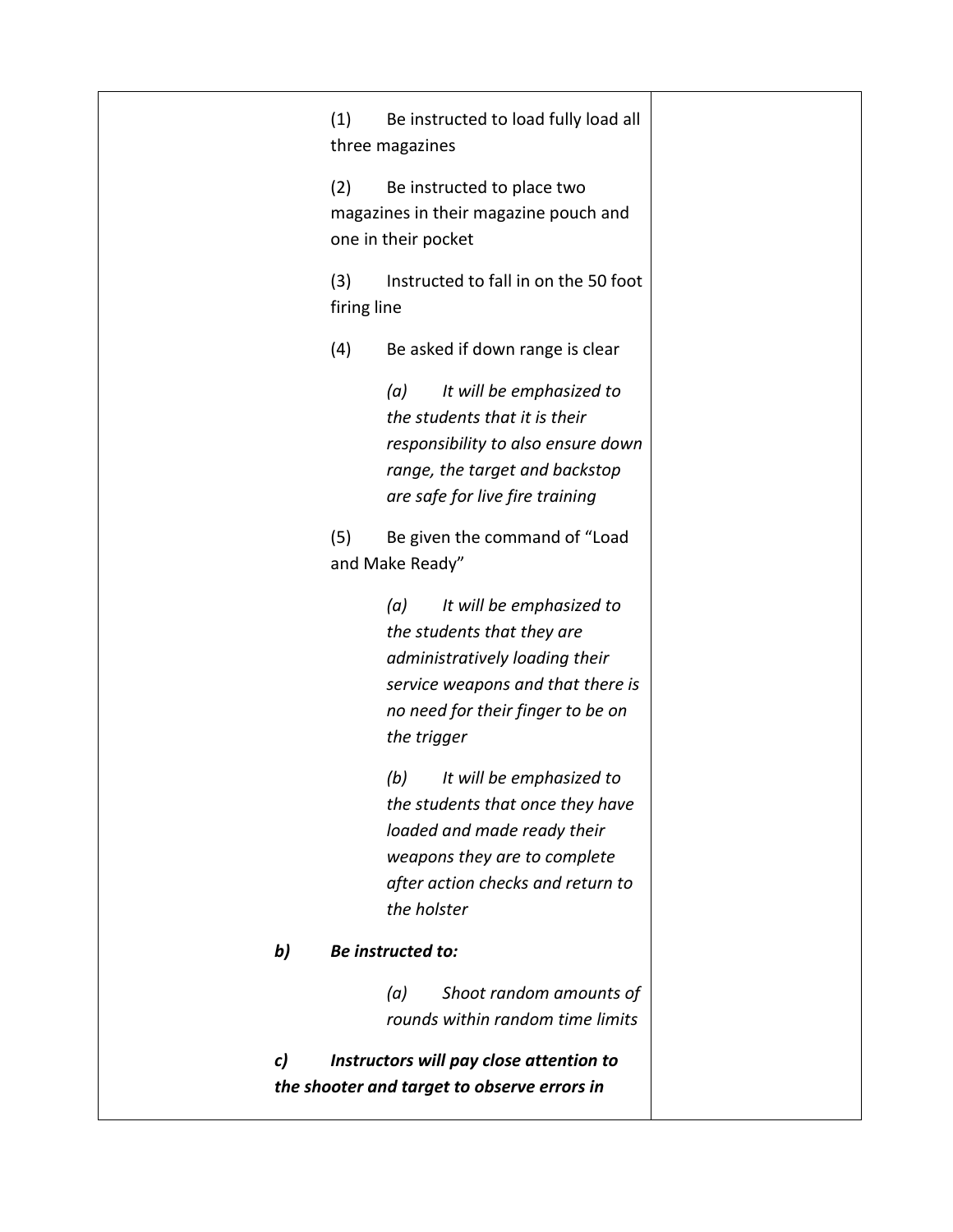| | | |
|---|---|---|
| | (1) Be instructed to load fully load all three magazines<br><br>(2) Be instructed to place two magazines in their magazine pouch and one in their pocket<br><br>(3) Instructed to fall in on the 50 foot firing line<br><br>(4) Be asked if down range is clear<br><br>*(a) It will be emphasized to the students that it is their responsibility to also ensure down range, the target and backstop are safe for live fire training*<br><br>(5) Be given the command of "Load and Make Ready"<br><br>*(a) It will be emphasized to the students that they are administratively loading their service weapons and that there is no need for their finger to be on the trigger*<br><br>*(b) It will be emphasized to the students that once they have loaded and made ready their weapons they are to complete after action checks and return to the holster*<br><br>***b) Be instructed to:***<br><br>*(a) Shoot random amounts of rounds within random time limits*<br><br>***c) Instructors will pay close attention to the shooter and target to observe errors in*** | |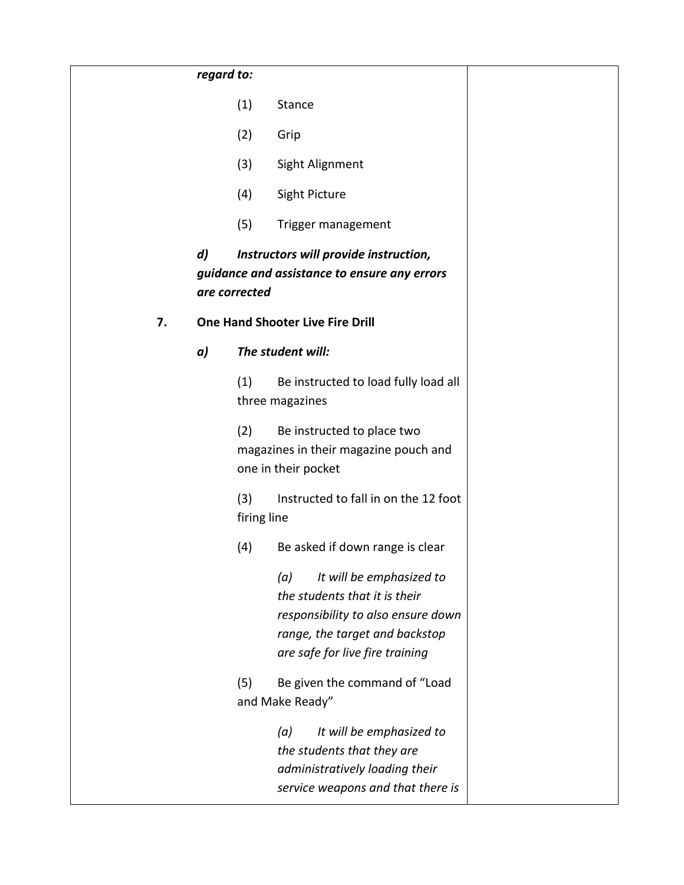***regard to:***

(1) Stance

(2) Grip

(3) Sight Alignment

(4) Sight Picture

(5) Trigger management

***d) Instructors will provide instruction, guidance and assistance to ensure any errors are corrected***

**7. One Hand Shooter Live Fire Drill**

***a) The student will:***

(1) Be instructed to load fully load all three magazines

(2) Be instructed to place two magazines in their magazine pouch and one in their pocket

(3) Instructed to fall in on the 12 foot firing line

(4) Be asked if down range is clear

*(a) It will be emphasized to the students that it is their responsibility to also ensure down range, the target and backstop are safe for live fire training*

(5) Be given the command of "Load and Make Ready"

*(a) It will be emphasized to the students that they are administratively loading their service weapons and that there is*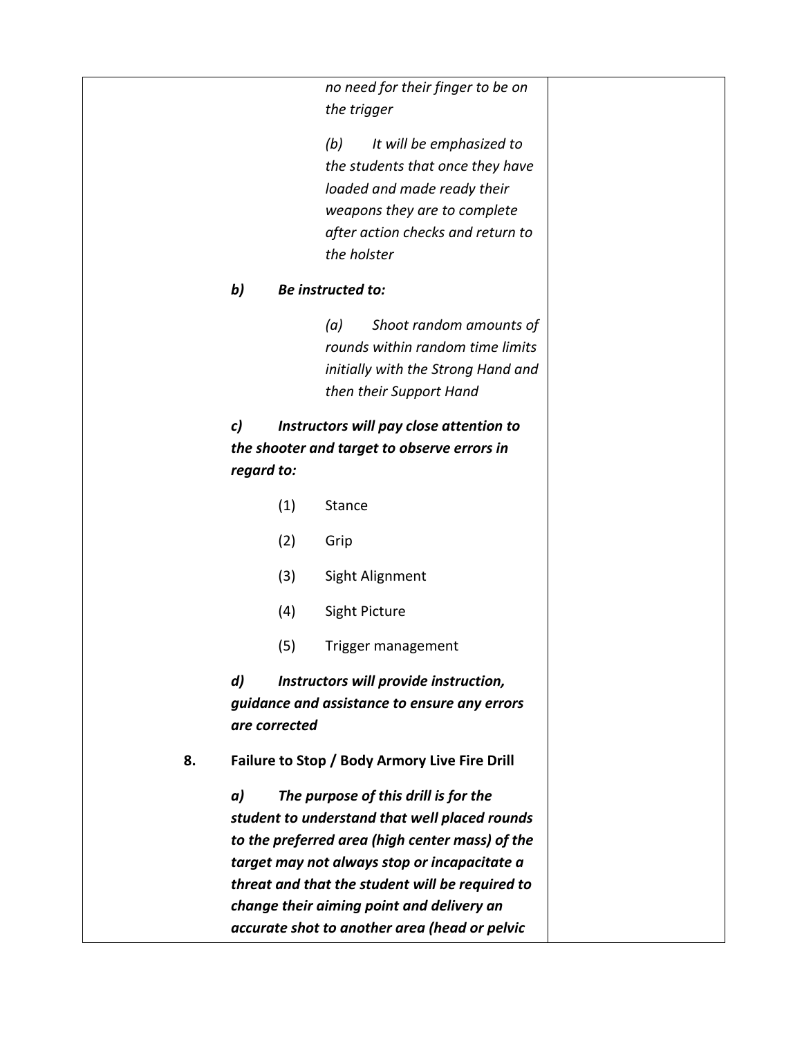*no need for their finger to be on the trigger*

*(b) It will be emphasized to the students that once they have loaded and made ready their weapons they are to complete after action checks and return to the holster*

***b) Be instructed to:***

*(a) Shoot random amounts of rounds within random time limits initially with the Strong Hand and then their Support Hand*

***c) Instructors will pay close attention to the shooter and target to observe errors in regard to:***

(1) Stance

(2) Grip

(3) Sight Alignment

(4) Sight Picture

(5) Trigger management

***d) Instructors will provide instruction, guidance and assistance to ensure any errors are corrected***

**8. Failure to Stop / Body Armory Live Fire Drill**

***a) The purpose of this drill is for the student to understand that well placed rounds to the preferred area (high center mass) of the target may not always stop or incapacitate a threat and that the student will be required to change their aiming point and delivery an accurate shot to another area (head or pelvic***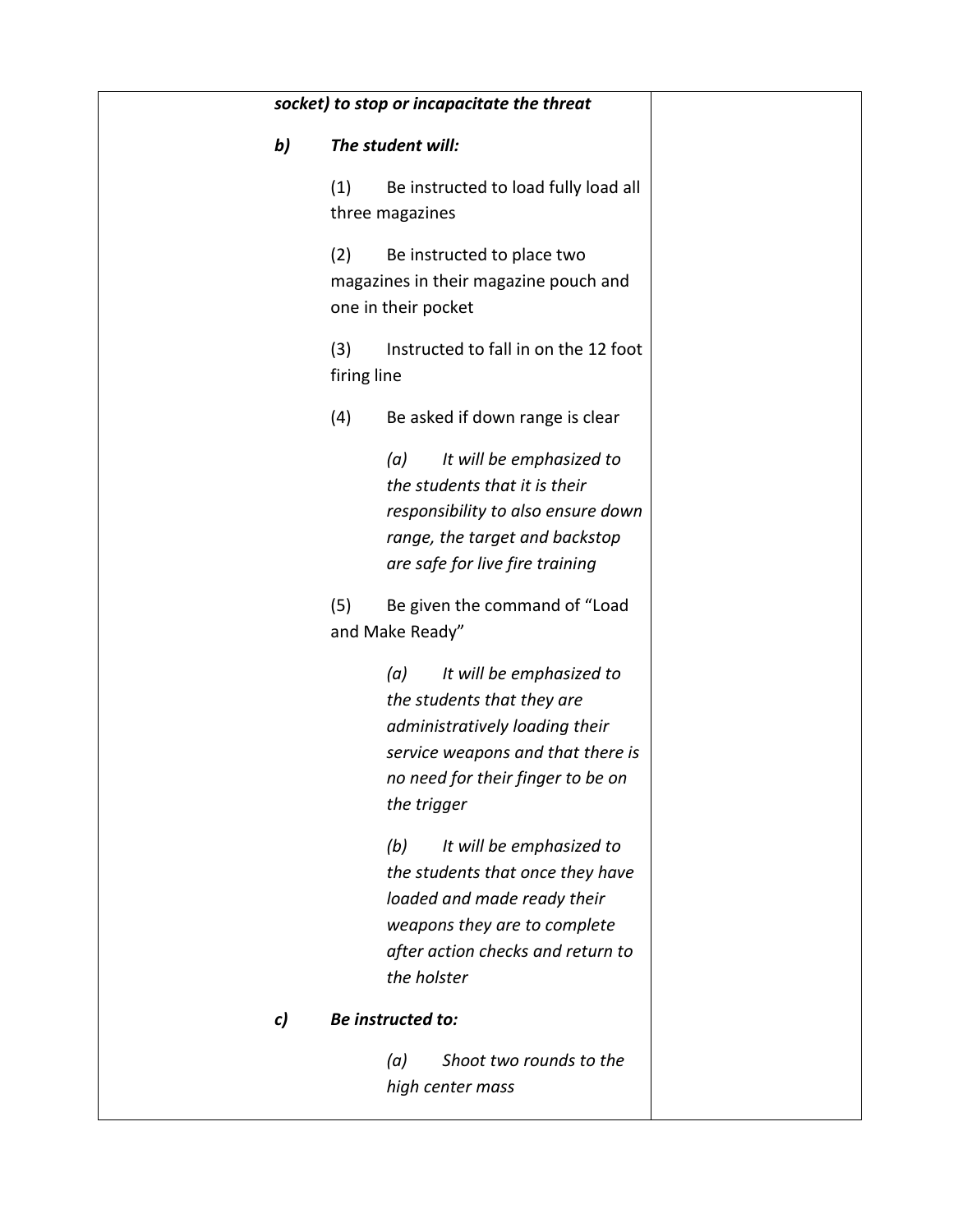| | | |
|---|---|---|
| | ***socket) to stop or incapacitate the threat*** | |
| | ***b) The student will:*** | |
| | (1) Be instructed to load fully load all three magazines | |
| | (2) Be instructed to place two magazines in their magazine pouch and one in their pocket | |
| | (3) Instructed to fall in on the 12 foot firing line | |
| | (4) Be asked if down range is clear | |
| | *(a) It will be emphasized to the students that it is their responsibility to also ensure down range, the target and backstop are safe for live fire training* | |
| | (5) Be given the command of "Load and Make Ready" | |
| | *(a) It will be emphasized to the students that they are administratively loading their service weapons and that there is no need for their finger to be on the trigger* | |
| | *(b) It will be emphasized to the students that once they have loaded and made ready their weapons they are to complete after action checks and return to the holster* | |
| | ***c) Be instructed to:*** | |
| | *(a) Shoot two rounds to the high center mass* | |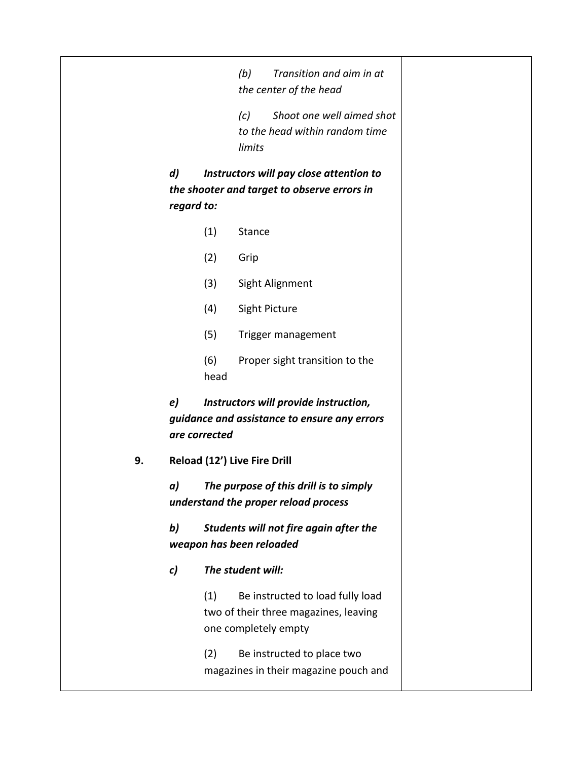*(b) Transition and aim in at the center of the head*

*(c) Shoot one well aimed shot to the head within random time limits*

***d) Instructors will pay close attention to the shooter and target to observe errors in regard to:***

(1) Stance

(2) Grip

(3) Sight Alignment

(4) Sight Picture

(5) Trigger management

(6) Proper sight transition to the head

***e) Instructors will provide instruction, guidance and assistance to ensure any errors are corrected***

**9. Reload (12') Live Fire Drill**

***a) The purpose of this drill is to simply understand the proper reload process***

***b) Students will not fire again after the weapon has been reloaded***

***c) The student will:***

(1) Be instructed to load fully load two of their three magazines, leaving one completely empty

(2) Be instructed to place two magazines in their magazine pouch and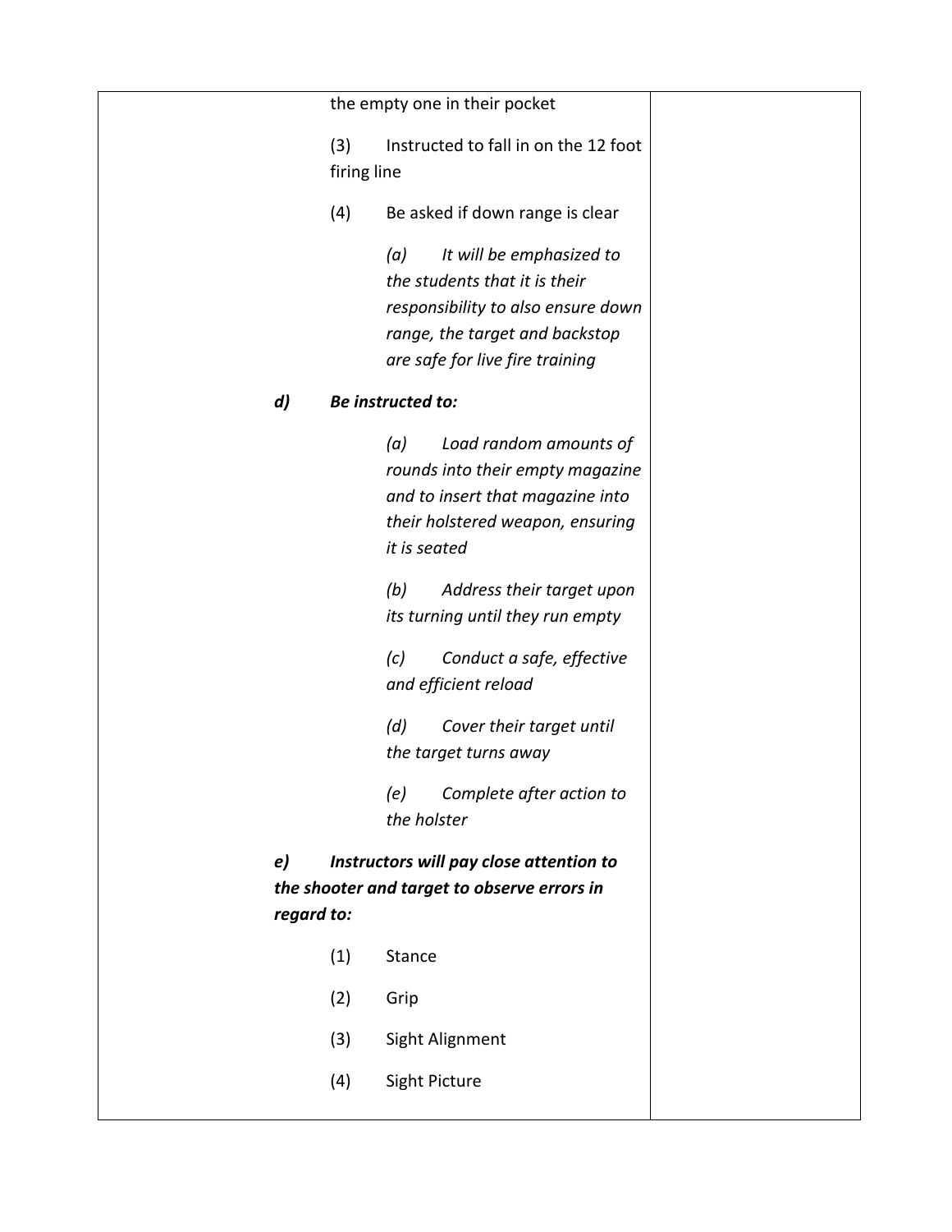the empty one in their pocket

(3) Instructed to fall in on the 12 foot firing line

(4) Be asked if down range is clear

*(a) It will be emphasized to the students that it is their responsibility to also ensure down range, the target and backstop are safe for live fire training*

***d) Be instructed to:***

*(a) Load random amounts of rounds into their empty magazine and to insert that magazine into their holstered weapon, ensuring it is seated*

*(b) Address their target upon its turning until they run empty*

*(c) Conduct a safe, effective and efficient reload*

*(d) Cover their target until the target turns away*

*(e) Complete after action to the holster*

***e) Instructors will pay close attention to the shooter and target to observe errors in regard to:***

(1) Stance

(2) Grip

(3) Sight Alignment

(4) Sight Picture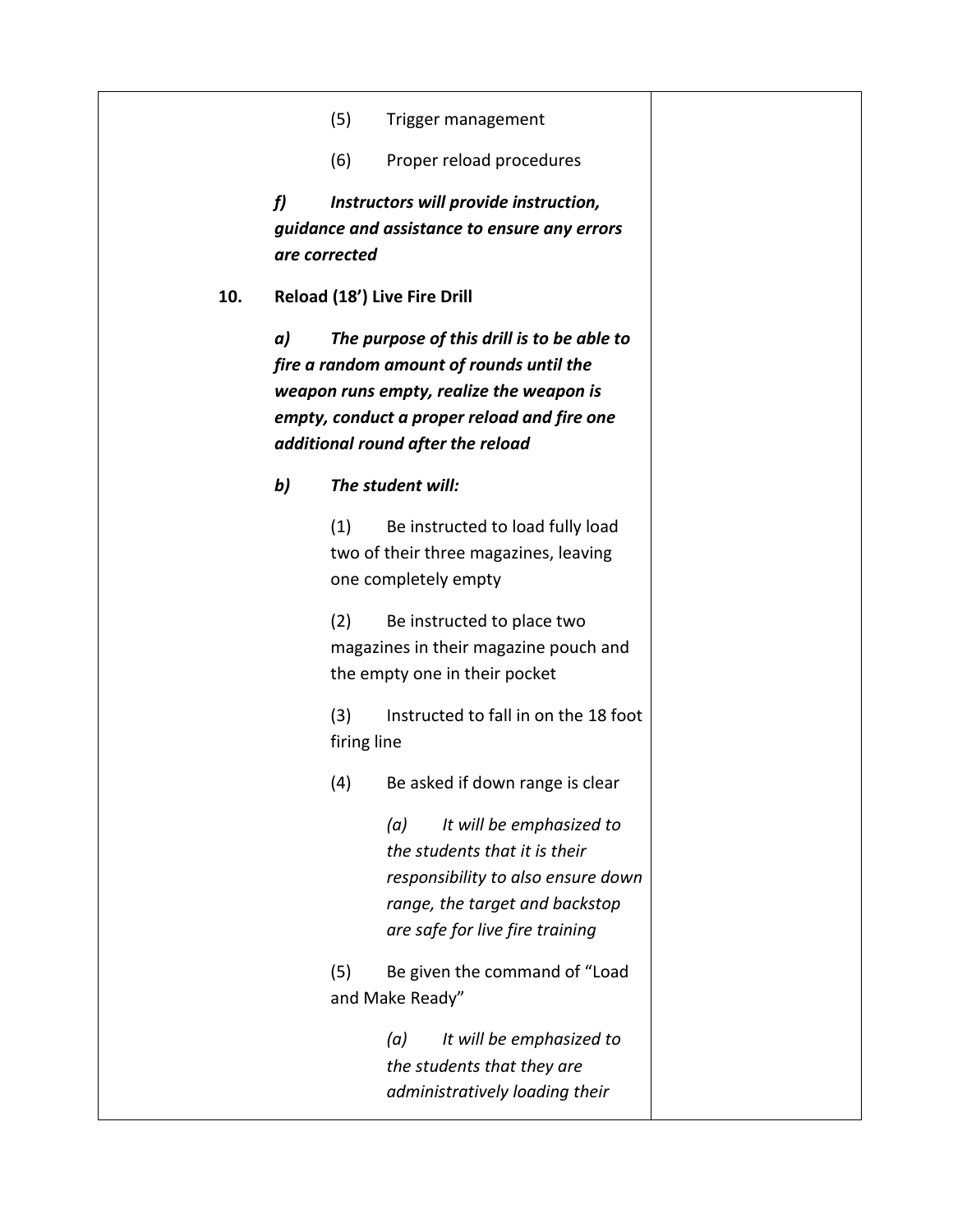(5) Trigger management

(6) Proper reload procedures

***f) Instructors will provide instruction, guidance and assistance to ensure any errors are corrected***

**10. Reload (18') Live Fire Drill**

***a) The purpose of this drill is to be able to fire a random amount of rounds until the weapon runs empty, realize the weapon is empty, conduct a proper reload and fire one additional round after the reload***

***b) The student will:***

(1) Be instructed to load fully load two of their three magazines, leaving one completely empty

(2) Be instructed to place two magazines in their magazine pouch and the empty one in their pocket

(3) Instructed to fall in on the 18 foot firing line

(4) Be asked if down range is clear

*(a) It will be emphasized to the students that it is their responsibility to also ensure down range, the target and backstop are safe for live fire training*

(5) Be given the command of "Load and Make Ready"

*(a) It will be emphasized to the students that they are administratively loading their*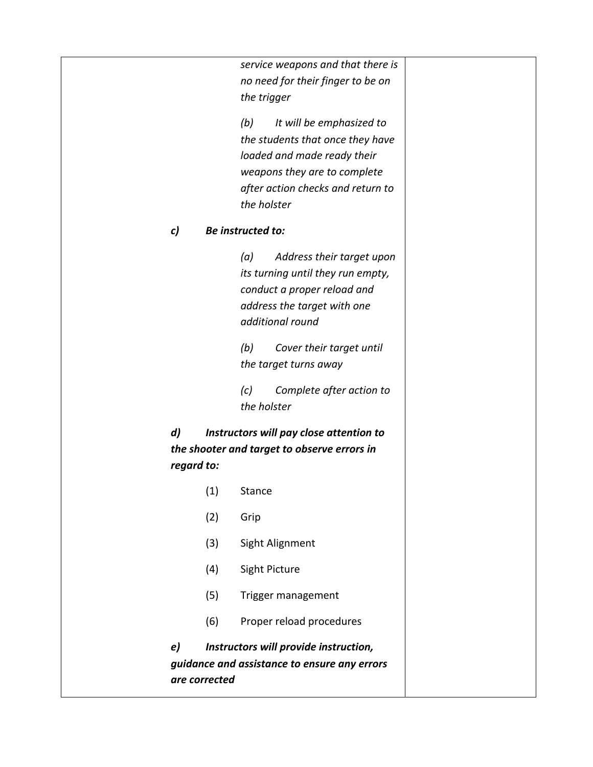| | |
|---|---|
| *service weapons and that there is no need for their finger to be on the trigger*<br><br>*(b) It will be emphasized to the students that once they have loaded and made ready their weapons they are to complete after action checks and return to the holster*<br><br>***c) Be instructed to:***<br><br>*(a) Address their target upon its turning until they run empty, conduct a proper reload and address the target with one additional round*<br><br>*(b) Cover their target until the target turns away*<br><br>*(c) Complete after action to the holster*<br><br>***d) Instructors will pay close attention to the shooter and target to observe errors in regard to:***<br><br>(1) Stance<br><br>(2) Grip<br><br>(3) Sight Alignment<br><br>(4) Sight Picture<br><br>(5) Trigger management<br><br>(6) Proper reload procedures<br><br>***e) Instructors will provide instruction, guidance and assistance to ensure any errors are corrected*** | |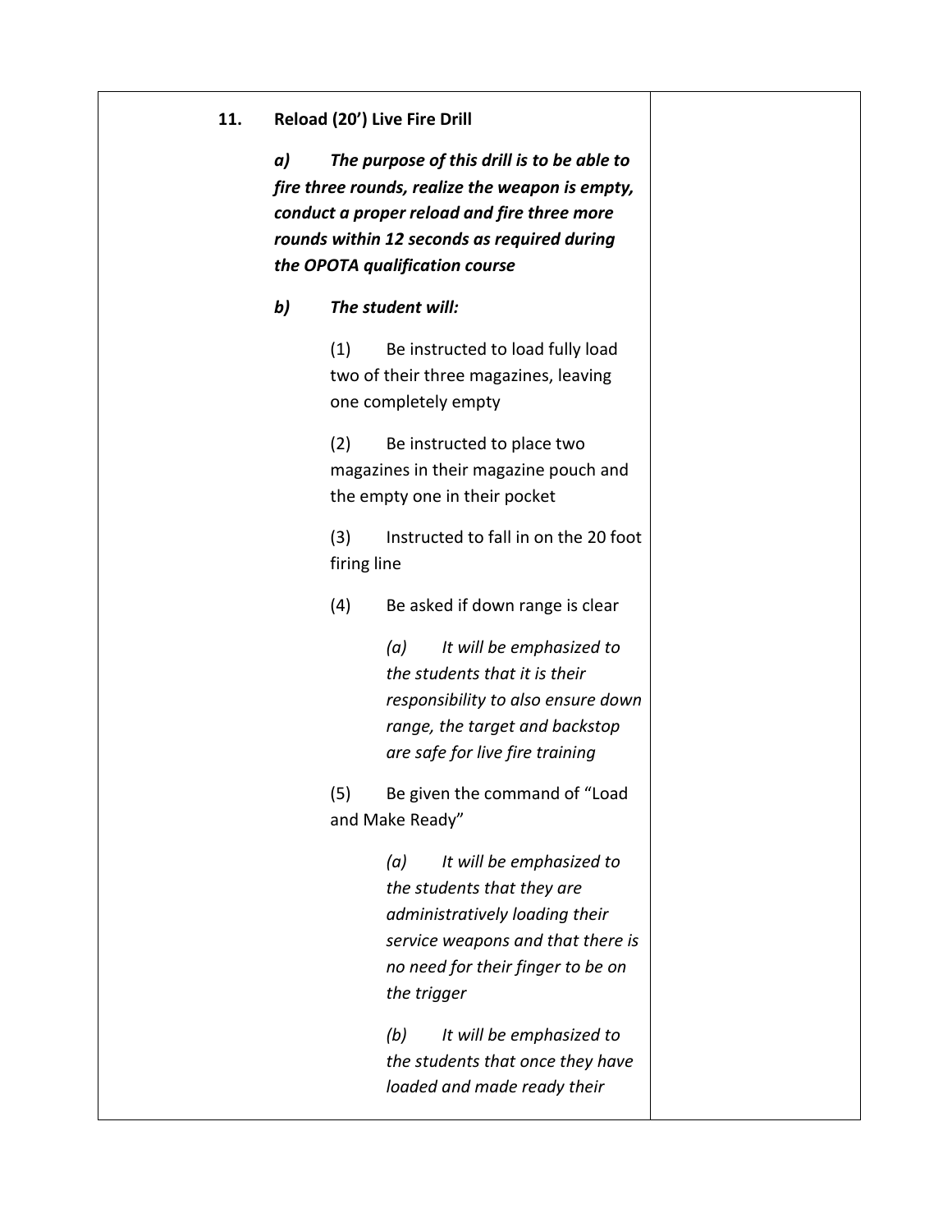**11. Reload (20') Live Fire Drill**

***a) The purpose of this drill is to be able to fire three rounds, realize the weapon is empty, conduct a proper reload and fire three more rounds within 12 seconds as required during the OPOTA qualification course***

***b) The student will:***

(1) Be instructed to load fully load two of their three magazines, leaving one completely empty

(2) Be instructed to place two magazines in their magazine pouch and the empty one in their pocket

(3) Instructed to fall in on the 20 foot firing line

(4) Be asked if down range is clear

*(a) It will be emphasized to the students that it is their responsibility to also ensure down range, the target and backstop are safe for live fire training*

(5) Be given the command of "Load and Make Ready"

*(a) It will be emphasized to the students that they are administratively loading their service weapons and that there is no need for their finger to be on the trigger*

*(b) It will be emphasized to the students that once they have loaded and made ready their*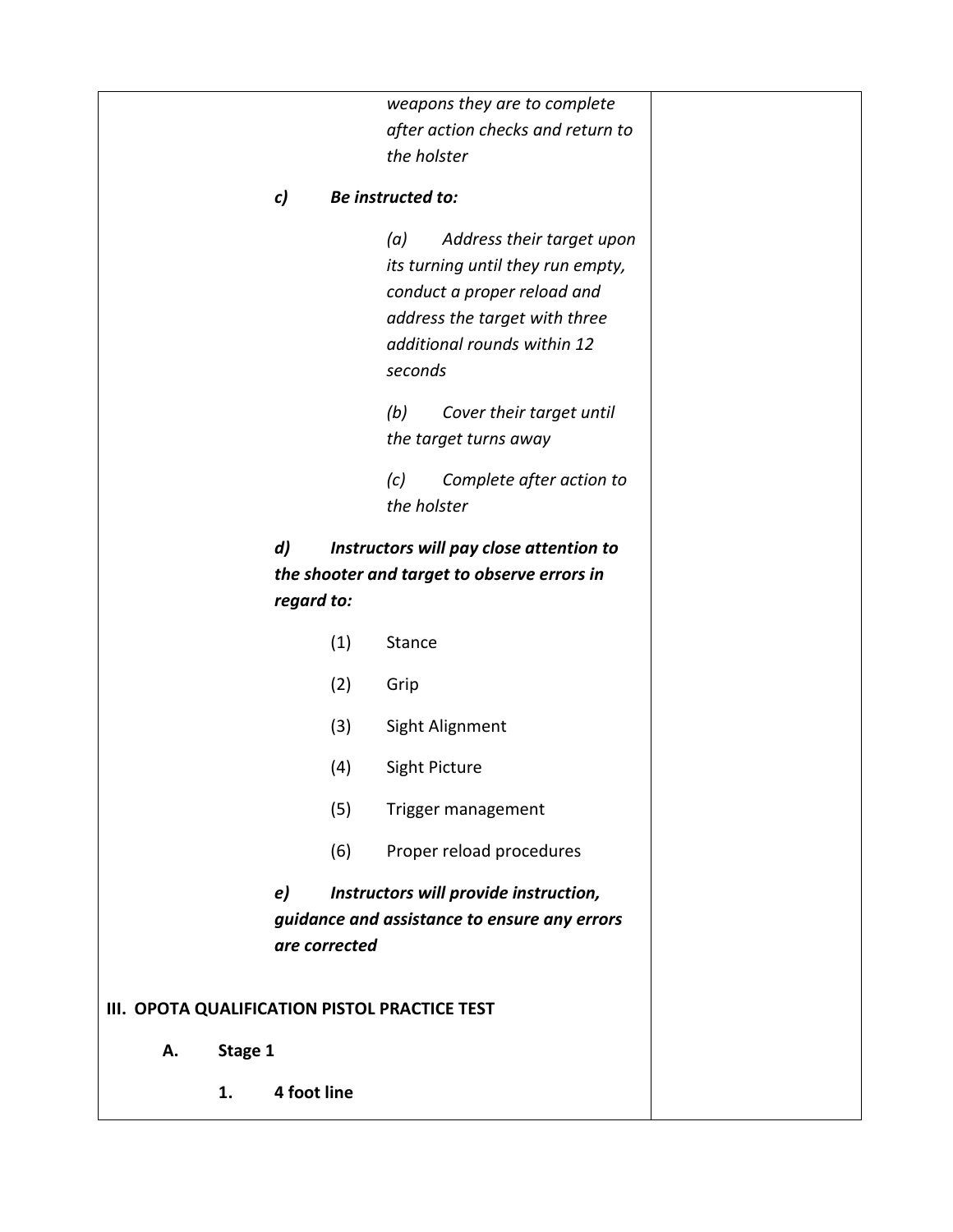*weapons they are to complete after action checks and return to the holster*

***c) Be instructed to:***

*(a) Address their target upon its turning until they run empty, conduct a proper reload and address the target with three additional rounds within 12 seconds*

*(b) Cover their target until the target turns away*

*(c) Complete after action to the holster*

***d) Instructors will pay close attention to the shooter and target to observe errors in regard to:***

(1) Stance

(2) Grip

(3) Sight Alignment

(4) Sight Picture

(5) Trigger management

(6) Proper reload procedures

***e) Instructors will provide instruction, guidance and assistance to ensure any errors are corrected***

**III. OPOTA QUALIFICATION PISTOL PRACTICE TEST**

**A. Stage 1**

**1. 4 foot line**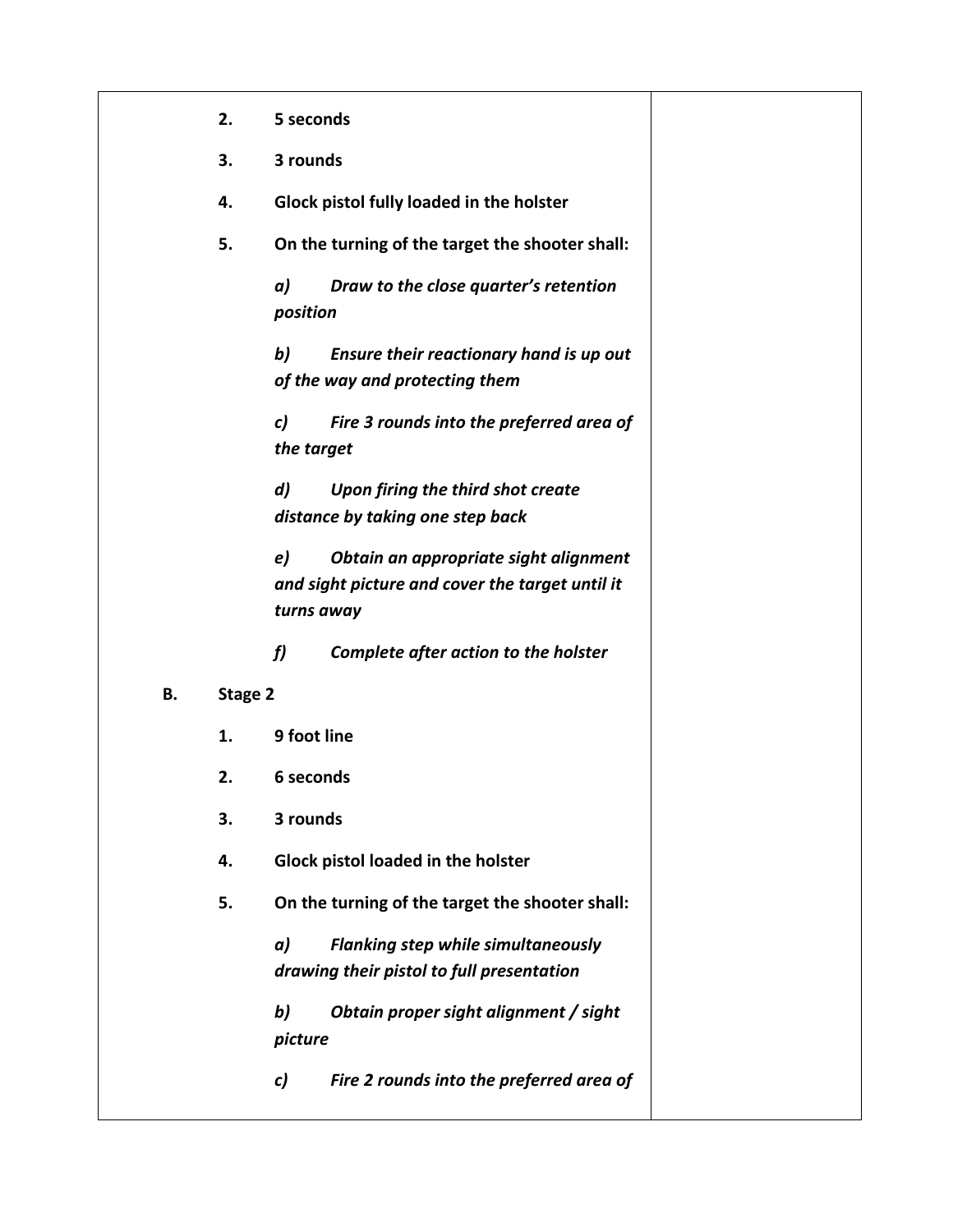2. **5 seconds**

3. **3 rounds**

4. **Glock pistol fully loaded in the holster**

5. **On the turning of the target the shooter shall:**

   ***a) Draw to the close quarter's retention position***

   ***b) Ensure their reactionary hand is up out of the way and protecting them***

   ***c) Fire 3 rounds into the preferred area of the target***

   ***d) Upon firing the third shot create distance by taking one step back***

   ***e) Obtain an appropriate sight alignment and sight picture and cover the target until it turns away***

   ***f) Complete after action to the holster***

**B. Stage 2**

1. **9 foot line**

2. **6 seconds**

3. **3 rounds**

4. **Glock pistol loaded in the holster**

5. **On the turning of the target the shooter shall:**

   ***a) Flanking step while simultaneously drawing their pistol to full presentation***

   ***b) Obtain proper sight alignment / sight picture***

   ***c) Fire 2 rounds into the preferred area of***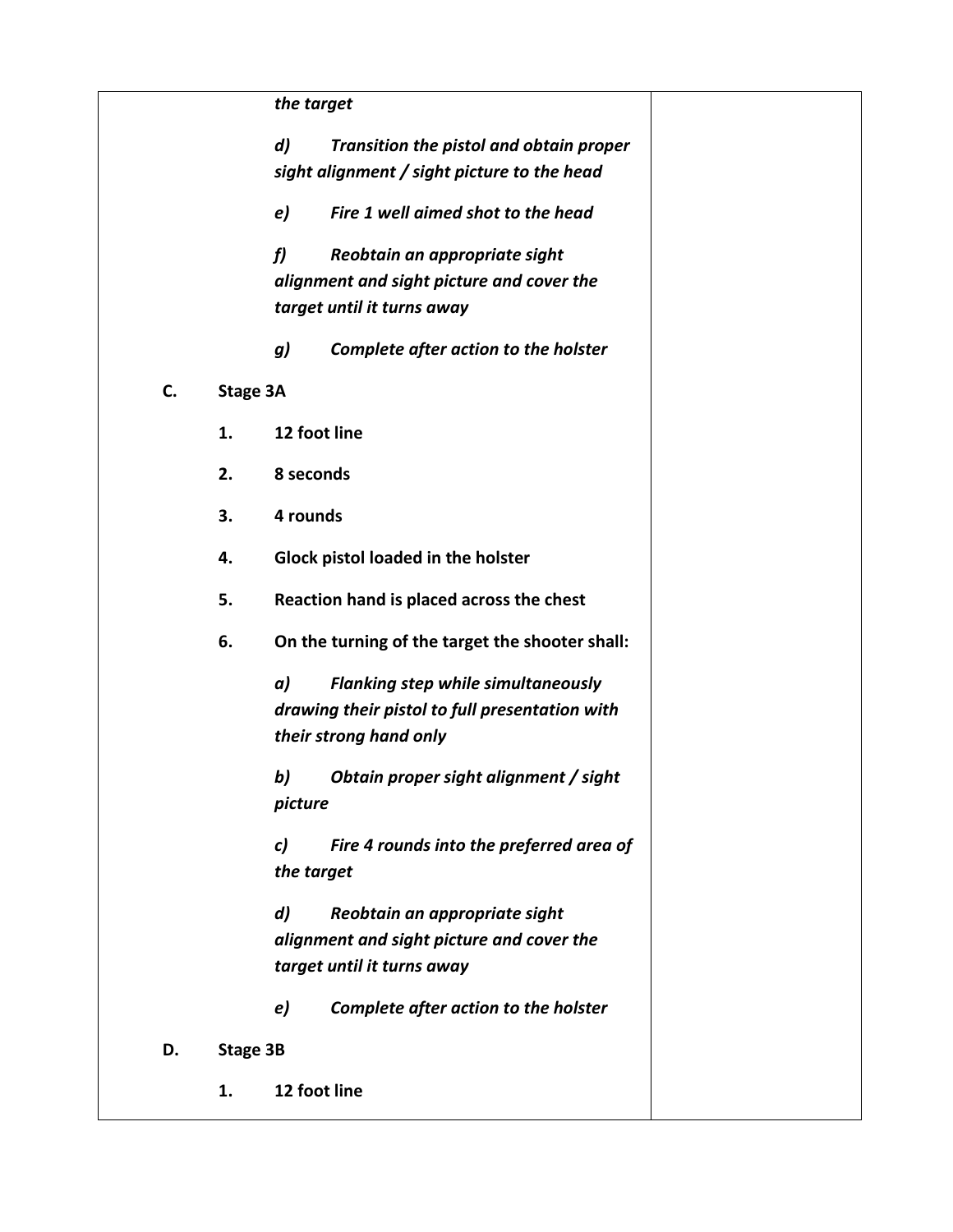*the target*

*d) Transition the pistol and obtain proper sight alignment / sight picture to the head*

*e) Fire 1 well aimed shot to the head*

*f) Reobtain an appropriate sight alignment and sight picture and cover the target until it turns away*

*g) Complete after action to the holster*

**C. Stage 3A**

1. **12 foot line**
2. **8 seconds**
3. **4 rounds**
4. **Glock pistol loaded in the holster**
5. **Reaction hand is placed across the chest**
6. **On the turning of the target the shooter shall:**

   *a) Flanking step while simultaneously drawing their pistol to full presentation with their strong hand only*

   *b) Obtain proper sight alignment / sight picture*

   *c) Fire 4 rounds into the preferred area of the target*

   *d) Reobtain an appropriate sight alignment and sight picture and cover the target until it turns away*

   *e) Complete after action to the holster*

**D. Stage 3B**

1. **12 foot line**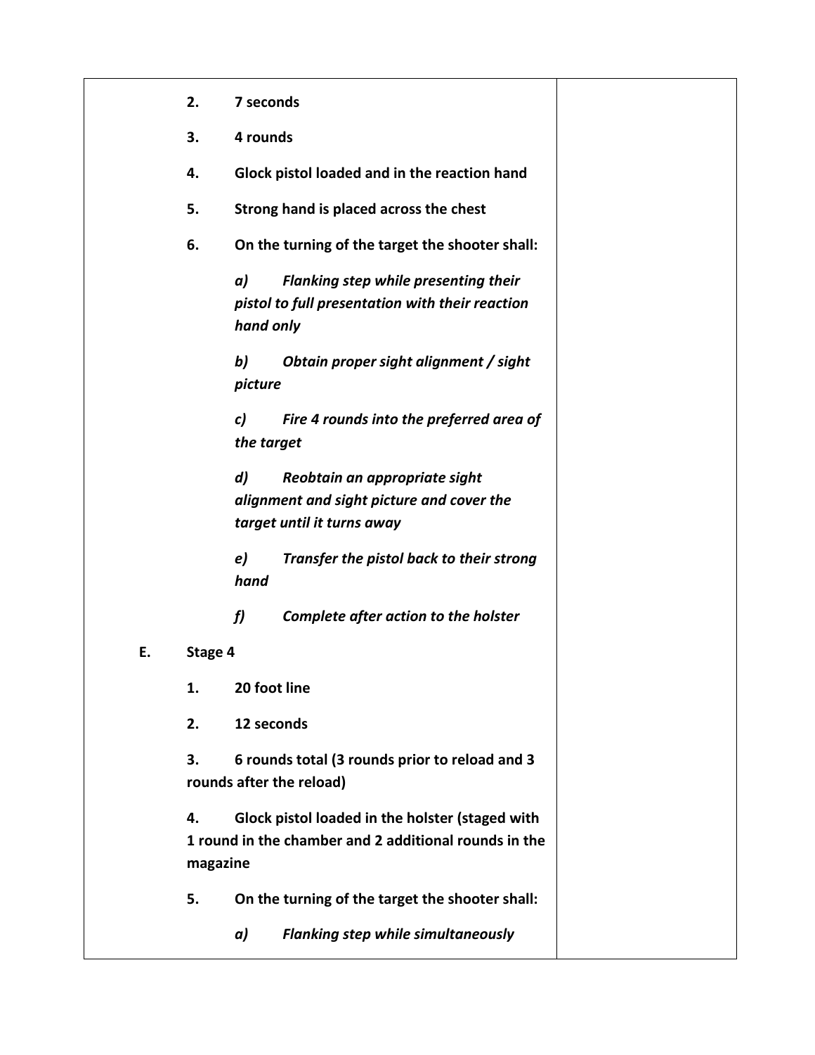2. **7 seconds**

3. **4 rounds**

4. **Glock pistol loaded and in the reaction hand**

5. **Strong hand is placed across the chest**

6. **On the turning of the target the shooter shall:**

   ***a) Flanking step while presenting their pistol to full presentation with their reaction hand only***

   ***b) Obtain proper sight alignment / sight picture***

   ***c) Fire 4 rounds into the preferred area of the target***

   ***d) Reobtain an appropriate sight alignment and sight picture and cover the target until it turns away***

   ***e) Transfer the pistol back to their strong hand***

   ***f) Complete after action to the holster***

**E. Stage 4**

1. **20 foot line**

2. **12 seconds**

3. **6 rounds total (3 rounds prior to reload and 3 rounds after the reload)**

4. **Glock pistol loaded in the holster (staged with 1 round in the chamber and 2 additional rounds in the magazine**

5. **On the turning of the target the shooter shall:**

   ***a) Flanking step while simultaneously***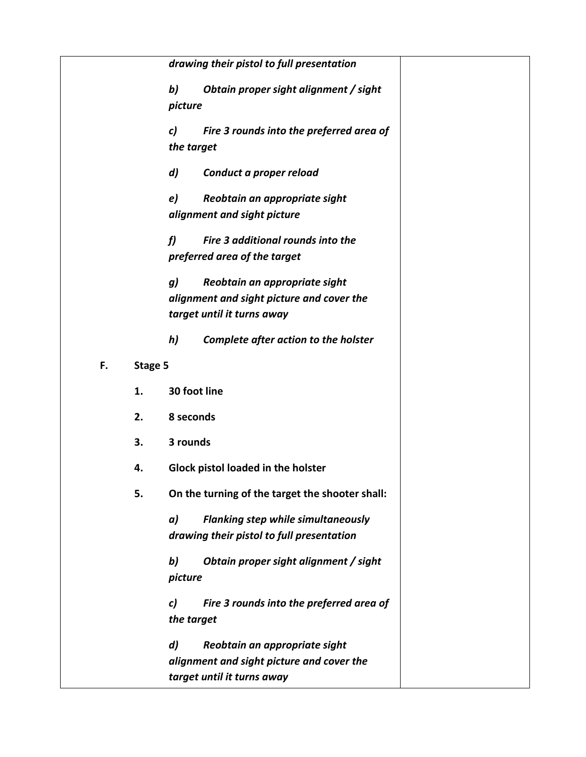| | |
|---|---|
| ***drawing their pistol to full presentation***<br><br>***b) Obtain proper sight alignment / sight picture***<br><br>***c) Fire 3 rounds into the preferred area of the target***<br><br>***d) Conduct a proper reload***<br><br>***e) Reobtain an appropriate sight alignment and sight picture***<br><br>***f) Fire 3 additional rounds into the preferred area of the target***<br><br>***g) Reobtain an appropriate sight alignment and sight picture and cover the target until it turns away***<br><br>***h) Complete after action to the holster***<br><br>**F. Stage 5**<br><br>**1. 30 foot line**<br><br>**2. 8 seconds**<br><br>**3. 3 rounds**<br><br>**4. Glock pistol loaded in the holster**<br><br>**5. On the turning of the target the shooter shall:**<br><br>***a) Flanking step while simultaneously drawing their pistol to full presentation***<br><br>***b) Obtain proper sight alignment / sight picture***<br><br>***c) Fire 3 rounds into the preferred area of the target***<br><br>***d) Reobtain an appropriate sight alignment and sight picture and cover the target until it turns away*** | |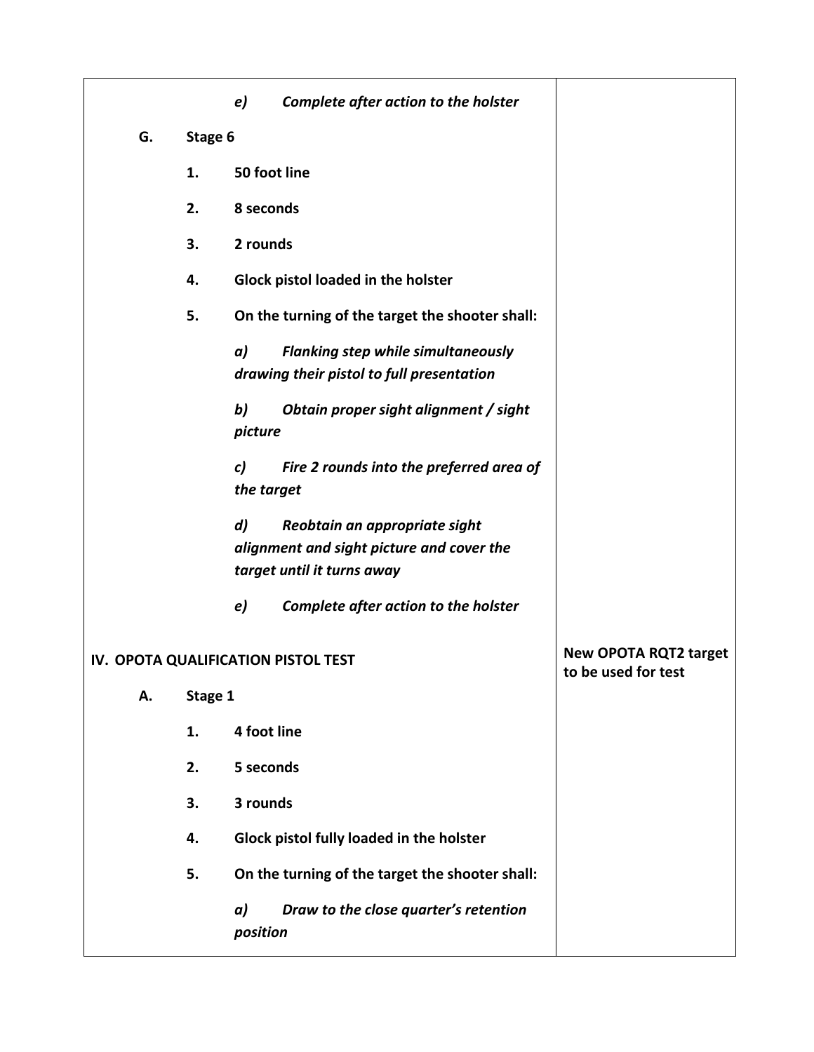| | |
|---|---|
| ***e) Complete after action to the holster*** | |
| **G. Stage 6** | |
| **1. 50 foot line** | |
| **2. 8 seconds** | |
| **3. 2 rounds** | |
| **4. Glock pistol loaded in the holster** | |
| **5. On the turning of the target the shooter shall:** | |
| ***a) Flanking step while simultaneously drawing their pistol to full presentation*** | |
| ***b) Obtain proper sight alignment / sight picture*** | |
| ***c) Fire 2 rounds into the preferred area of the target*** | |
| ***d) Reobtain an appropriate sight alignment and sight picture and cover the target until it turns away*** | |
| ***e) Complete after action to the holster*** | |
| **IV. OPOTA QUALIFICATION PISTOL TEST** | **New OPOTA RQT2 target to be used for test** |
| **A. Stage 1** | |
| **1. 4 foot line** | |
| **2. 5 seconds** | |
| **3. 3 rounds** | |
| **4. Glock pistol fully loaded in the holster** | |
| **5. On the turning of the target the shooter shall:** | |
| ***a) Draw to the close quarter's retention position*** | |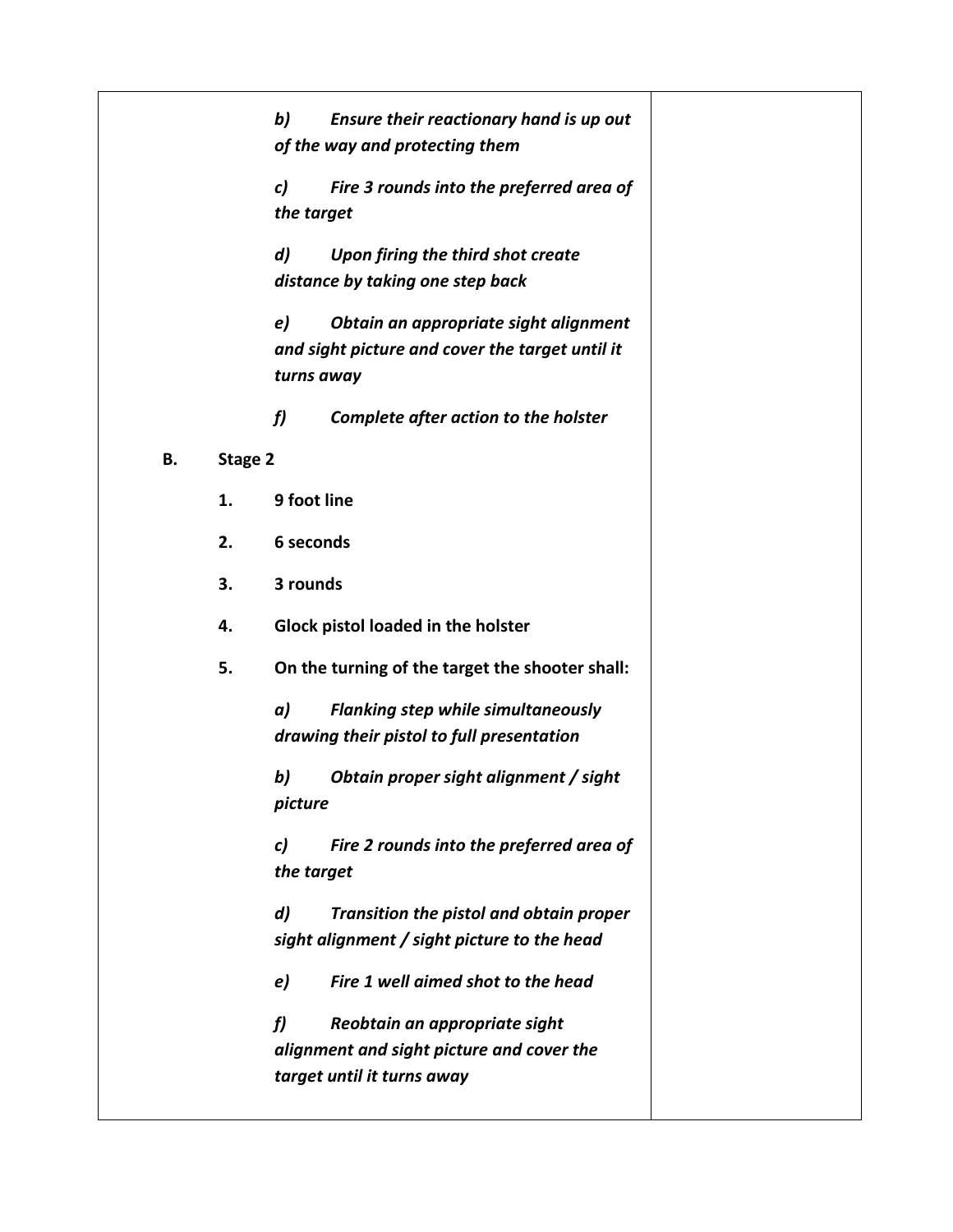| | |
|---|---|
| *b) Ensure their reactionary hand is up out of the way and protecting them*<br><br>*c) Fire 3 rounds into the preferred area of the target*<br><br>*d) Upon firing the third shot create distance by taking one step back*<br><br>*e) Obtain an appropriate sight alignment and sight picture and cover the target until it turns away*<br><br>*f) Complete after action to the holster*<br><br>**B. Stage 2**<br><br>**1. 9 foot line**<br><br>**2. 6 seconds**<br><br>**3. 3 rounds**<br><br>**4. Glock pistol loaded in the holster**<br><br>**5. On the turning of the target the shooter shall:**<br><br>*a) Flanking step while simultaneously drawing their pistol to full presentation*<br><br>*b) Obtain proper sight alignment / sight picture*<br><br>*c) Fire 2 rounds into the preferred area of the target*<br><br>*d) Transition the pistol and obtain proper sight alignment / sight picture to the head*<br><br>*e) Fire 1 well aimed shot to the head*<br><br>*f) Reobtain an appropriate sight alignment and sight picture and cover the target until it turns away* | |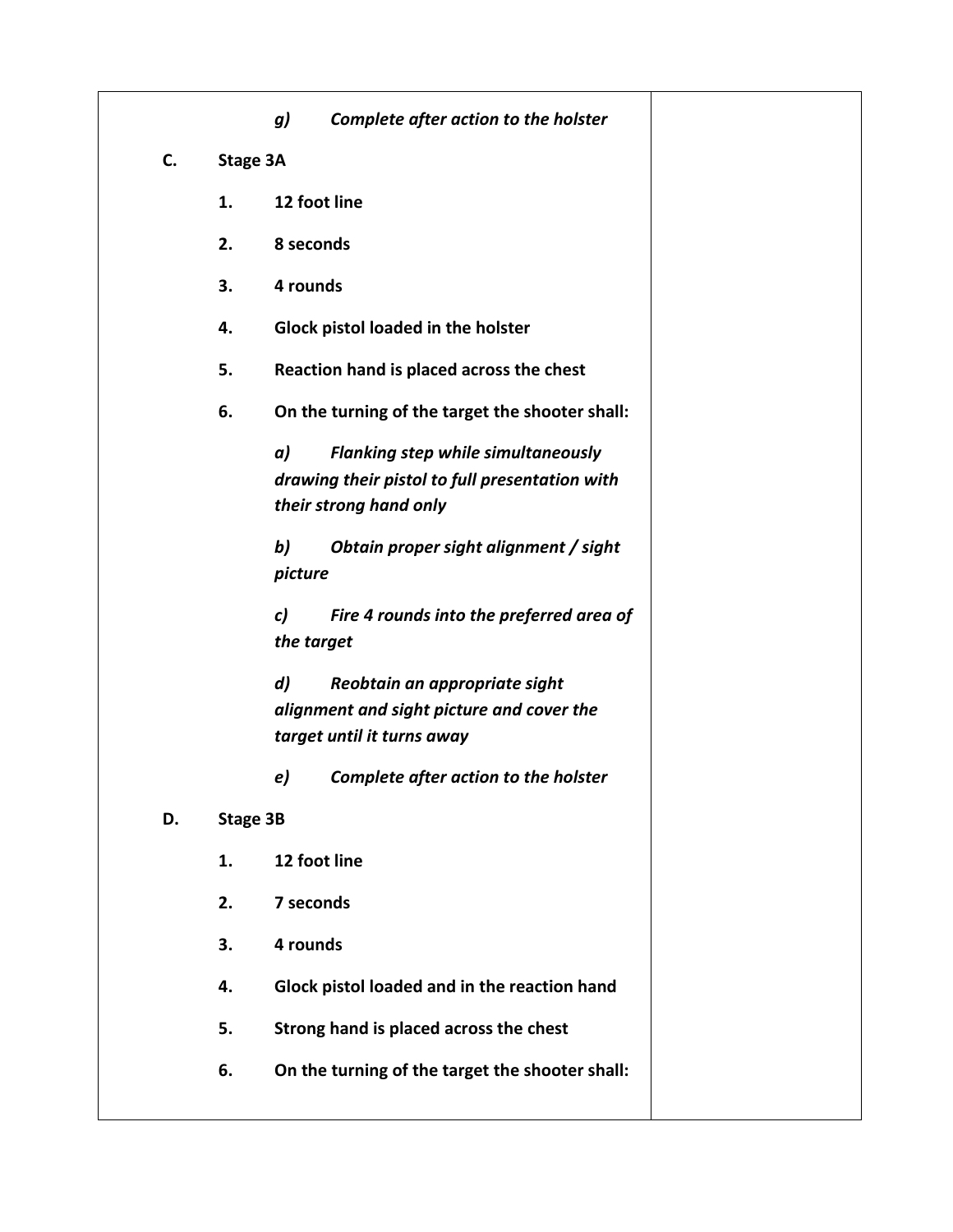*g) Complete after action to the holster*

**C. Stage 3A**

**1. 12 foot line**

**2. 8 seconds**

**3. 4 rounds**

**4. Glock pistol loaded in the holster**

**5. Reaction hand is placed across the chest**

**6. On the turning of the target the shooter shall:**

*a) Flanking step while simultaneously drawing their pistol to full presentation with their strong hand only*

*b) Obtain proper sight alignment / sight picture*

*c) Fire 4 rounds into the preferred area of the target*

*d) Reobtain an appropriate sight alignment and sight picture and cover the target until it turns away*

*e) Complete after action to the holster*

**D. Stage 3B**

**1. 12 foot line**

**2. 7 seconds**

**3. 4 rounds**

**4. Glock pistol loaded and in the reaction hand**

**5. Strong hand is placed across the chest**

**6. On the turning of the target the shooter shall:**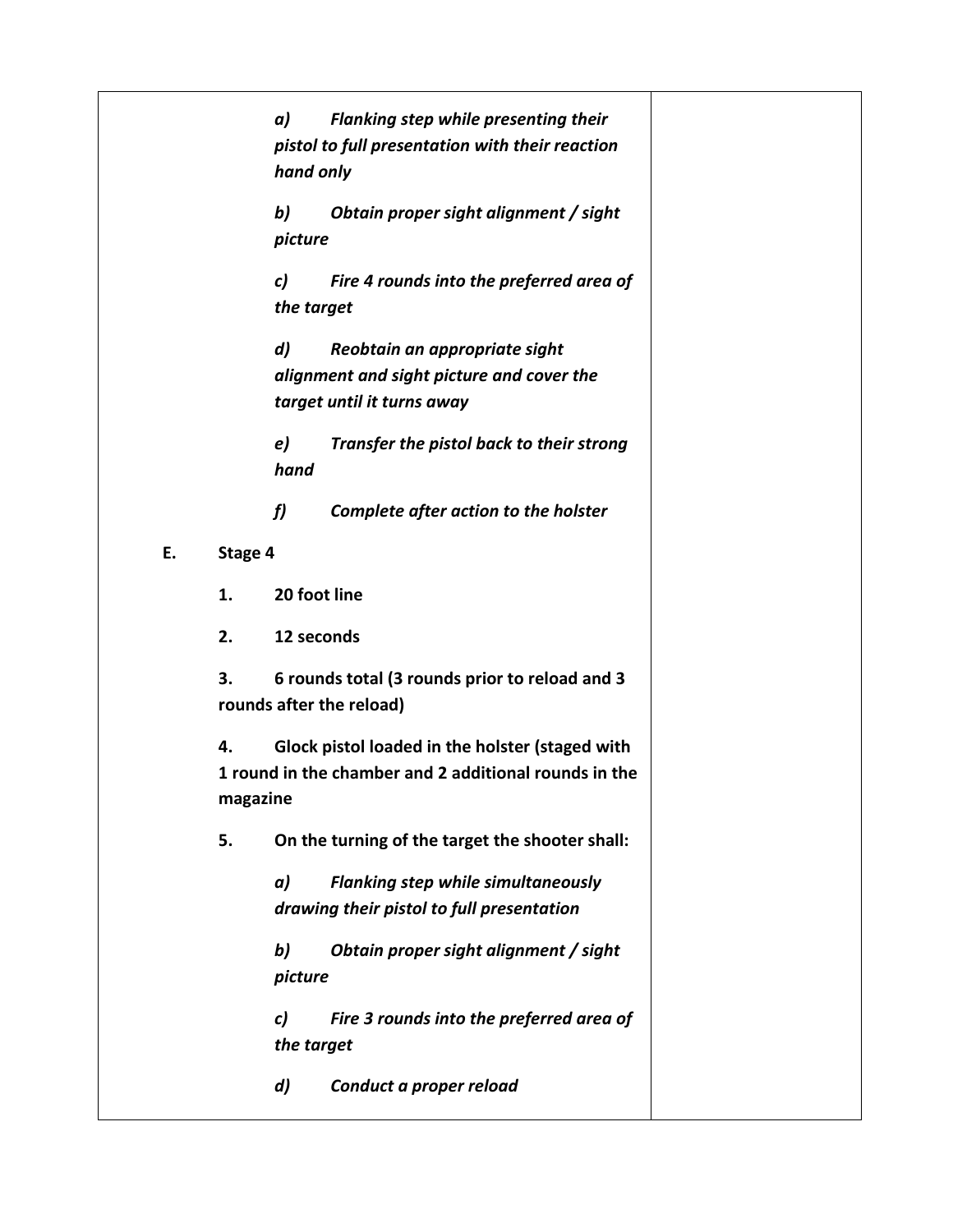*a) Flanking step while presenting their pistol to full presentation with their reaction hand only*

*b) Obtain proper sight alignment / sight picture*

*c) Fire 4 rounds into the preferred area of the target*

*d) Reobtain an appropriate sight alignment and sight picture and cover the target until it turns away*

*e) Transfer the pistol back to their strong hand*

*f) Complete after action to the holster*

**E. Stage 4**

**1. 20 foot line**

**2. 12 seconds**

**3. 6 rounds total (3 rounds prior to reload and 3 rounds after the reload)**

**4. Glock pistol loaded in the holster (staged with 1 round in the chamber and 2 additional rounds in the magazine**

**5. On the turning of the target the shooter shall:**

*a) Flanking step while simultaneously drawing their pistol to full presentation*

*b) Obtain proper sight alignment / sight picture*

*c) Fire 3 rounds into the preferred area of the target*

*d) Conduct a proper reload*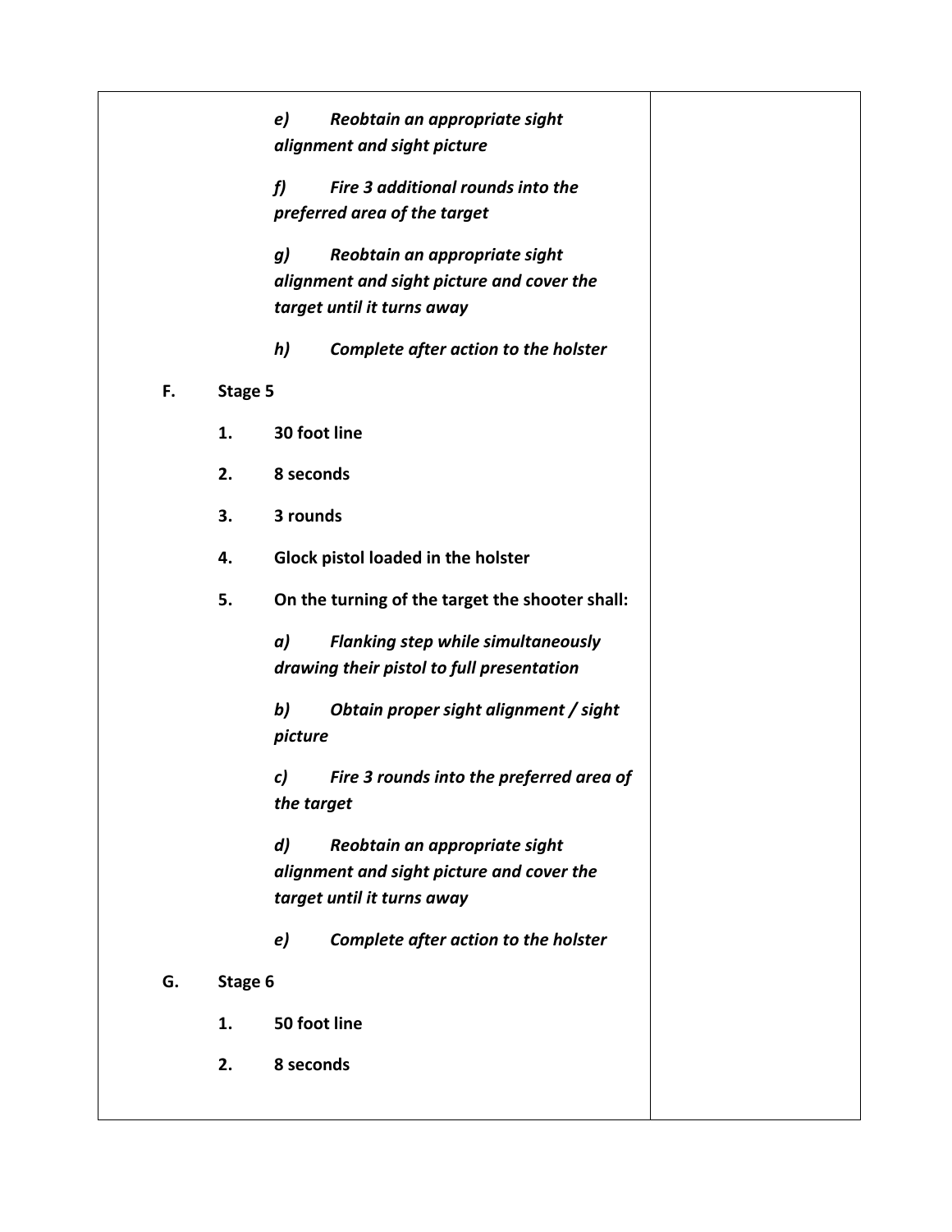*e) Reobtain an appropriate sight alignment and sight picture*

*f) Fire 3 additional rounds into the preferred area of the target*

*g) Reobtain an appropriate sight alignment and sight picture and cover the target until it turns away*

*h) Complete after action to the holster*

**F. Stage 5**

**1. 30 foot line**

**2. 8 seconds**

**3. 3 rounds**

**4. Glock pistol loaded in the holster**

**5. On the turning of the target the shooter shall:**

*a) Flanking step while simultaneously drawing their pistol to full presentation*

*b) Obtain proper sight alignment / sight picture*

*c) Fire 3 rounds into the preferred area of the target*

*d) Reobtain an appropriate sight alignment and sight picture and cover the target until it turns away*

*e) Complete after action to the holster*

**G. Stage 6**

**1. 50 foot line**

**2. 8 seconds**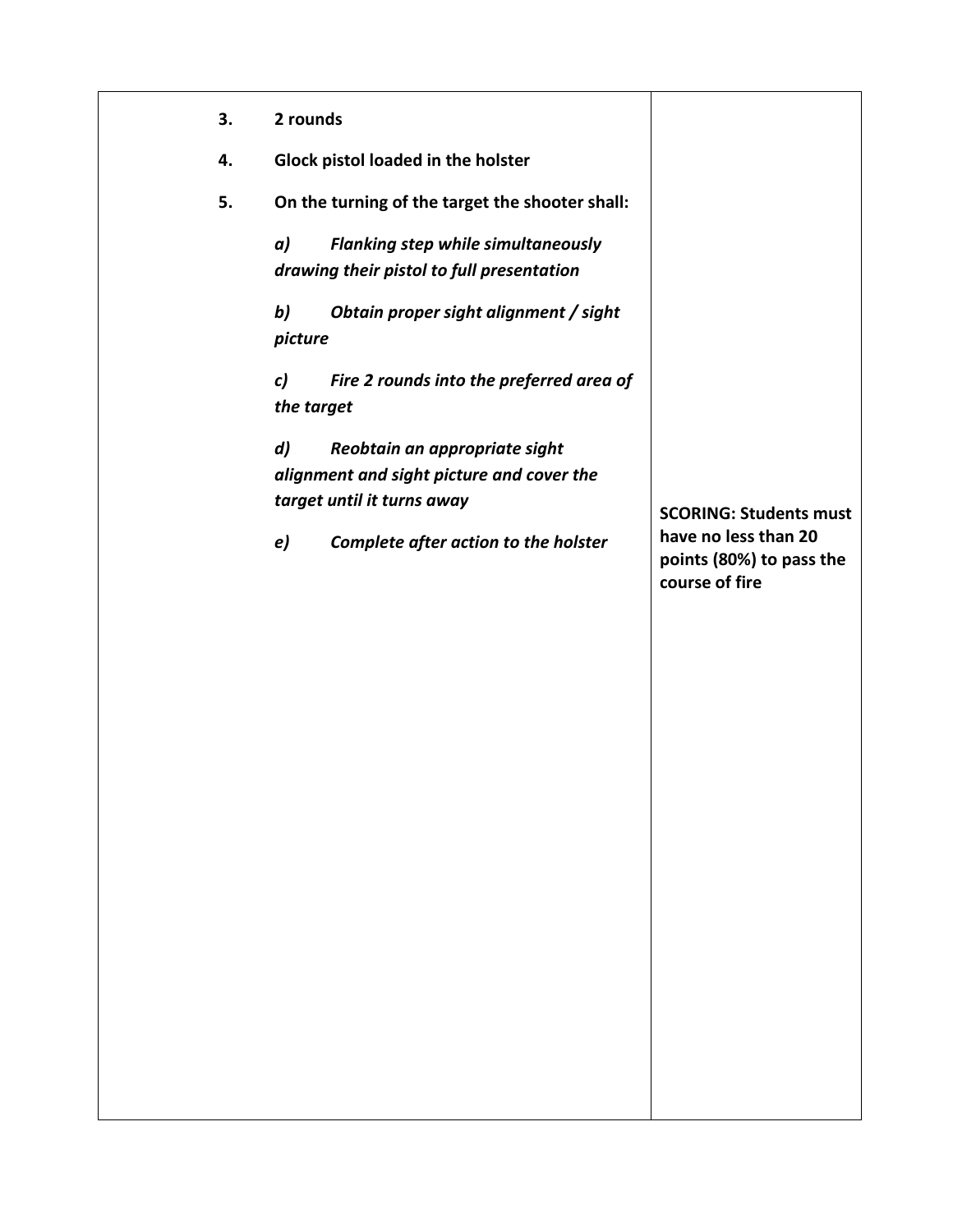| | |
|---|---|
| **3. 2 rounds**<br><br>**4. Glock pistol loaded in the holster**<br><br>**5. On the turning of the target the shooter shall:**<br><br>***a) Flanking step while simultaneously drawing their pistol to full presentation***<br><br>***b) Obtain proper sight alignment / sight picture***<br><br>***c) Fire 2 rounds into the preferred area of the target***<br><br>***d) Reobtain an appropriate sight alignment and sight picture and cover the target until it turns away***<br><br>***e) Complete after action to the holster*** | **SCORING: Students must have no less than 20 points (80%) to pass the course of fire** |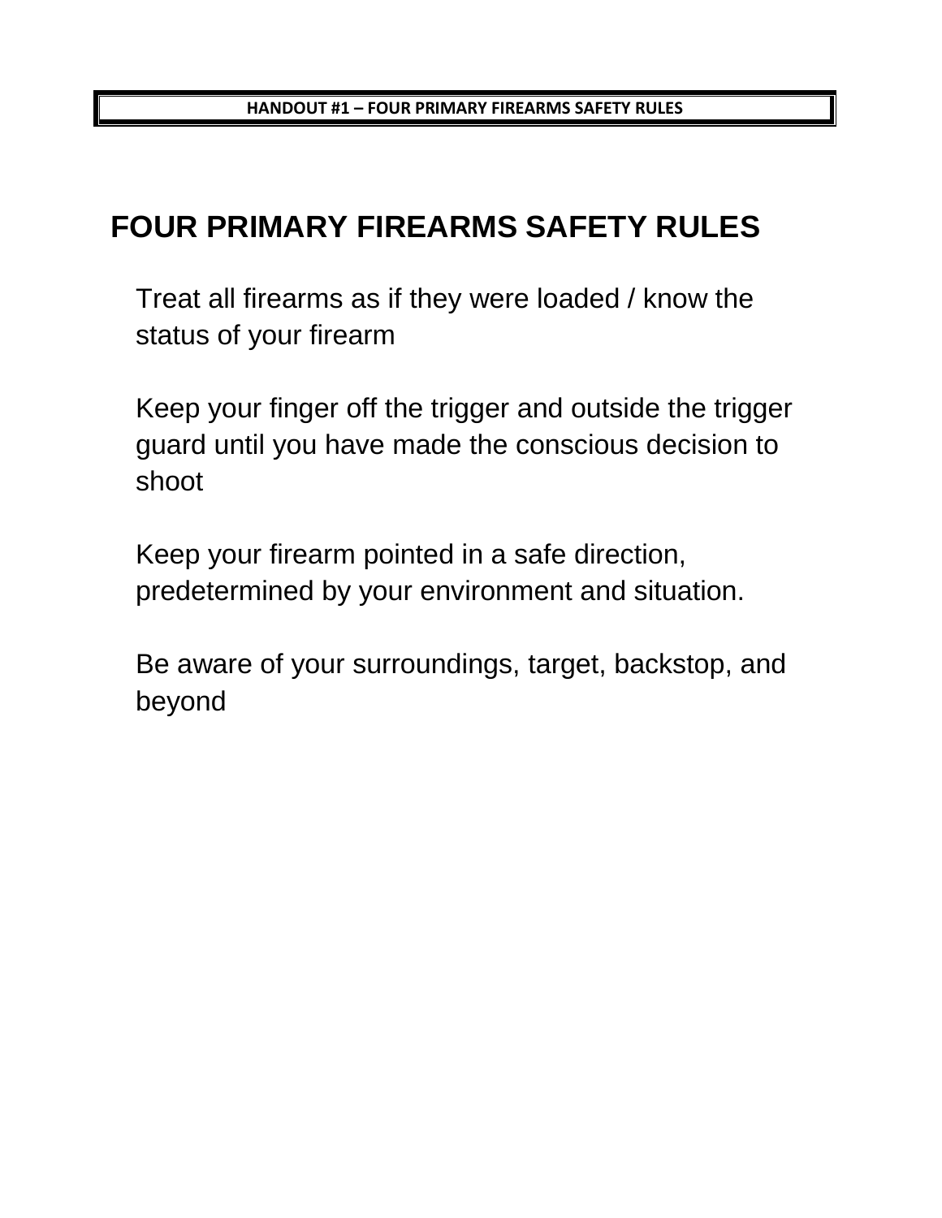**HANDOUT #1 – FOUR PRIMARY FIREARMS SAFETY RULES**

# FOUR PRIMARY FIREARMS SAFETY RULES

Treat all firearms as if they were loaded / know the status of your firearm

Keep your finger off the trigger and outside the trigger guard until you have made the conscious decision to shoot

Keep your firearm pointed in a safe direction, predetermined by your environment and situation.

Be aware of your surroundings, target, backstop, and beyond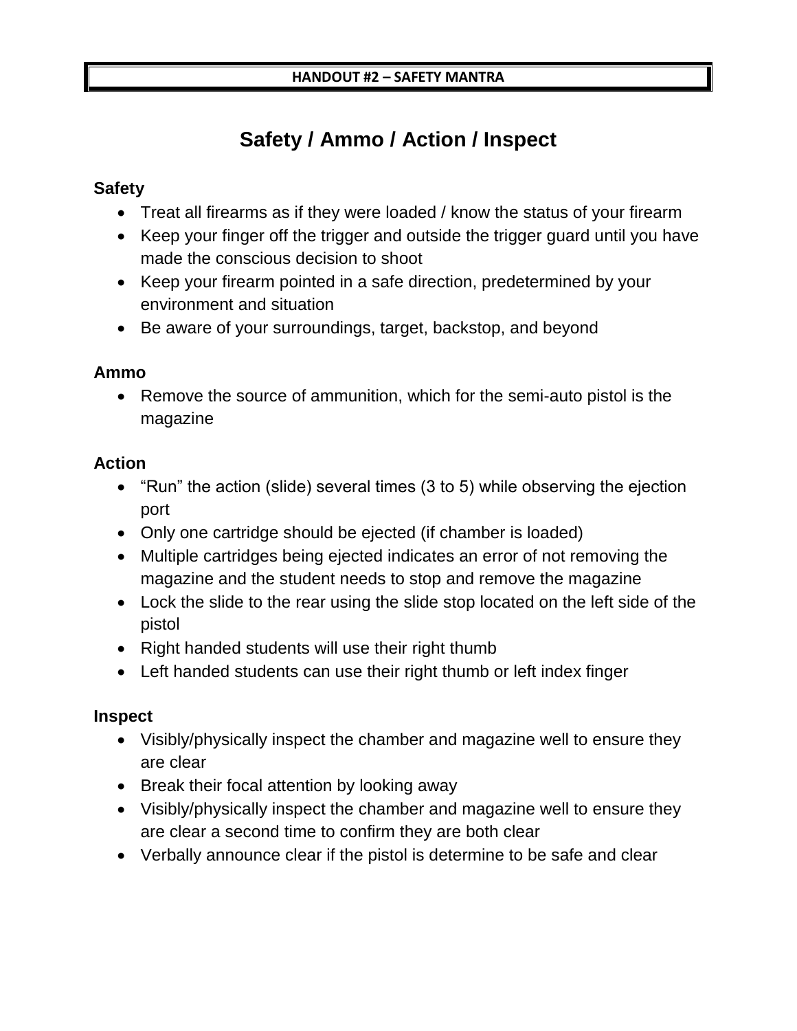**HANDOUT #2 – SAFETY MANTRA**

# Safety / Ammo / Action / Inspect

**Safety**

- Treat all firearms as if they were loaded / know the status of your firearm
- Keep your finger off the trigger and outside the trigger guard until you have made the conscious decision to shoot
- Keep your firearm pointed in a safe direction, predetermined by your environment and situation
- Be aware of your surroundings, target, backstop, and beyond

**Ammo**

- Remove the source of ammunition, which for the semi-auto pistol is the magazine

**Action**

- "Run" the action (slide) several times (3 to 5) while observing the ejection port
- Only one cartridge should be ejected (if chamber is loaded)
- Multiple cartridges being ejected indicates an error of not removing the magazine and the student needs to stop and remove the magazine
- Lock the slide to the rear using the slide stop located on the left side of the pistol
- Right handed students will use their right thumb
- Left handed students can use their right thumb or left index finger

**Inspect**

- Visibly/physically inspect the chamber and magazine well to ensure they are clear
- Break their focal attention by looking away
- Visibly/physically inspect the chamber and magazine well to ensure they are clear a second time to confirm they are both clear
- Verbally announce clear if the pistol is determine to be safe and clear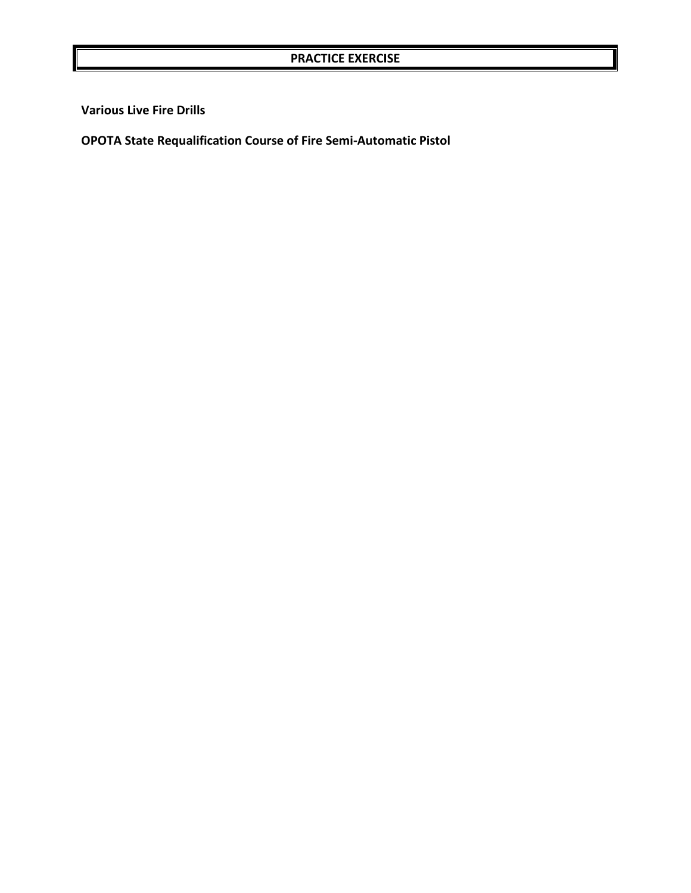## PRACTICE EXERCISE

**Various Live Fire Drills**

**OPOTA State Requalification Course of Fire Semi-Automatic Pistol**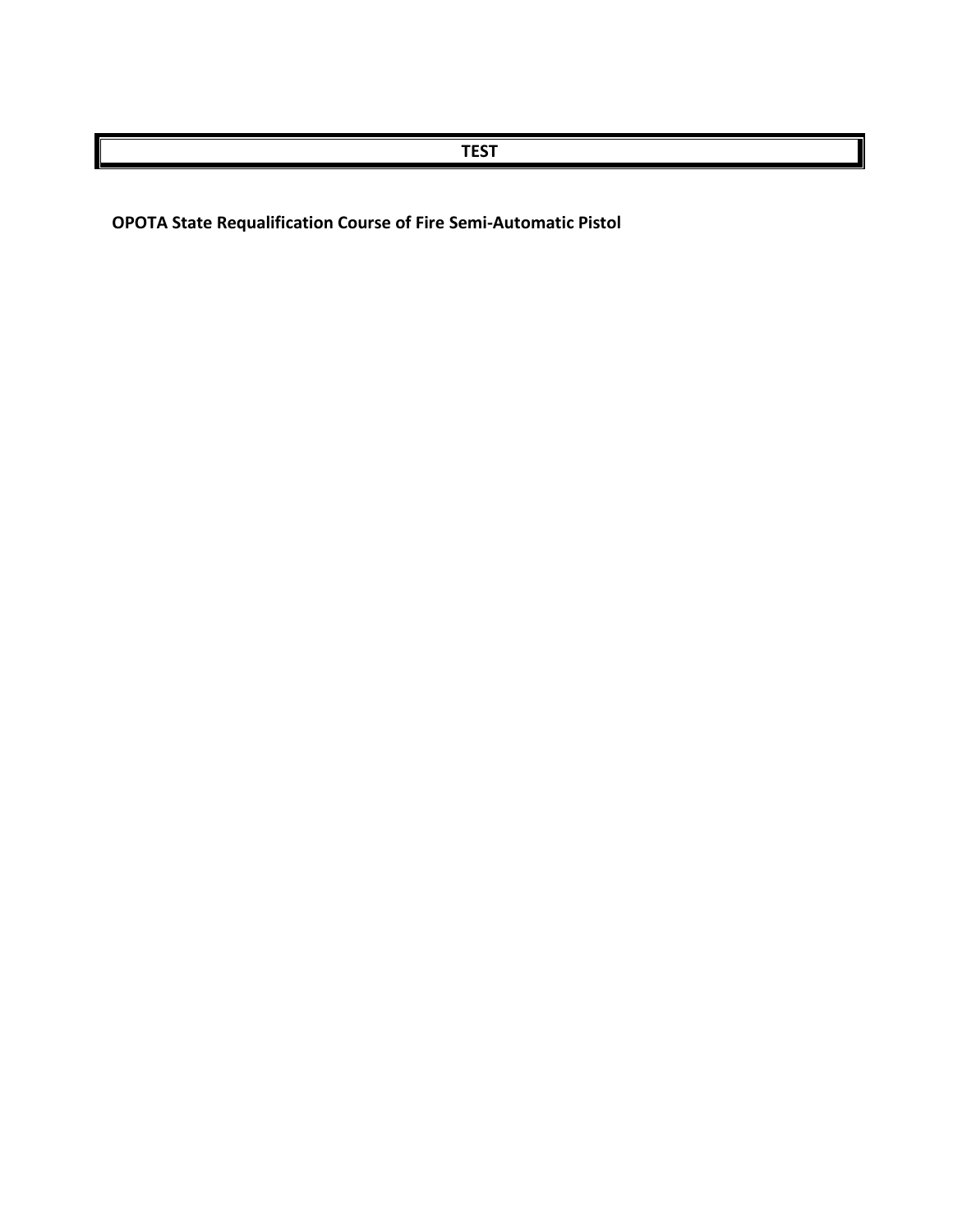# TEST

**OPOTA State Requalification Course of Fire Semi-Automatic Pistol**